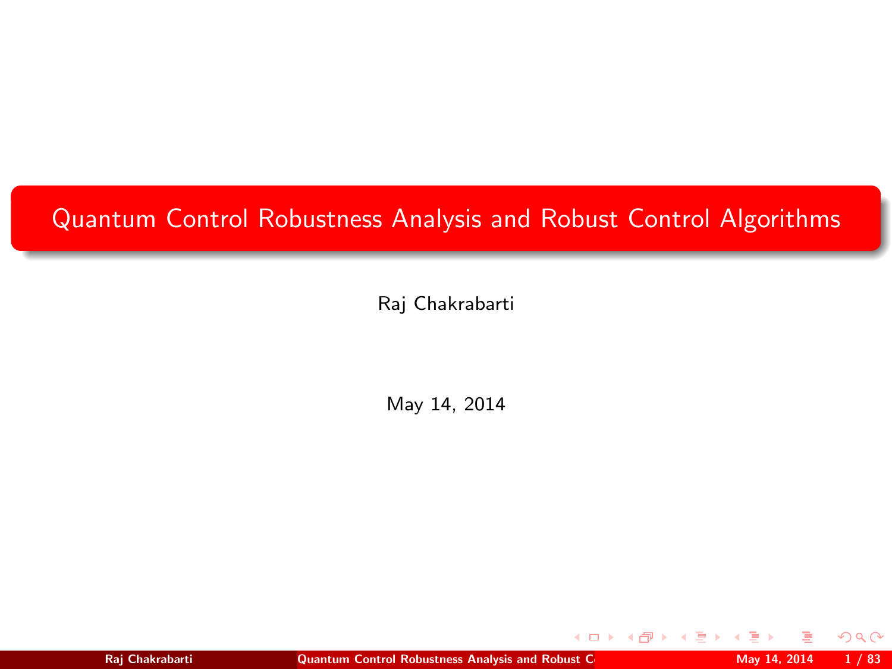# Quantum Control Robustness Analysis and Robust Control Algorithms

Raj Chakrabarti

May 14, 2014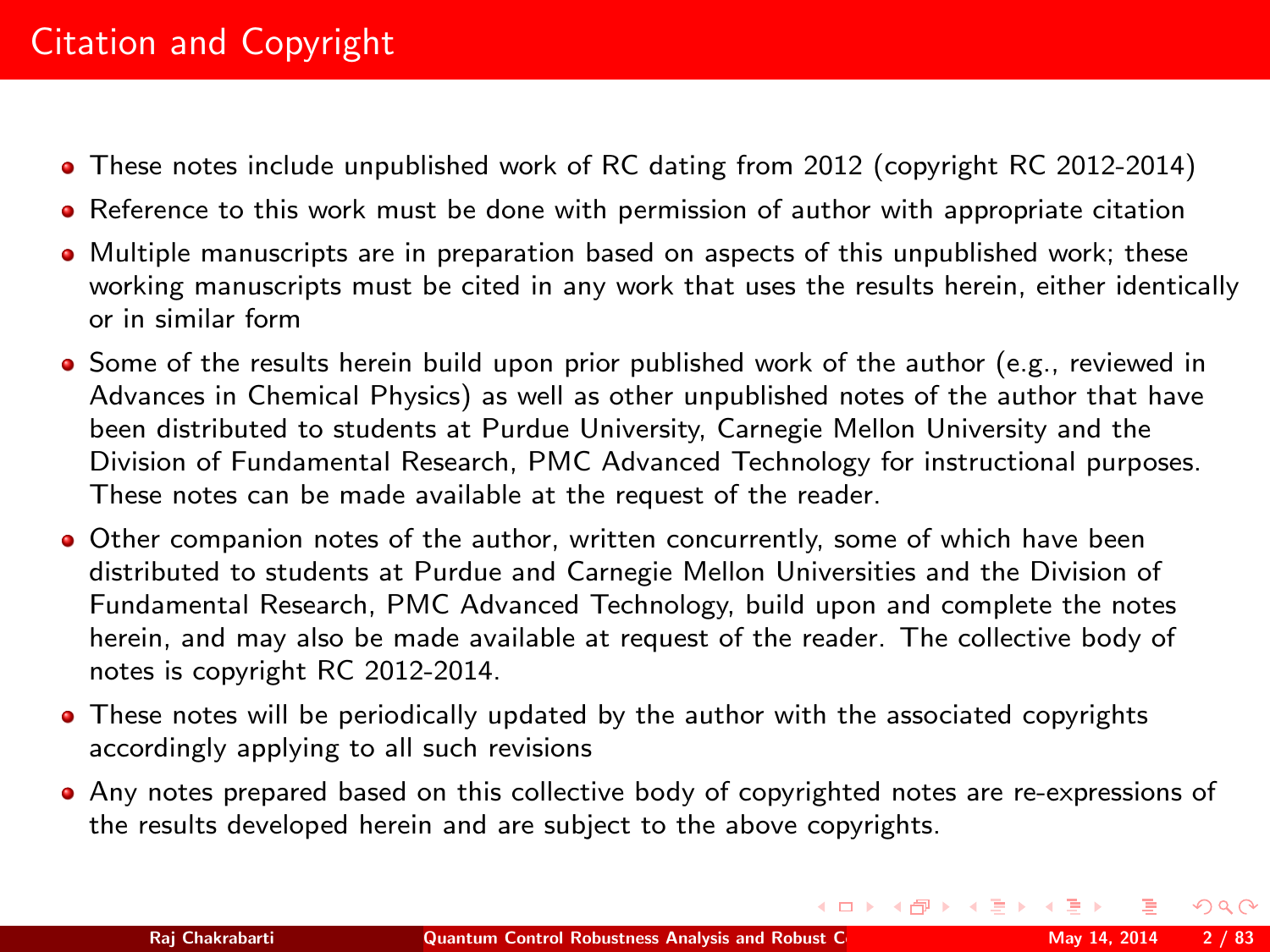# Citation and Copyright

- These notes include unpublished work of RC dating from 2012 (copyright RC 2012-2014)
- Reference to this work must be done with permission of author with appropriate citation
- Multiple manuscripts are in preparation based on aspects of this unpublished work; these working manuscripts must be cited in any work that uses the results herein, either identically or in similar form
- Some of the results herein build upon prior published work of the author (e.g., reviewed in Advances in Chemical Physics) as well as other unpublished notes of the author that have been distributed to students at Purdue University, Carnegie Mellon University and the Division of Fundamental Research, PMC Advanced Technology for instructional purposes. These notes can be made available at the request of the reader.
- Other companion notes of the author, written concurrently, some of which have been distributed to students at Purdue and Carnegie Mellon Universities and the Division of Fundamental Research, PMC Advanced Technology, build upon and complete the notes herein, and may also be made available at request of the reader. The collective body of notes is copyright RC 2012-2014.
- These notes will be periodically updated by the author with the associated copyrights accordingly applying to all such revisions
- Any notes prepared based on this collective body of copyrighted notes are re-expressions of the results developed herein and are subject to the above copyrights.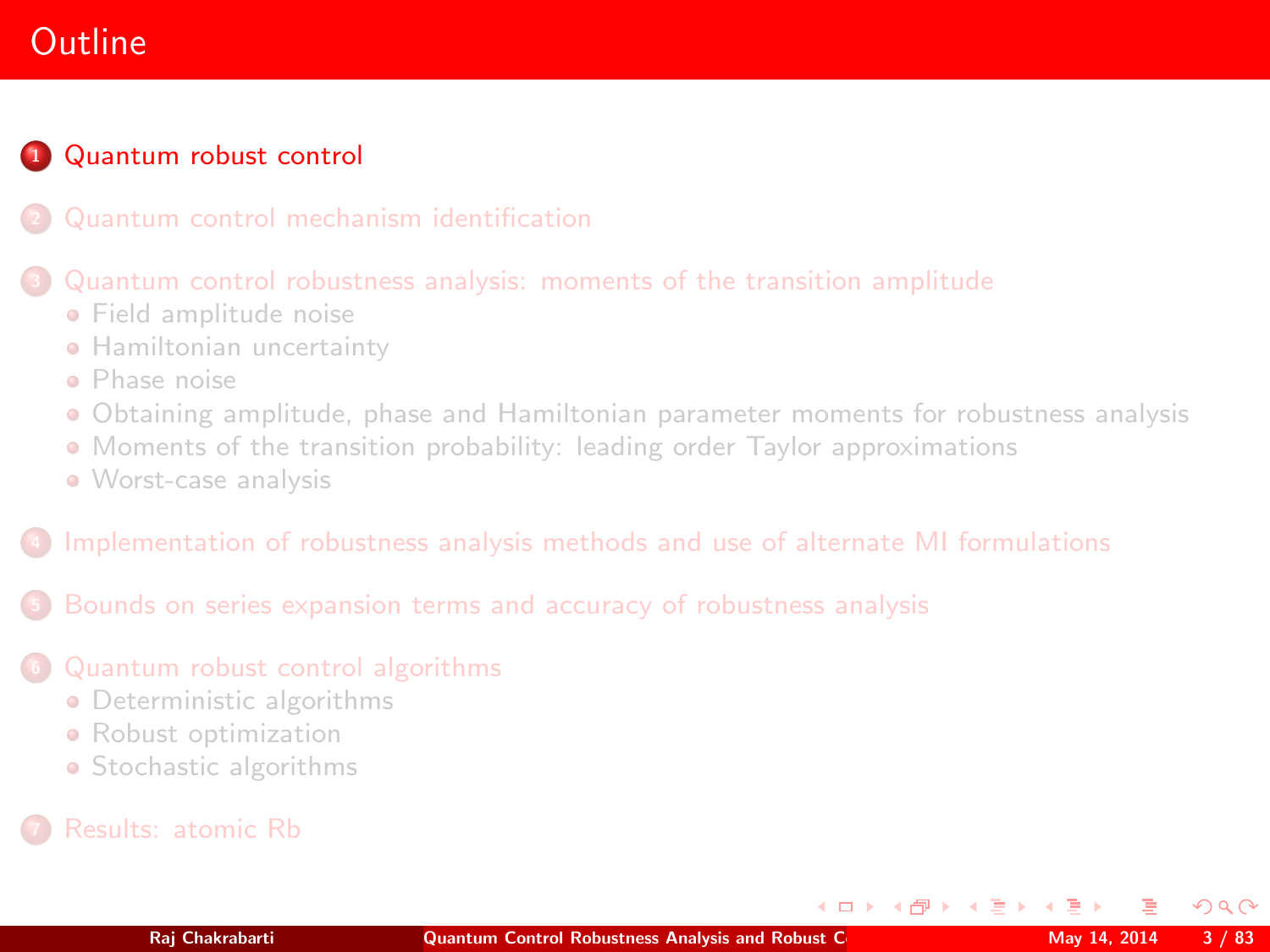# Outline

1. Quantum robust control
2. Quantum control mechanism identification
3. Quantum control robustness analysis: moments of the transition amplitude
   - Field amplitude noise
   - Hamiltonian uncertainty
   - Phase noise
   - Obtaining amplitude, phase and Hamiltonian parameter moments for robustness analysis
   - Moments of the transition probability: leading order Taylor approximations
   - Worst-case analysis
4. Implementation of robustness analysis methods and use of alternate MI formulations
5. Bounds on series expansion terms and accuracy of robustness analysis
6. Quantum robust control algorithms
   - Deterministic algorithms
   - Robust optimization
   - Stochastic algorithms
7. Results: atomic Rb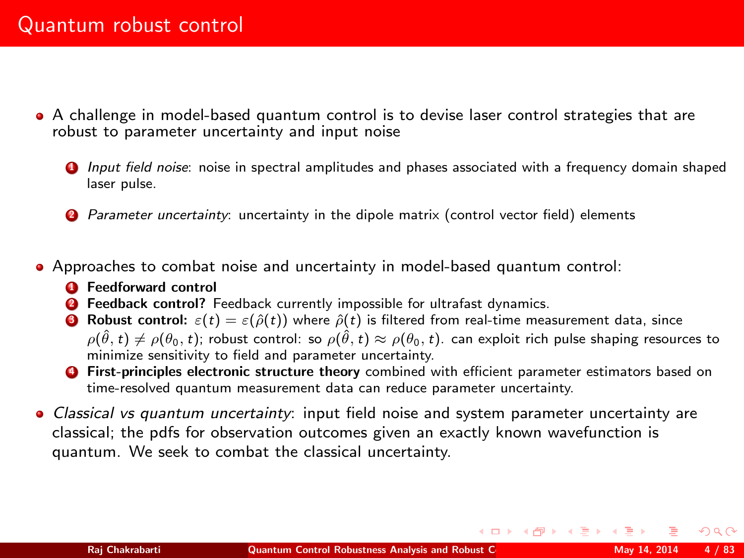# Quantum robust control

- A challenge in model-based quantum control is to devise laser control strategies that are robust to parameter uncertainty and input noise

  1. *Input field noise*: noise in spectral amplitudes and phases associated with a frequency domain shaped laser pulse.

  2. *Parameter uncertainty*: uncertainty in the dipole matrix (control vector field) elements

- Approaches to combat noise and uncertainty in model-based quantum control:
  1. **Feedforward control**
  2. **Feedback control?** Feedback currently impossible for ultrafast dynamics.
  3. **Robust control:** $\varepsilon(t) = \varepsilon(\hat{\rho}(t))$ where $\hat{\rho}(t)$ is filtered from real-time measurement data, since $\rho(\hat{\theta}, t) \neq \rho(\theta_0, t)$; robust control: so $\rho(\hat{\theta}, t) \approx \rho(\theta_0, t)$. can exploit rich pulse shaping resources to minimize sensitivity to field and parameter uncertainty.
  4. **First-principles electronic structure theory** combined with efficient parameter estimators based on time-resolved quantum measurement data can reduce parameter uncertainty.

- *Classical vs quantum uncertainty*: input field noise and system parameter uncertainty are classical; the pdfs for observation outcomes given an exactly known wavefunction is quantum. We seek to combat the classical uncertainty.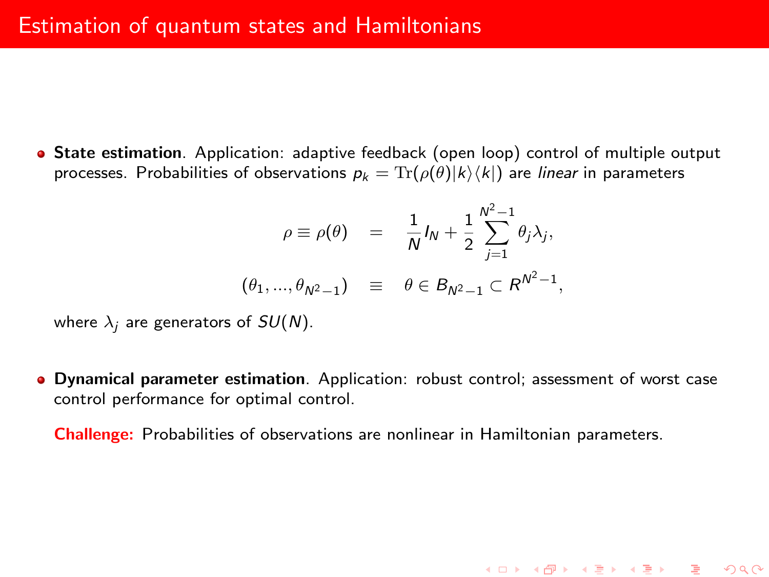# Estimation of quantum states and Hamiltonians

- **State estimation**. Application: adaptive feedback (open loop) control of multiple output processes. Probabilities of observations $p_k = \mathrm{Tr}(\rho(\theta)|k\rangle\langle k|)$ are *linear* in parameters

$$
\begin{aligned}
\rho \equiv \rho(\theta) &= \frac{1}{N} I_N + \frac{1}{2} \sum_{j=1}^{N^2-1} \theta_j \lambda_j, \\
(\theta_1, ..., \theta_{N^2-1}) &\equiv \theta \in B_{N^2-1} \subset R^{N^2-1},
\end{aligned}
$$

  where $\lambda_j$ are generators of $SU(N)$.

- **Dynamical parameter estimation**. Application: robust control; assessment of worst case control performance for optimal control.

  **Challenge:** Probabilities of observations are nonlinear in Hamiltonian parameters.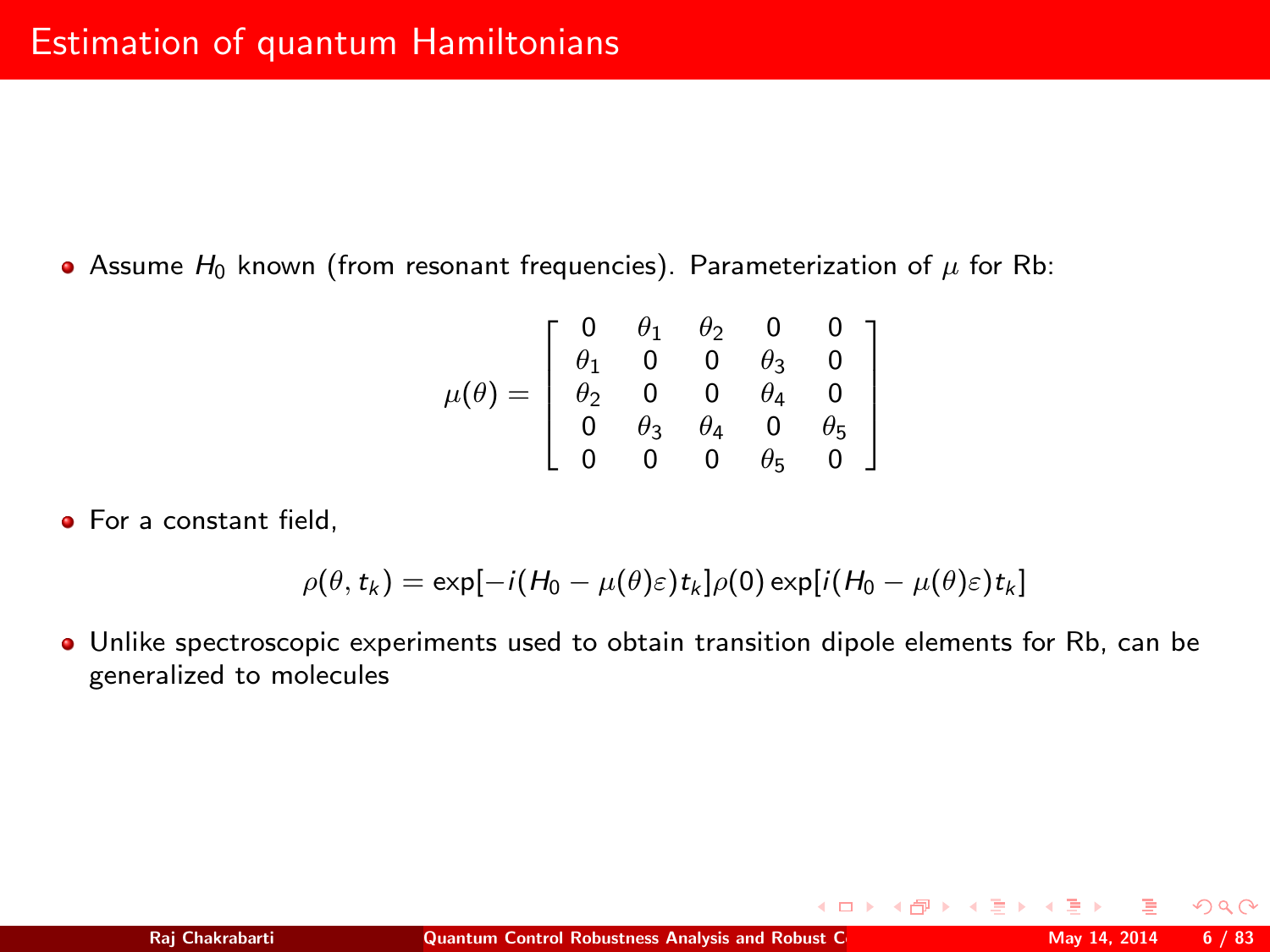# Estimation of quantum Hamiltonians

- Assume $H_0$ known (from resonant frequencies). Parameterization of $\mu$ for Rb:

$$\mu(\theta) = \begin{bmatrix} 0 & \theta_1 & \theta_2 & 0 & 0 \\ \theta_1 & 0 & 0 & \theta_3 & 0 \\ \theta_2 & 0 & 0 & \theta_4 & 0 \\ 0 & \theta_3 & \theta_4 & 0 & \theta_5 \\ 0 & 0 & 0 & \theta_5 & 0 \end{bmatrix}$$

- For a constant field,

$$\rho(\theta, t_k) = \exp[-i(H_0 - \mu(\theta)\varepsilon)t_k]\rho(0)\exp[i(H_0 - \mu(\theta)\varepsilon)t_k]$$

- Unlike spectroscopic experiments used to obtain transition dipole elements for Rb, can be generalized to molecules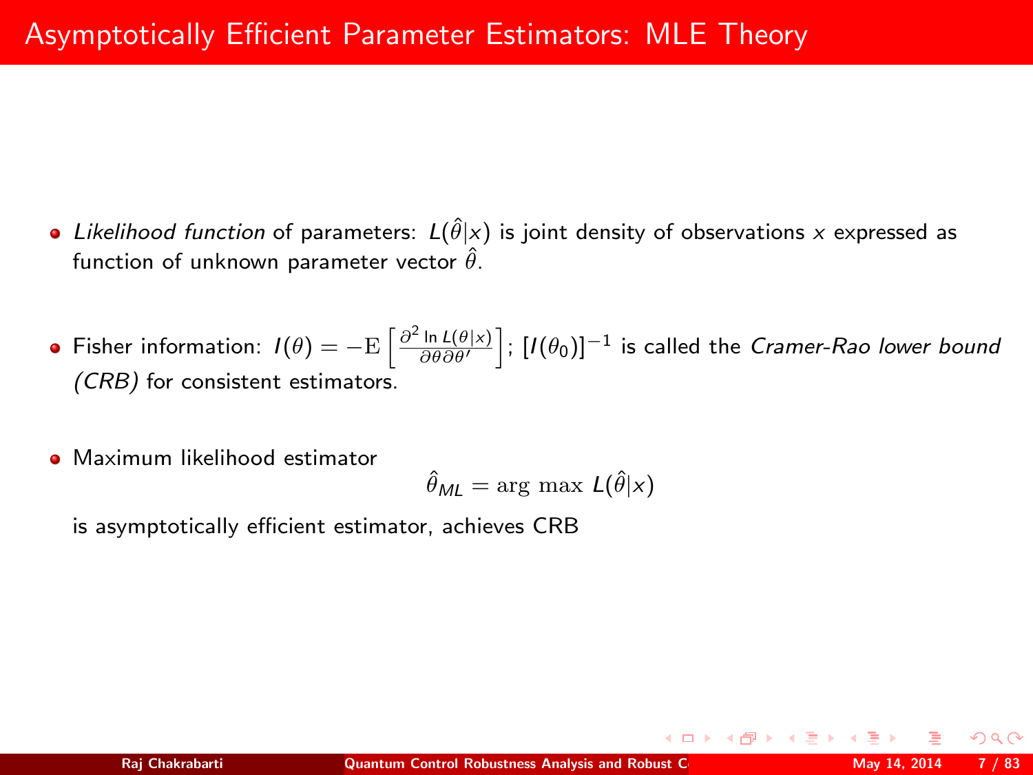# Asymptotically Efficient Parameter Estimators: MLE Theory

- *Likelihood function* of parameters: $L(\hat{\theta}|x)$ is joint density of observations $x$ expressed as function of unknown parameter vector $\hat{\theta}$.

- Fisher information: $I(\theta) = -\mathrm{E}\left[\frac{\partial^2 \ln L(\theta|x)}{\partial\theta\partial\theta'}\right]$; $[I(\theta_0)]^{-1}$ is called the *Cramer-Rao lower bound (CRB)* for consistent estimators.

- Maximum likelihood estimator

$$\hat{\theta}_{ML} = \arg\max L(\hat{\theta}|x)$$

  is asymptotically efficient estimator, achieves CRB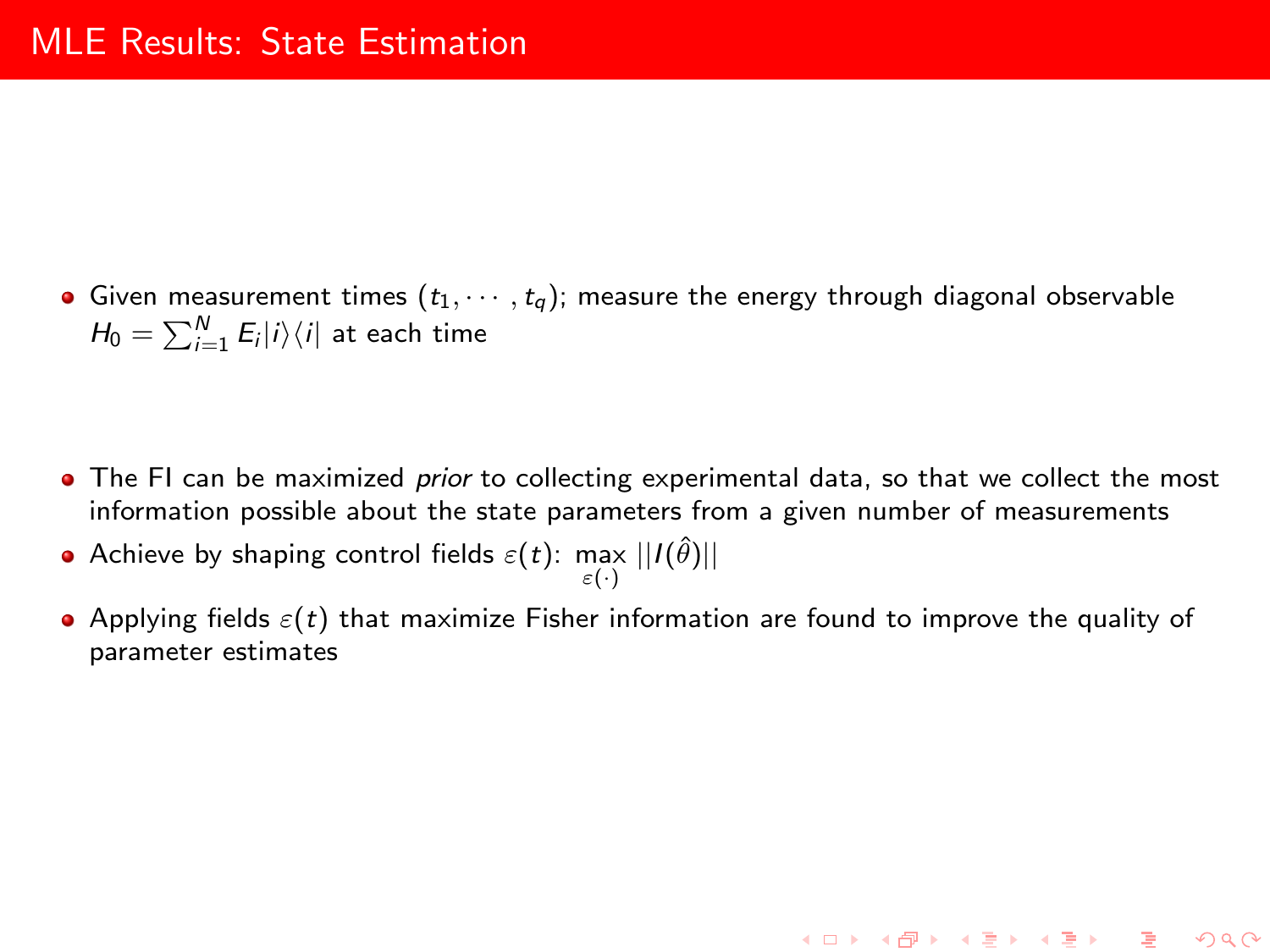# MLE Results: State Estimation

- Given measurement times $(t_1, \cdots, t_q)$; measure the energy through diagonal observable $H_0 = \sum_{i=1}^{N} E_i |i\rangle\langle i|$ at each time

- The FI can be maximized *prior* to collecting experimental data, so that we collect the most information possible about the state parameters from a given number of measurements
- Achieve by shaping control fields $\varepsilon(t)$: $\max\limits_{\varepsilon(\cdot)} ||I(\hat{\theta})||$
- Applying fields $\varepsilon(t)$ that maximize Fisher information are found to improve the quality of parameter estimates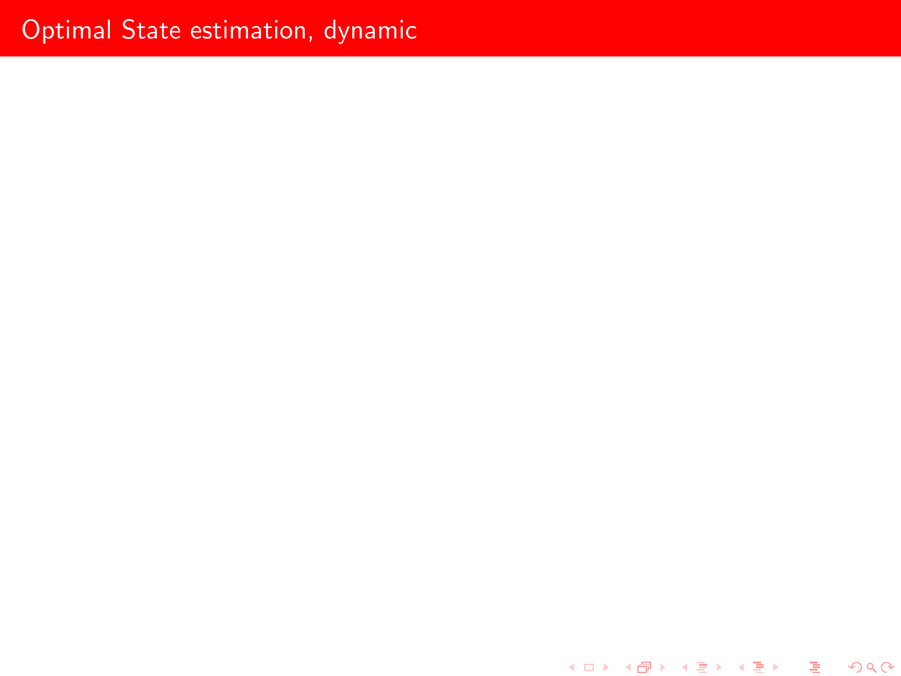# Optimal State estimation, dynamic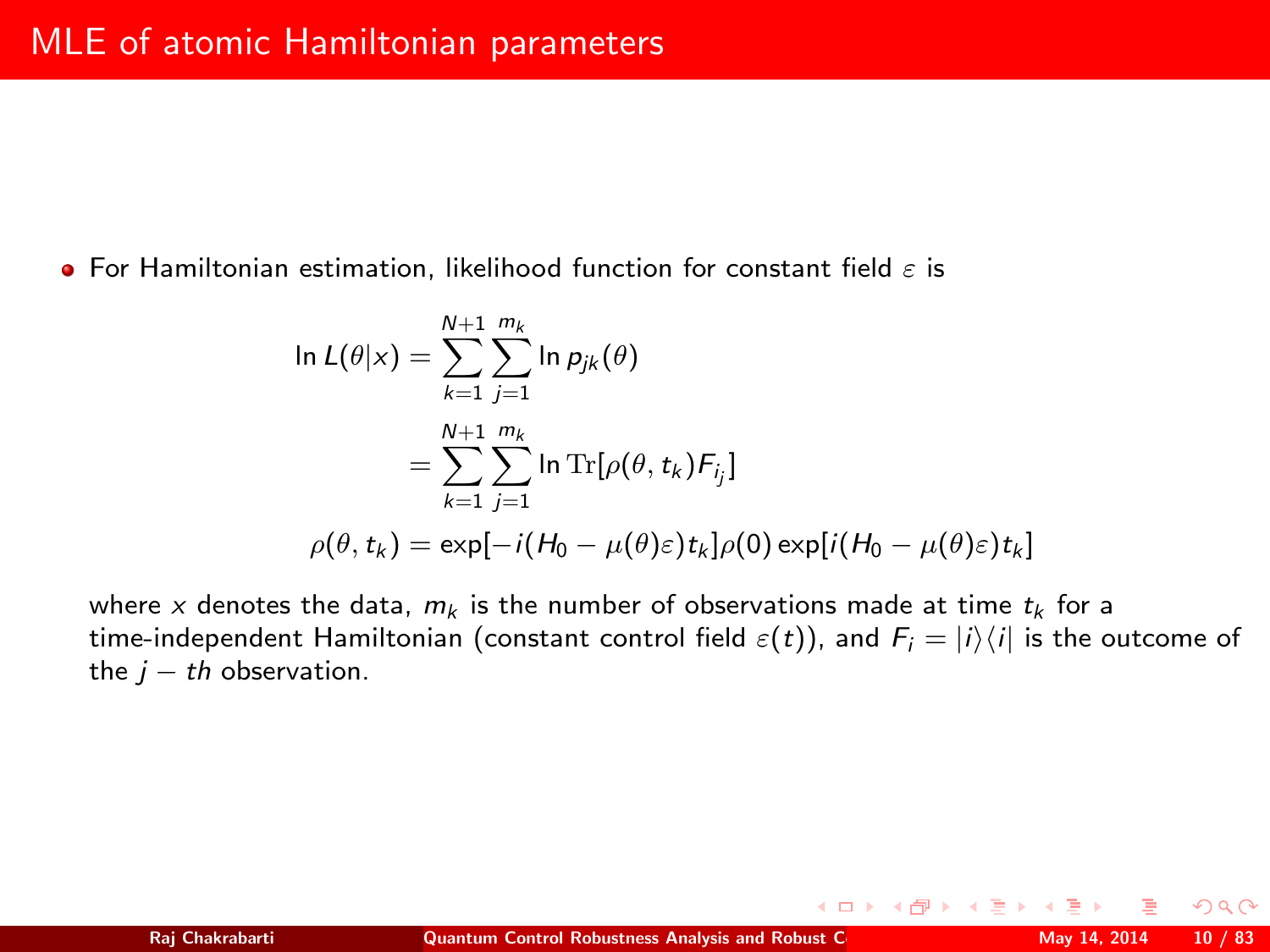# MLE of atomic Hamiltonian parameters

- For Hamiltonian estimation, likelihood function for constant field $\varepsilon$ is

$$
\begin{aligned}
\ln L(\theta|x) &= \sum_{k=1}^{N+1} \sum_{j=1}^{m_k} \ln p_{jk}(\theta) \\
&= \sum_{k=1}^{N+1} \sum_{j=1}^{m_k} \ln \mathrm{Tr}[\rho(\theta, t_k) F_{i_j}] \\
\rho(\theta, t_k) &= \exp[-i(H_0 - \mu(\theta)\varepsilon)t_k]\rho(0)\exp[i(H_0 - \mu(\theta)\varepsilon)t_k]
\end{aligned}
$$

  where $x$ denotes the data, $m_k$ is the number of observations made at time $t_k$ for a time-independent Hamiltonian (constant control field $\varepsilon(t)$), and $F_i = |i\rangle\langle i|$ is the outcome of the $j-th$ observation.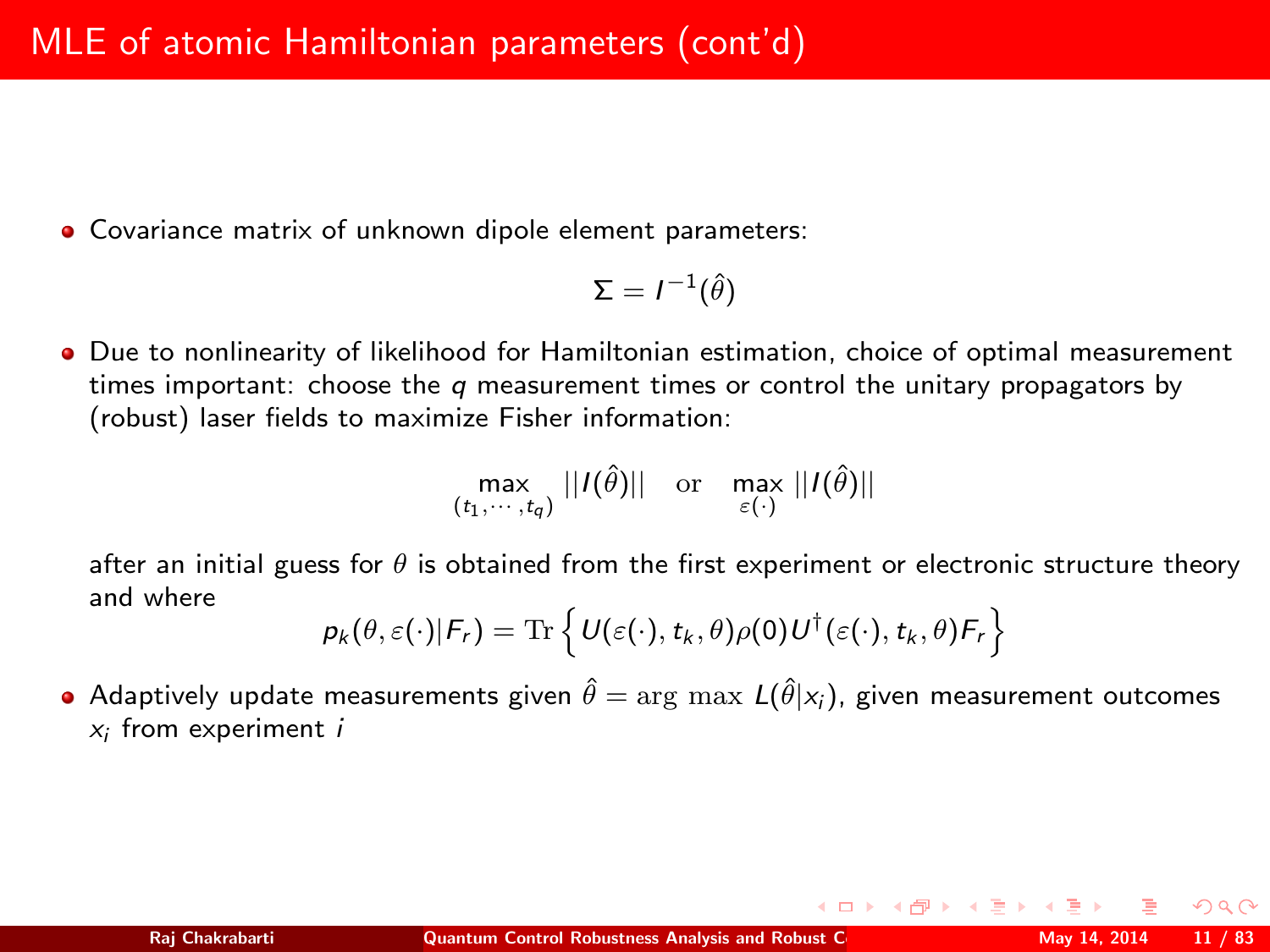# MLE of atomic Hamiltonian parameters (cont'd)

- Covariance matrix of unknown dipole element parameters:

$$\Sigma = I^{-1}(\hat{\theta})$$

- Due to nonlinearity of likelihood for Hamiltonian estimation, choice of optimal measurement times important: choose the $q$ measurement times or control the unitary propagators by (robust) laser fields to maximize Fisher information:

$$\max_{(t_1, \cdots, t_q)} ||I(\hat{\theta})|| \quad \text{or} \quad \max_{\varepsilon(\cdot)} ||I(\hat{\theta})||$$

  after an initial guess for $\theta$ is obtained from the first experiment or electronic structure theory and where

$$p_k(\theta, \varepsilon(\cdot)|F_r) = \mathrm{Tr}\left\{ U(\varepsilon(\cdot), t_k, \theta)\rho(0)U^\dagger(\varepsilon(\cdot), t_k, \theta)F_r \right\}$$

- Adaptively update measurements given $\hat{\theta} = \arg\max L(\hat{\theta}|x_i)$, given measurement outcomes $x_i$ from experiment $i$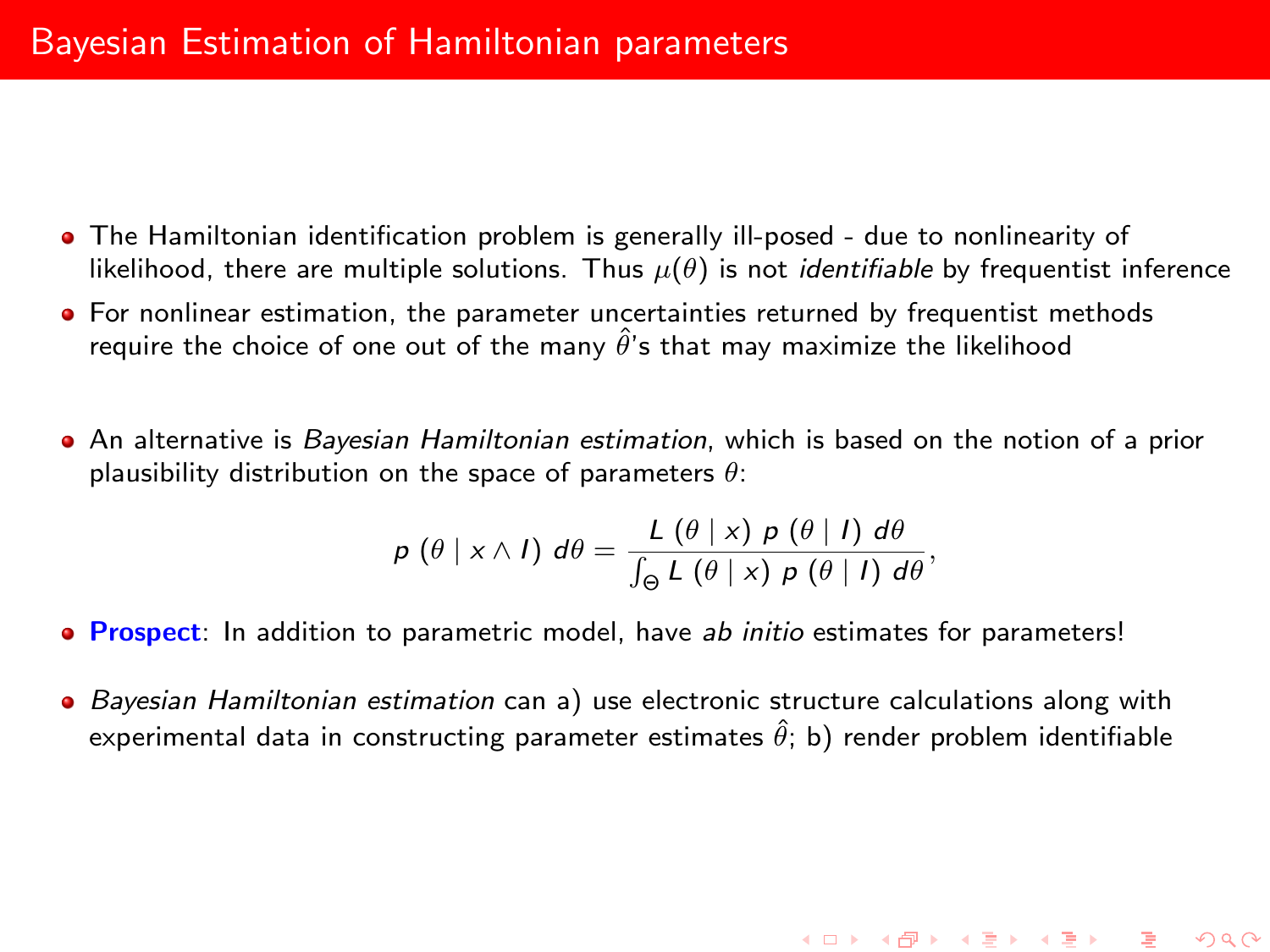# Bayesian Estimation of Hamiltonian parameters

- The Hamiltonian identification problem is generally ill-posed - due to nonlinearity of likelihood, there are multiple solutions. Thus $\mu(\theta)$ is not *identifiable* by frequentist inference
- For nonlinear estimation, the parameter uncertainties returned by frequentist methods require the choice of one out of the many $\hat{\theta}$'s that may maximize the likelihood
- An alternative is *Bayesian Hamiltonian estimation*, which is based on the notion of a prior plausibility distribution on the space of parameters $\theta$:

$$p\left(\theta \mid x \wedge I\right)\, d\theta = \frac{L\left(\theta \mid x\right)\, p\left(\theta \mid I\right)\, d\theta}{\int_{\Theta} L\left(\theta \mid x\right)\, p\left(\theta \mid I\right)\, d\theta},$$

- **Prospect**: In addition to parametric model, have *ab initio* estimates for parameters!
- *Bayesian Hamiltonian estimation* can a) use electronic structure calculations along with experimental data in constructing parameter estimates $\hat{\theta}$; b) render problem identifiable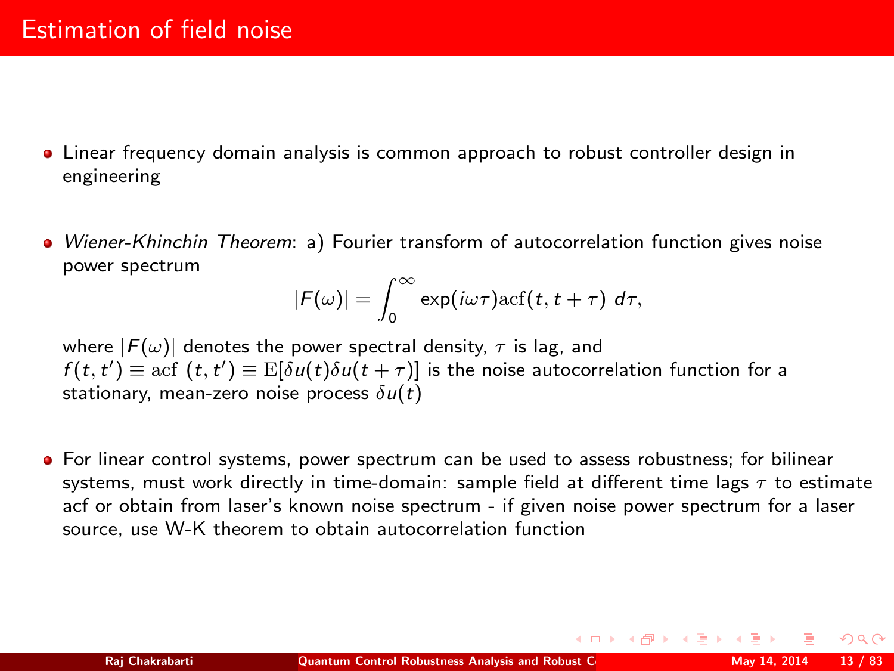# Estimation of field noise

- Linear frequency domain analysis is common approach to robust controller design in engineering

- *Wiener-Khinchin Theorem*: a) Fourier transform of autocorrelation function gives noise power spectrum

  $$|F(\omega)| = \int_0^\infty \exp(i\omega\tau)\mathrm{acf}(t, t+\tau)\ d\tau,$$

  where $|F(\omega)|$ denotes the power spectral density, $\tau$ is lag, and $f(t,t') \equiv \mathrm{acf}\ (t,t') \equiv \mathrm{E}[\delta u(t)\delta u(t+\tau)]$ is the noise autocorrelation function for a stationary, mean-zero noise process $\delta u(t)$

- For linear control systems, power spectrum can be used to assess robustness; for bilinear systems, must work directly in time-domain: sample field at different time lags $\tau$ to estimate acf or obtain from laser's known noise spectrum - if given noise power spectrum for a laser source, use W-K theorem to obtain autocorrelation function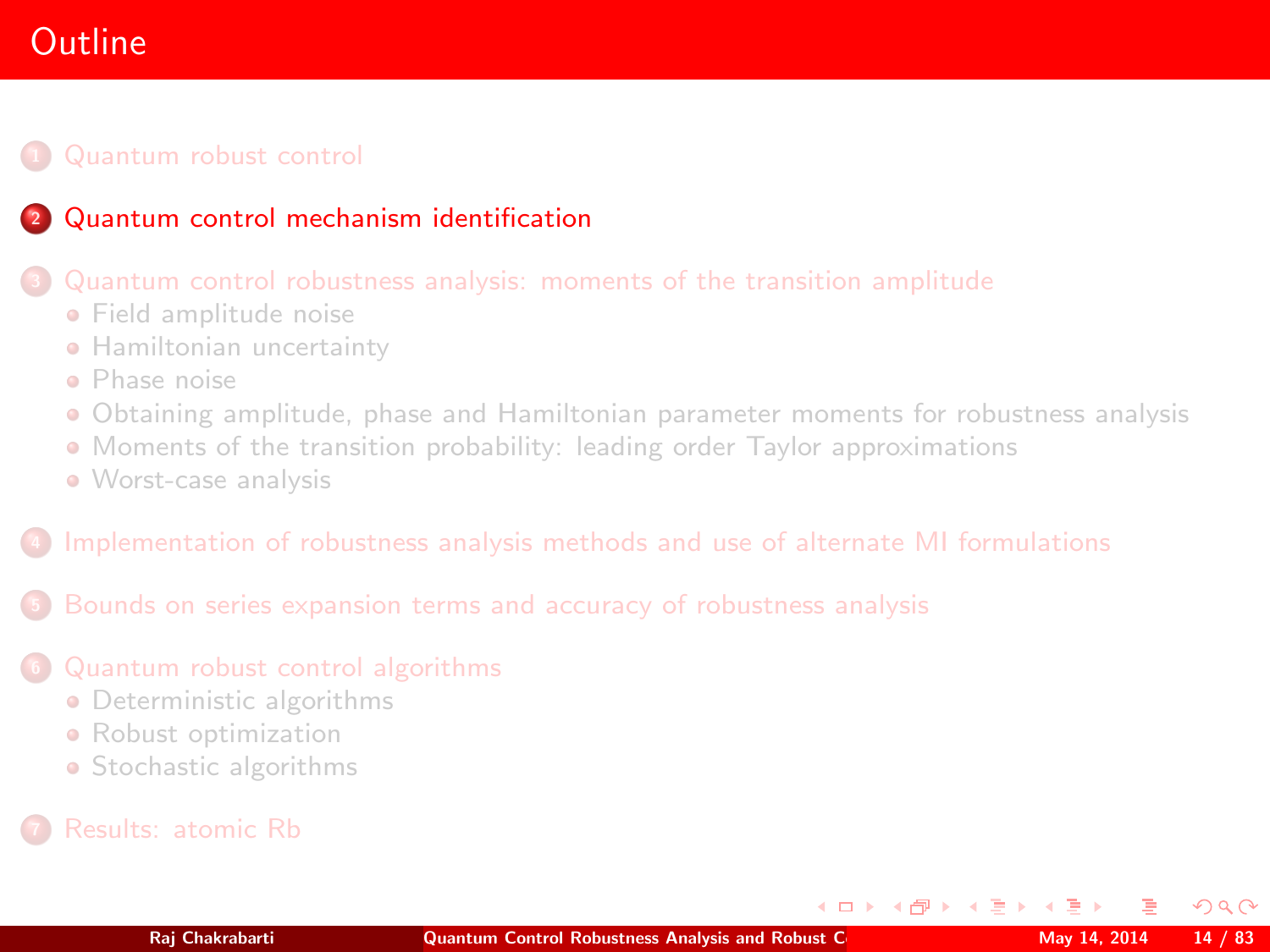# Outline

1. Quantum robust control
2. Quantum control mechanism identification
3. Quantum control robustness analysis: moments of the transition amplitude
   - Field amplitude noise
   - Hamiltonian uncertainty
   - Phase noise
   - Obtaining amplitude, phase and Hamiltonian parameter moments for robustness analysis
   - Moments of the transition probability: leading order Taylor approximations
   - Worst-case analysis
4. Implementation of robustness analysis methods and use of alternate MI formulations
5. Bounds on series expansion terms and accuracy of robustness analysis
6. Quantum robust control algorithms
   - Deterministic algorithms
   - Robust optimization
   - Stochastic algorithms
7. Results: atomic Rb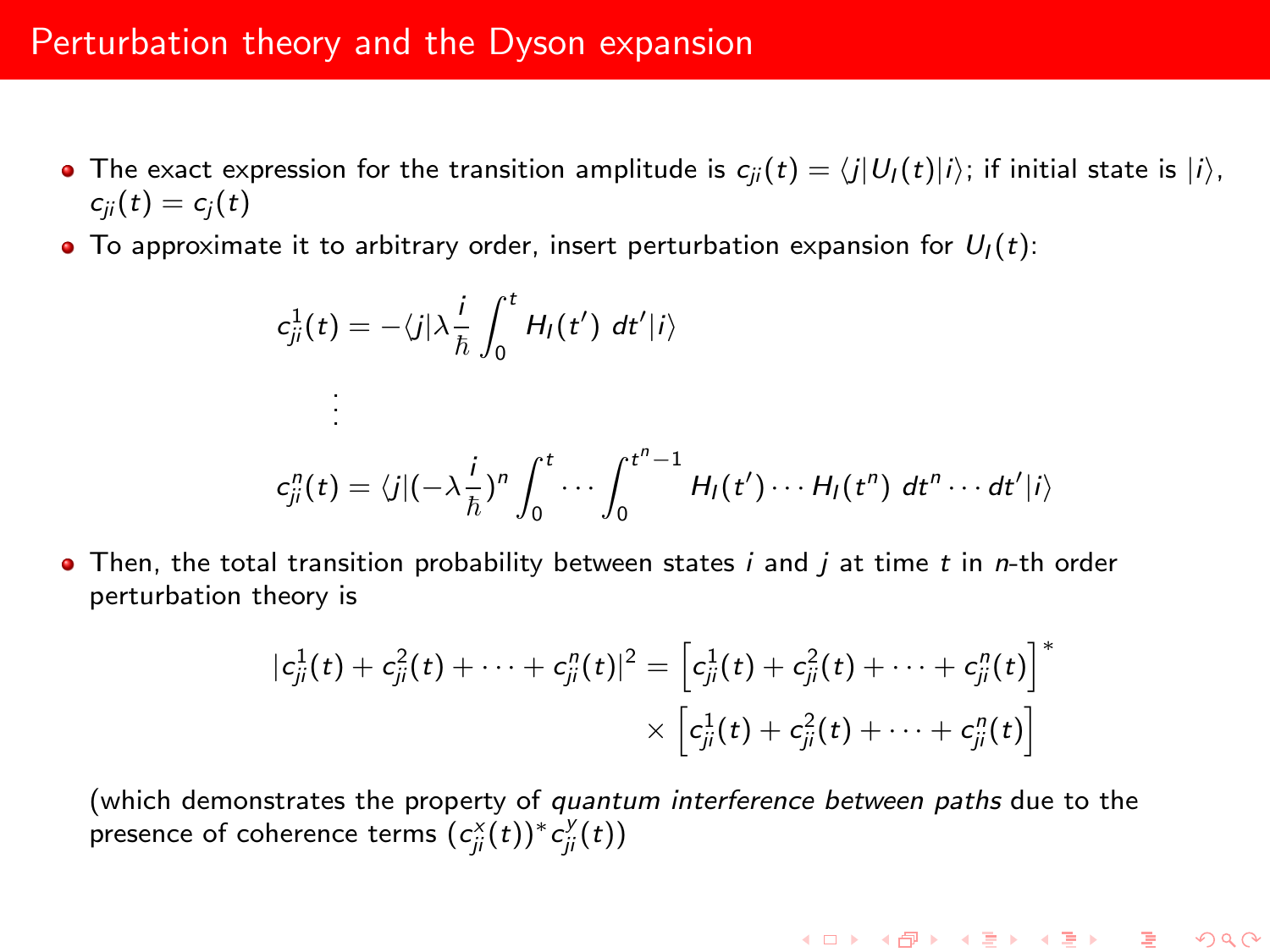# Perturbation theory and the Dyson expansion

- The exact expression for the transition amplitude is $c_{ji}(t) = \langle j|U_I(t)|i\rangle$; if initial state is $|i\rangle$, $c_{ji}(t) = c_j(t)$
- To approximate it to arbitrary order, insert perturbation expansion for $U_I(t)$:

$$c^1_{ji}(t) = -\langle j|\lambda \frac{i}{\hbar} \int_0^t H_I(t')\ dt'|i\rangle$$

$$\vdots$$

$$c^n_{ji}(t) = \langle j|(-\lambda \frac{i}{\hbar})^n \int_0^t \cdots \int_0^{t^n - 1} H_I(t') \cdots H_I(t^n)\ dt^n \cdots dt'|i\rangle$$

- Then, the total transition probability between states $i$ and $j$ at time $t$ in $n$-th order perturbation theory is

$$|c^1_{ji}(t) + c^2_{ji}(t) + \cdots + c^n_{ji}(t)|^2 = \left[c^1_{ji}(t) + c^2_{ji}(t) + \cdots + c^n_{ji}(t)\right]^* \times \left[c^1_{ji}(t) + c^2_{ji}(t) + \cdots + c^n_{ji}(t)\right]$$

(which demonstrates the property of *quantum interference between paths* due to the presence of coherence terms $(c^x_{ji}(t))^* c^y_{ji}(t)$)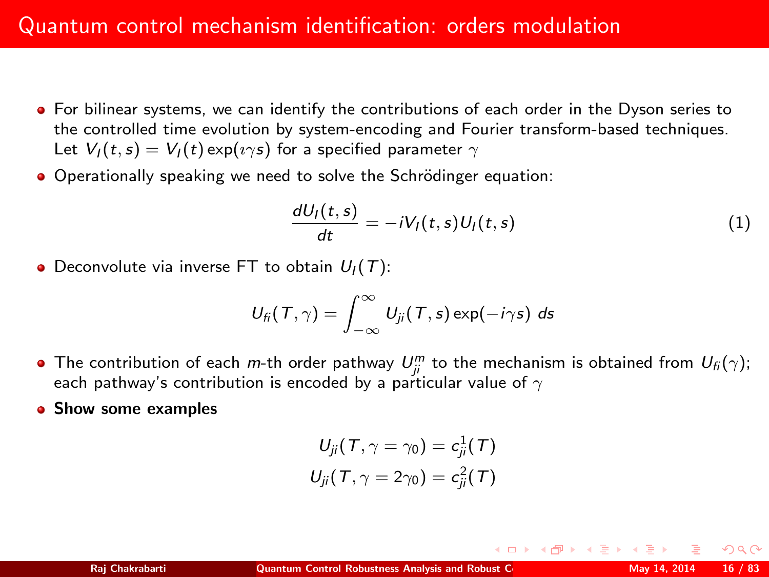# Quantum control mechanism identification: orders modulation

- For bilinear systems, we can identify the contributions of each order in the Dyson series to the controlled time evolution by system-encoding and Fourier transform-based techniques. Let $V_I(t,s) = V_I(t)\exp(\imath\gamma s)$ for a specified parameter $\gamma$
- Operationally speaking we need to solve the Schrödinger equation:

$$\frac{dU_I(t,s)}{dt} = -iV_I(t,s)U_I(t,s) \tag{1}$$

- Deconvolute via inverse FT to obtain $U_I(T)$:

$$U_{fi}(T,\gamma) = \int_{-\infty}^{\infty} U_{ji}(T,s)\exp(-i\gamma s)\, ds$$

- The contribution of each $m$-th order pathway $U_{ji}^m$ to the mechanism is obtained from $U_{fi}(\gamma)$; each pathway's contribution is encoded by a particular value of $\gamma$
- **Show some examples**

$$U_{ji}(T,\gamma=\gamma_0) = c_{ji}^1(T)$$
$$U_{ji}(T,\gamma=2\gamma_0) = c_{ji}^2(T)$$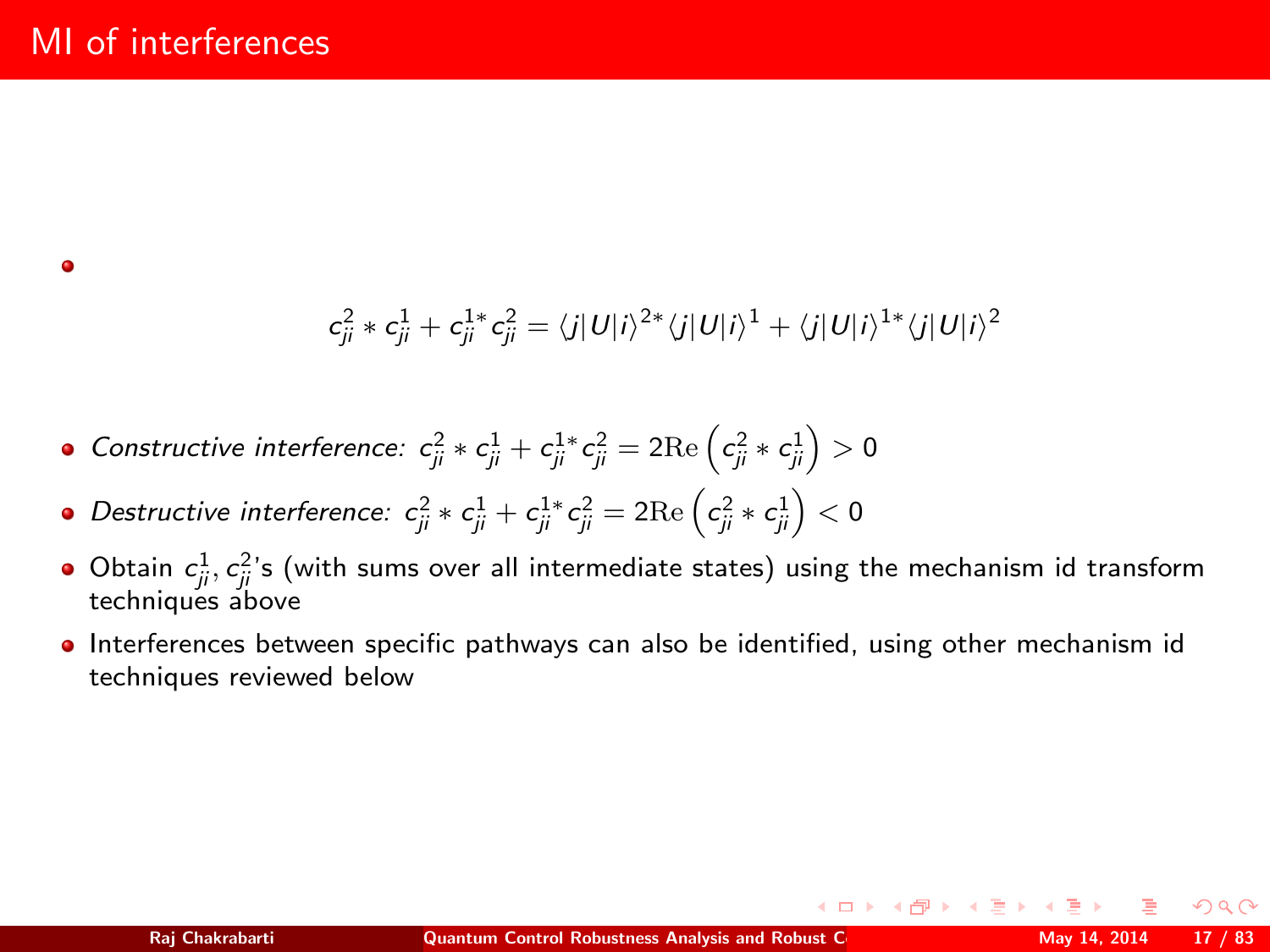# MI of interferences

- $$c_{ji}^2 * c_{ji}^1 + c_{ji}^{1*} c_{ji}^2 = \langle j|U|i\rangle^{2*} \langle j|U|i\rangle^1 + \langle j|U|i\rangle^{1*} \langle j|U|i\rangle^2$$

- *Constructive interference:* $c_{ji}^2 * c_{ji}^1 + c_{ji}^{1*} c_{ji}^2 = 2\mathrm{Re}\left(c_{ji}^2 * c_{ji}^1\right) > 0$
- *Destructive interference:* $c_{ji}^2 * c_{ji}^1 + c_{ji}^{1*} c_{ji}^2 = 2\mathrm{Re}\left(c_{ji}^2 * c_{ji}^1\right) < 0$
- Obtain $c_{ji}^1, c_{ji}^2$'s (with sums over all intermediate states) using the mechanism id transform techniques above
- Interferences between specific pathways can also be identified, using other mechanism id techniques reviewed below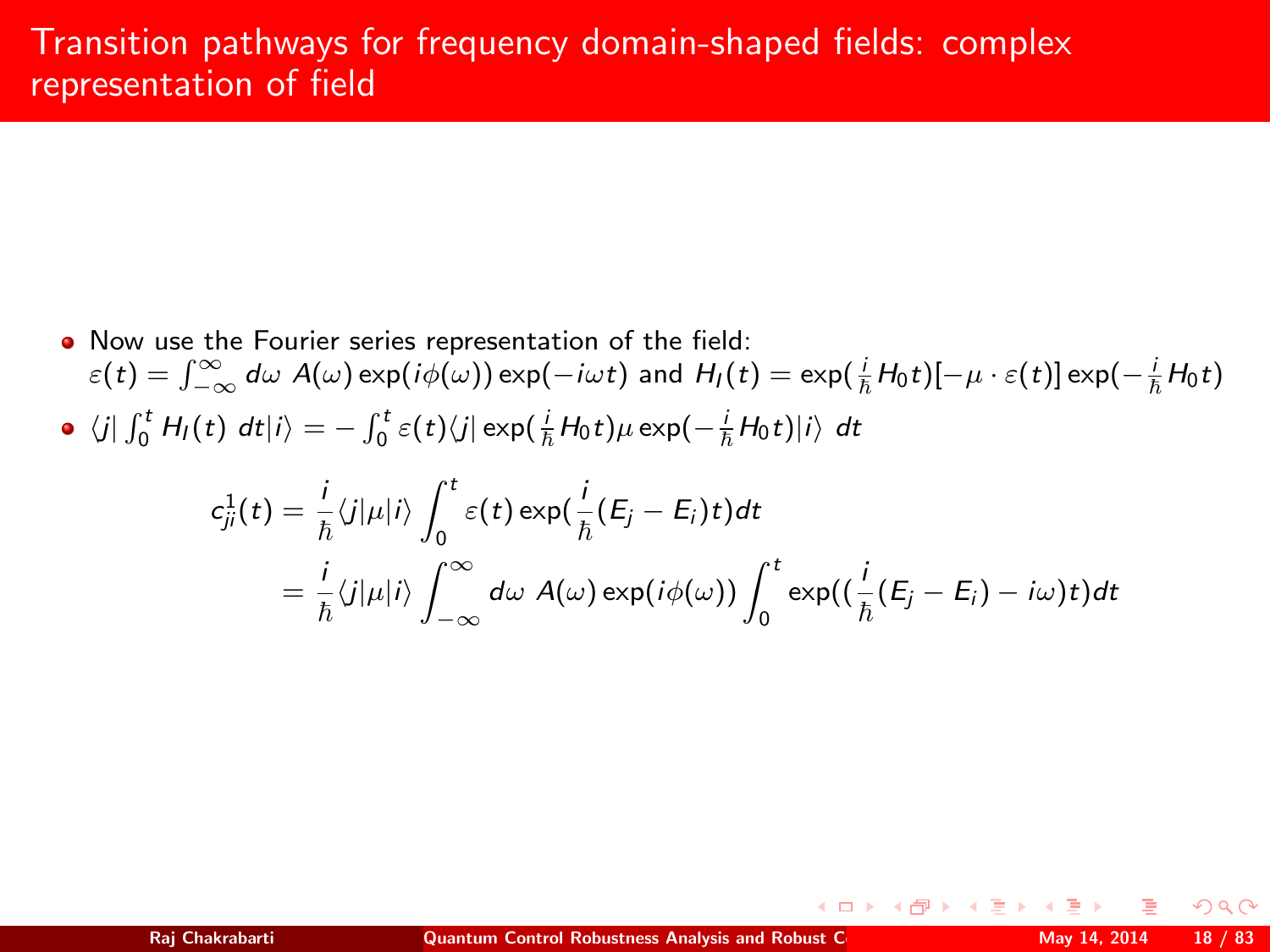# Transition pathways for frequency domain-shaped fields: complex representation of field

- Now use the Fourier series representation of the field: $\varepsilon(t) = \int_{-\infty}^{\infty} d\omega \; A(\omega) \exp(i\phi(\omega)) \exp(-i\omega t)$ and $H_I(t) = \exp(\frac{i}{\hbar} H_0 t)[-\mu \cdot \varepsilon(t)] \exp(-\frac{i}{\hbar} H_0 t)$
- $\langle j| \int_0^t H_I(t) \; dt |i\rangle = -\int_0^t \varepsilon(t) \langle j| \exp(\frac{i}{\hbar} H_0 t) \mu \exp(-\frac{i}{\hbar} H_0 t)|i\rangle \; dt$

$$
\begin{aligned}
c_{ji}^1(t) &= \frac{i}{\hbar}\langle j|\mu|i\rangle \int_0^t \varepsilon(t) \exp(\frac{i}{\hbar}(E_j - E_i)t) dt \\
&= \frac{i}{\hbar}\langle j|\mu|i\rangle \int_{-\infty}^{\infty} d\omega \; A(\omega) \exp(i\phi(\omega)) \int_0^t \exp((\frac{i}{\hbar}(E_j - E_i) - i\omega)t) dt
\end{aligned}
$$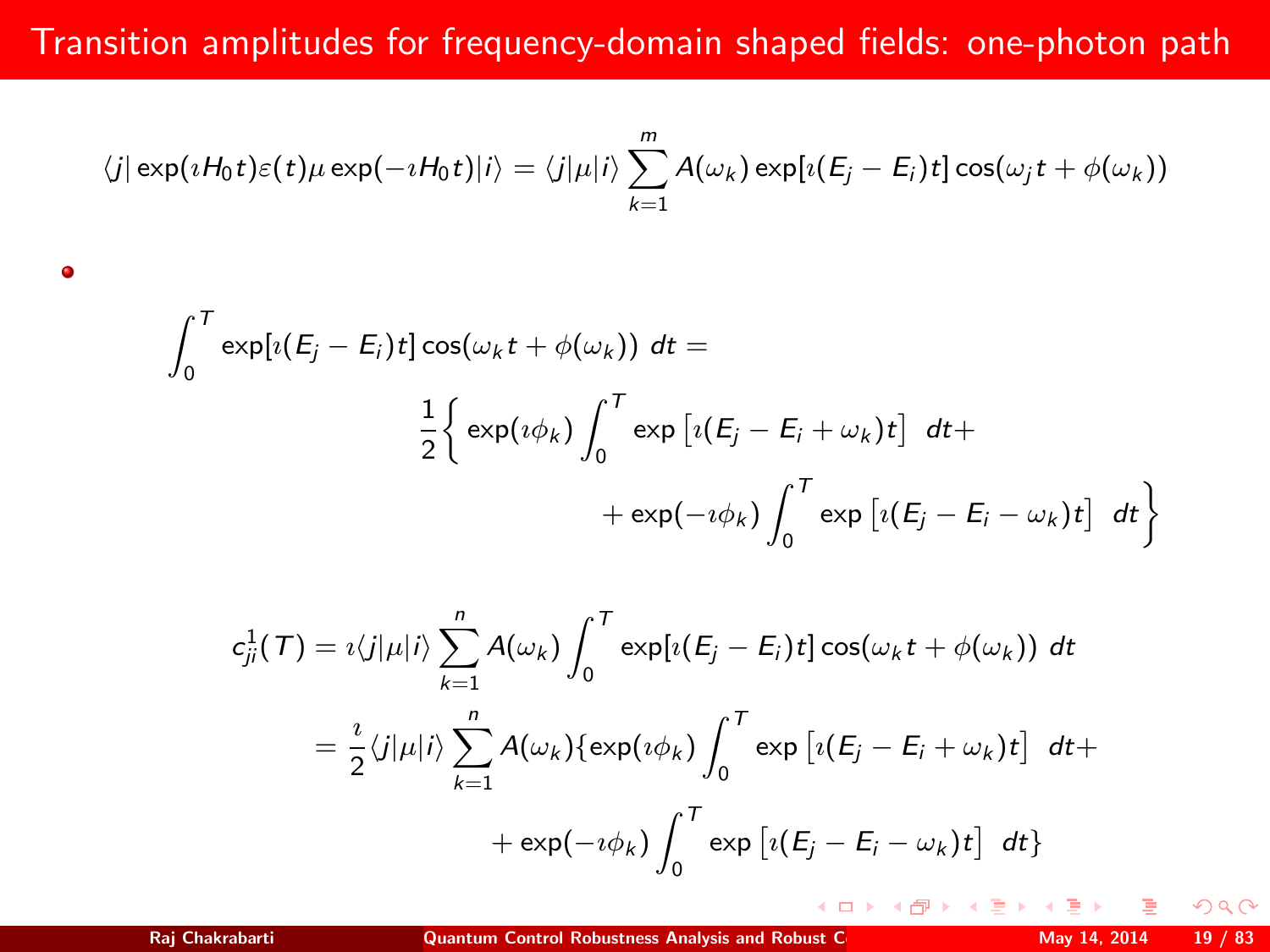# Transition amplitudes for frequency-domain shaped fields: one-photon path

$$\langle j|\exp(\imath H_0 t)\varepsilon(t)\mu\exp(-\imath H_0 t)|i\rangle = \langle j|\mu|i\rangle \sum_{k=1}^{m} A(\omega_k)\exp[\imath(E_j - E_i)t]\cos(\omega_j t + \phi(\omega_k))$$

- $$\int_0^T \exp[\imath(E_j - E_i)t]\cos(\omega_k t + \phi(\omega_k))\ dt = \frac{1}{2}\Big\{ \exp(\imath\phi_k)\int_0^T \exp\left[\imath(E_j - E_i + \omega_k)t\right]\ dt + + \exp(-\imath\phi_k)\int_0^T \exp\left[\imath(E_j - E_i - \omega_k)t\right]\ dt \Big\}$$

$$c_{ji}^1(T) = \imath\langle j|\mu|i\rangle \sum_{k=1}^{n} A(\omega_k)\int_0^T \exp[\imath(E_j - E_i)t]\cos(\omega_k t + \phi(\omega_k))\ dt$$

$$= \frac{\imath}{2}\langle j|\mu|i\rangle \sum_{k=1}^{n} A(\omega_k)\{\exp(\imath\phi_k)\int_0^T \exp\left[\imath(E_j - E_i + \omega_k)t\right]\ dt + + \exp(-\imath\phi_k)\int_0^T \exp\left[\imath(E_j - E_i - \omega_k)t\right]\ dt\}$$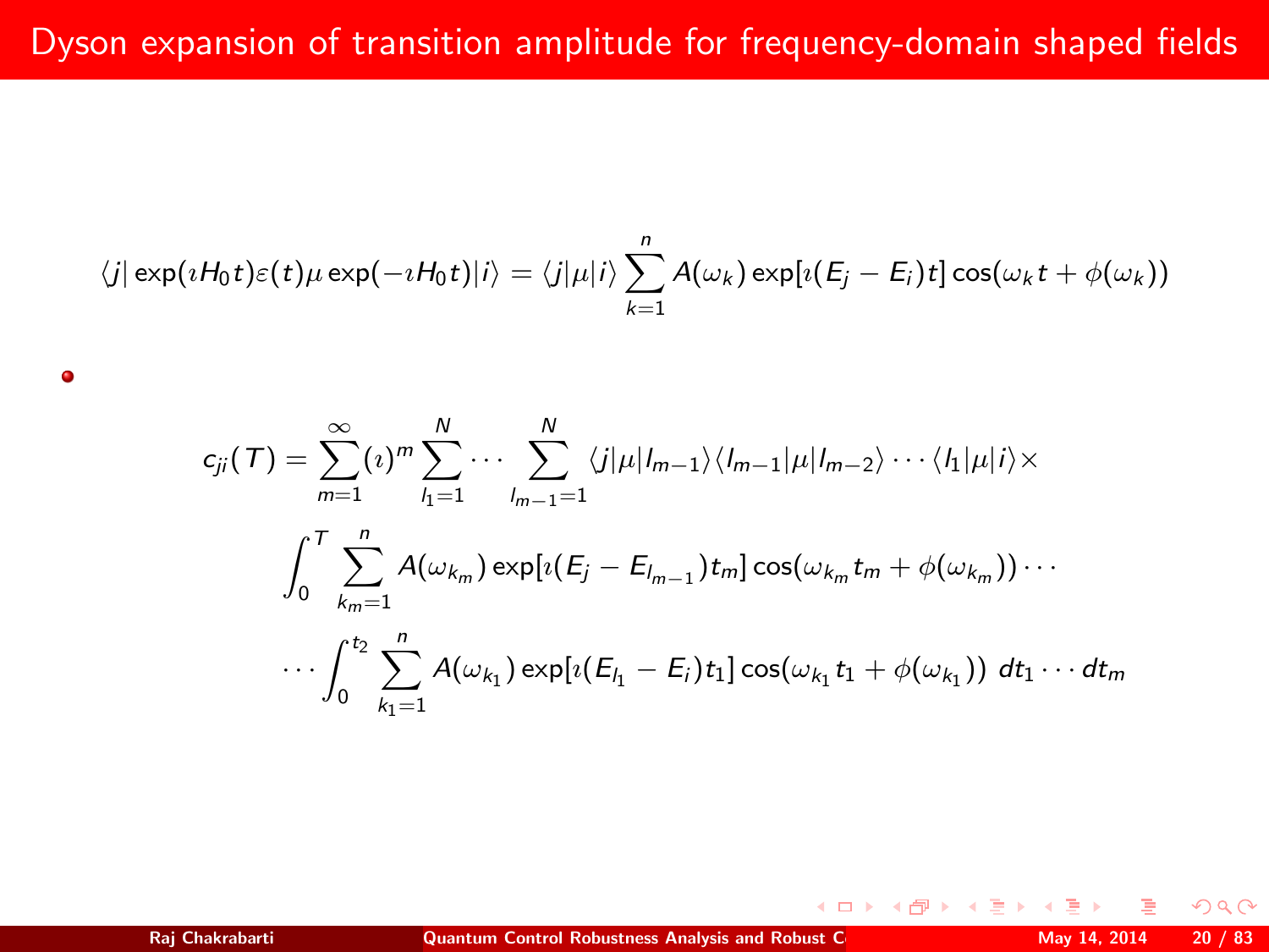# Dyson expansion of transition amplitude for frequency-domain shaped fields

$$\langle j|\exp(\imath H_0 t)\varepsilon(t)\mu\exp(-\imath H_0 t)|i\rangle = \langle j|\mu|i\rangle \sum_{k=1}^{n} A(\omega_k)\exp[\imath(E_j - E_i)t]\cos(\omega_k t + \phi(\omega_k))$$

- $$c_{ji}(T) = \sum_{m=1}^{\infty}(\imath)^m \sum_{l_1=1}^{N}\cdots\sum_{l_{m-1}=1}^{N}\langle j|\mu|l_{m-1}\rangle\langle l_{m-1}|\mu|l_{m-2}\rangle\cdots\langle l_1|\mu|i\rangle\times$$
$$\int_0^T \sum_{k_m=1}^{n} A(\omega_{k_m})\exp[\imath(E_j - E_{l_{m-1}})t_m]\cos(\omega_{k_m}t_m + \phi(\omega_{k_m}))\cdots$$
$$\cdots\int_0^{t_2}\sum_{k_1=1}^{n} A(\omega_{k_1})\exp[\imath(E_{l_1} - E_i)t_1]\cos(\omega_{k_1}t_1 + \phi(\omega_{k_1}))\ dt_1\cdots dt_m$$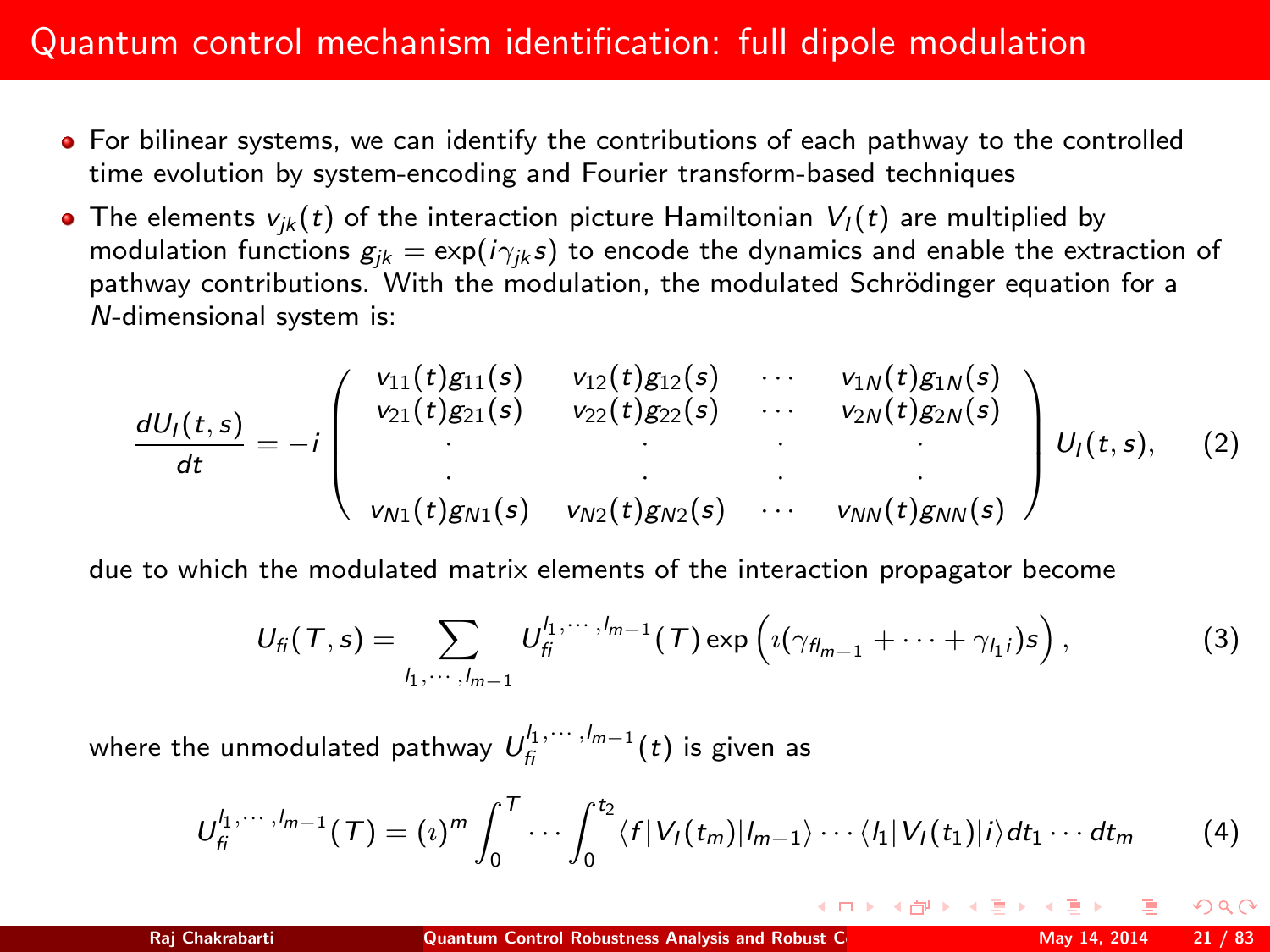# Quantum control mechanism identification: full dipole modulation

- For bilinear systems, we can identify the contributions of each pathway to the controlled time evolution by system-encoding and Fourier transform-based techniques
- The elements $v_{jk}(t)$ of the interaction picture Hamiltonian $V_I(t)$ are multiplied by modulation functions $g_{jk} = \exp(i\gamma_{jk}s)$ to encode the dynamics and enable the extraction of pathway contributions. With the modulation, the modulated Schrödinger equation for a $N$-dimensional system is:

$$\frac{dU_I(t,s)}{dt} = -i \begin{pmatrix} v_{11}(t)g_{11}(s) & v_{12}(t)g_{12}(s) & \cdots & v_{1N}(t)g_{1N}(s) \\ v_{21}(t)g_{21}(s) & v_{22}(t)g_{22}(s) & \cdots & v_{2N}(t)g_{2N}(s) \\ \cdot & \cdot & \cdot & \cdot \\ \cdot & \cdot & \cdot & \cdot \\ v_{N1}(t)g_{N1}(s) & v_{N2}(t)g_{N2}(s) & \cdots & v_{NN}(t)g_{NN}(s) \end{pmatrix} U_I(t,s), \tag{2}$$

due to which the modulated matrix elements of the interaction propagator become

$$U_{fi}(T,s) = \sum_{l_1,\cdots,l_{m-1}} U_{fi}^{l_1,\cdots,l_{m-1}}(T) \exp\left(\imath(\gamma_{fl_{m-1}} + \cdots + \gamma_{l_1 i})s\right), \tag{3}$$

where the unmodulated pathway $U_{fi}^{l_1,\cdots,l_{m-1}}(t)$ is given as

$$U_{fi}^{l_1,\cdots,l_{m-1}}(T) = (\imath)^m \int_0^T \cdots \int_0^{t_2} \langle f|V_I(t_m)|l_{m-1}\rangle \cdots \langle l_1|V_I(t_1)|i\rangle dt_1 \cdots dt_m \tag{4}$$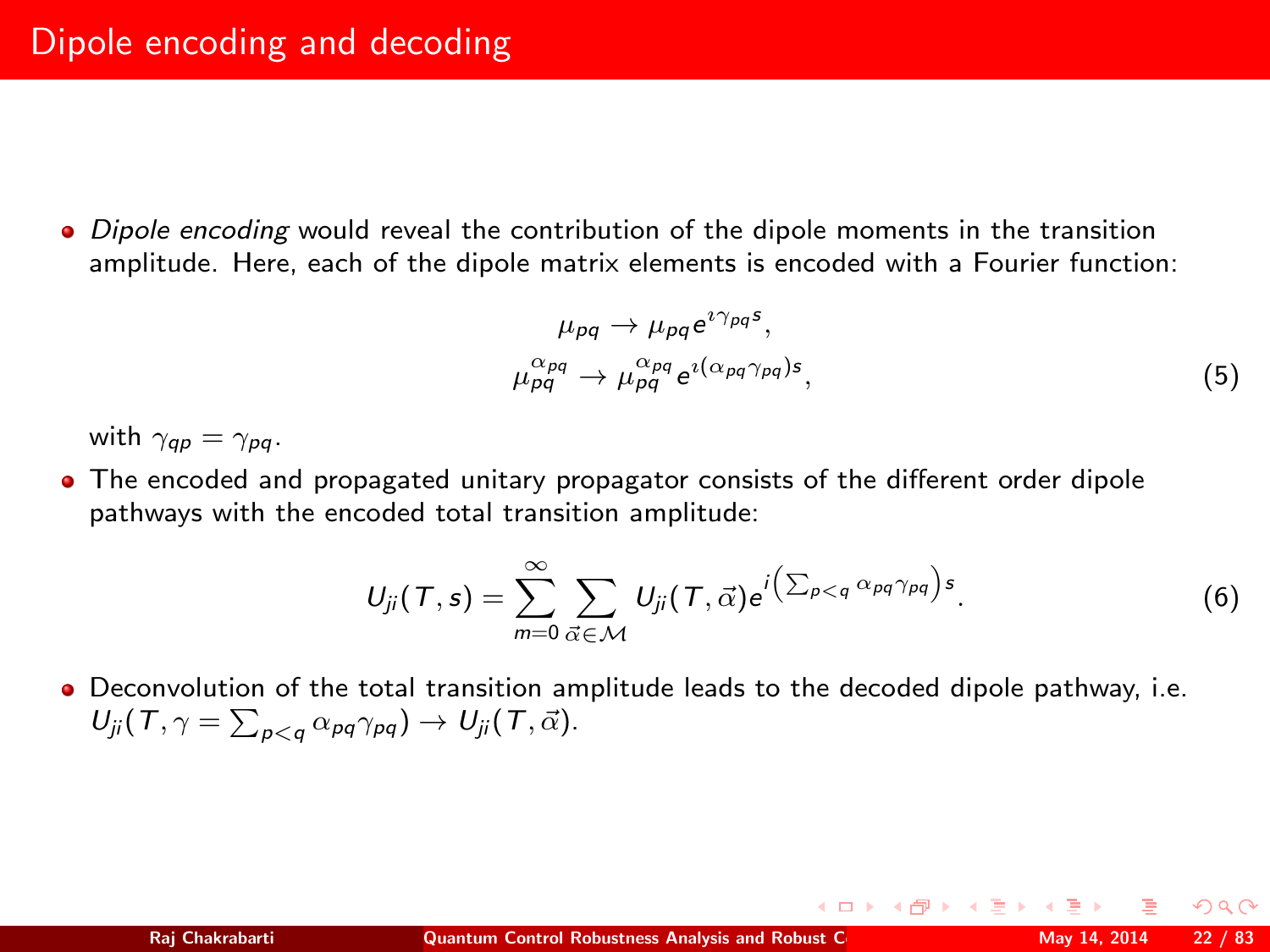# Dipole encoding and decoding

- *Dipole encoding* would reveal the contribution of the dipole moments in the transition amplitude. Here, each of the dipole matrix elements is encoded with a Fourier function:

$$\mu_{pq} \rightarrow \mu_{pq} e^{\imath \gamma_{pq} s},$$
$$\mu_{pq}^{\alpha_{pq}} \rightarrow \mu_{pq}^{\alpha_{pq}} e^{\imath (\alpha_{pq} \gamma_{pq}) s}, \tag{5}$$

with $\gamma_{qp} = \gamma_{pq}$.

- The encoded and propagated unitary propagator consists of the different order dipole pathways with the encoded total transition amplitude:

$$U_{ji}(T, s) = \sum_{m=0}^{\infty} \sum_{\vec{\alpha} \in \mathcal{M}} U_{ji}(T, \vec{\alpha}) e^{i \left( \sum_{p<q} \alpha_{pq} \gamma_{pq} \right) s}. \tag{6}$$

- Deconvolution of the total transition amplitude leads to the decoded dipole pathway, i.e. $U_{ji}(T, \gamma = \sum_{p<q} \alpha_{pq} \gamma_{pq}) \rightarrow U_{ji}(T, \vec{\alpha})$.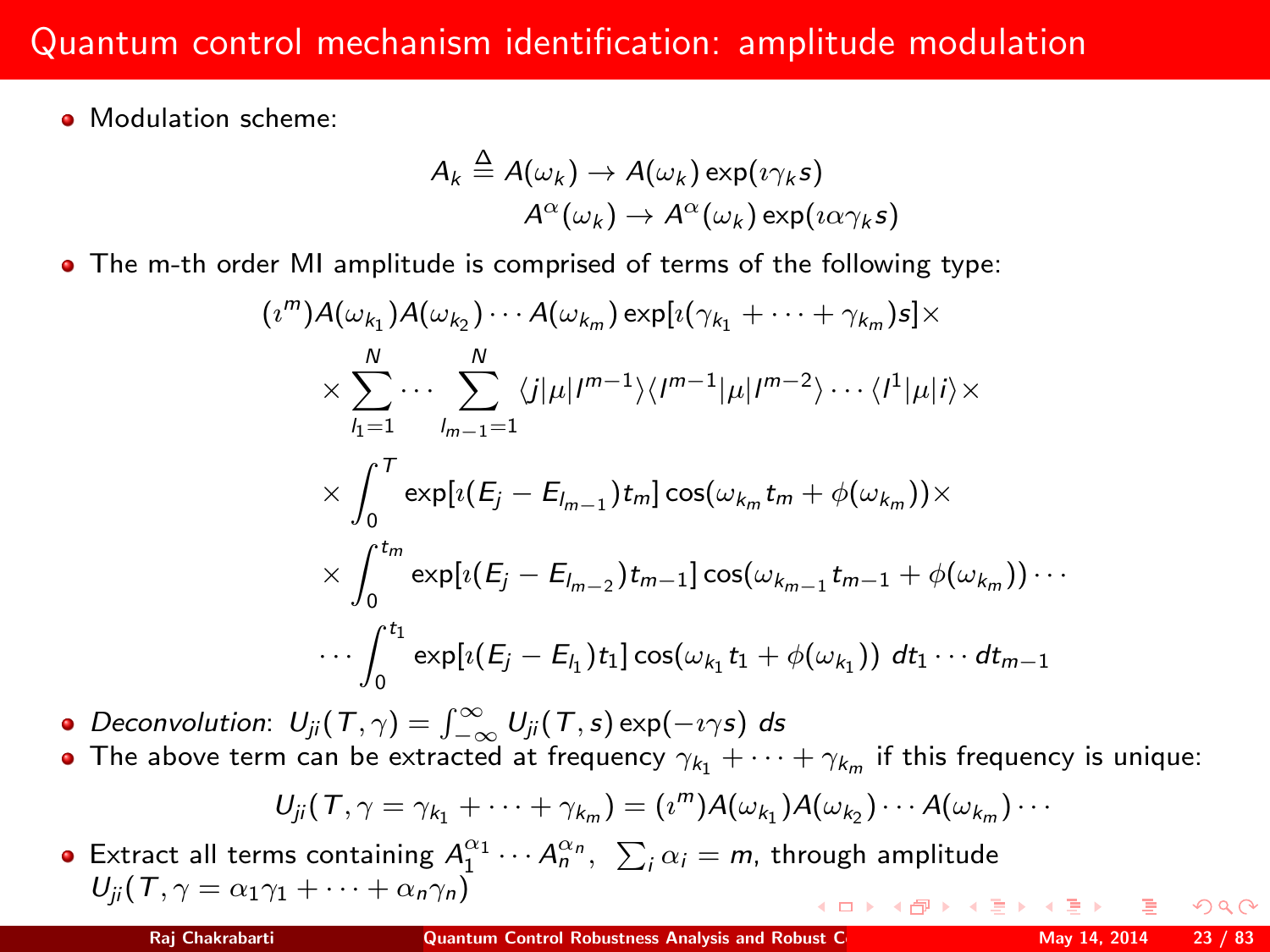# Quantum control mechanism identification: amplitude modulation

- Modulation scheme:

$$A_k \triangleq A(\omega_k) \rightarrow A(\omega_k)\exp(\imath\gamma_k s)$$
$$A^\alpha(\omega_k) \rightarrow A^\alpha(\omega_k)\exp(\imath\alpha\gamma_k s)$$

- The m-th order MI amplitude is comprised of terms of the following type:

$$
\begin{aligned}
&(\imath^m)A(\omega_{k_1})A(\omega_{k_2})\cdots A(\omega_{k_m})\exp[\imath(\gamma_{k_1}+\cdots+\gamma_{k_m})s]\times \\
&\times \sum_{l_1=1}^{N}\cdots\sum_{l_{m-1}=1}^{N}\langle j|\mu|l^{m-1}\rangle\langle l^{m-1}|\mu|l^{m-2}\rangle\cdots\langle l^1|\mu|i\rangle\times \\
&\times \int_0^T \exp[\imath(E_j-E_{l_{m-1}})t_m]\cos(\omega_{k_m}t_m+\phi(\omega_{k_m}))\times \\
&\times \int_0^{t_m} \exp[\imath(E_j-E_{l_{m-2}})t_{m-1}]\cos(\omega_{k_{m-1}}t_{m-1}+\phi(\omega_{k_m}))\cdots \\
&\cdots\int_0^{t_1} \exp[\imath(E_j-E_{l_1})t_1]\cos(\omega_{k_1}t_1+\phi(\omega_{k_1}))\ dt_1\cdots dt_{m-1}
\end{aligned}
$$

- *Deconvolution*: $U_{ji}(T,\gamma)=\int_{-\infty}^{\infty}U_{ji}(T,s)\exp(-\imath\gamma s)\ ds$
- The above term can be extracted at frequency $\gamma_{k_1}+\cdots+\gamma_{k_m}$ if this frequency is unique:

$$U_{ji}(T,\gamma=\gamma_{k_1}+\cdots+\gamma_{k_m})=(\imath^m)A(\omega_{k_1})A(\omega_{k_2})\cdots A(\omega_{k_m})\cdots$$

- Extract all terms containing $A_1^{\alpha_1}\cdots A_n^{\alpha_n},\ \sum_i\alpha_i=m$, through amplitude $U_{ji}(T,\gamma=\alpha_1\gamma_1+\cdots+\alpha_n\gamma_n)$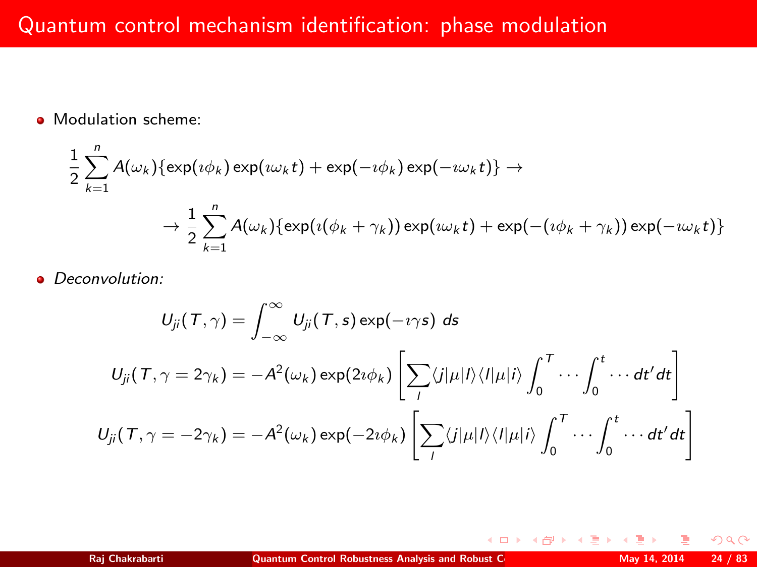# Quantum control mechanism identification: phase modulation

- Modulation scheme:

$$\frac{1}{2}\sum_{k=1}^{n} A(\omega_k)\{\exp(\imath\phi_k)\exp(\imath\omega_k t) + \exp(-\imath\phi_k)\exp(-\imath\omega_k t)\} \rightarrow$$

$$\rightarrow \frac{1}{2}\sum_{k=1}^{n} A(\omega_k)\{\exp(\imath(\phi_k + \gamma_k))\exp(\imath\omega_k t) + \exp(-(\imath\phi_k + \gamma_k))\exp(-\imath\omega_k t)\}$$

- *Deconvolution:*

$$U_{ji}(T,\gamma) = \int_{-\infty}^{\infty} U_{ji}(T,s)\exp(-\imath\gamma s)\ ds$$

$$U_{ji}(T,\gamma = 2\gamma_k) = -A^2(\omega_k)\exp(2\imath\phi_k)\left[\sum_l \langle j|\mu|l\rangle\langle l|\mu|i\rangle \int_0^T \cdots \int_0^t \cdots dt'\,dt\right]$$

$$U_{ji}(T,\gamma = -2\gamma_k) = -A^2(\omega_k)\exp(-2\imath\phi_k)\left[\sum_l \langle j|\mu|l\rangle\langle l|\mu|i\rangle \int_0^T \cdots \int_0^t \cdots dt'\,dt\right]$$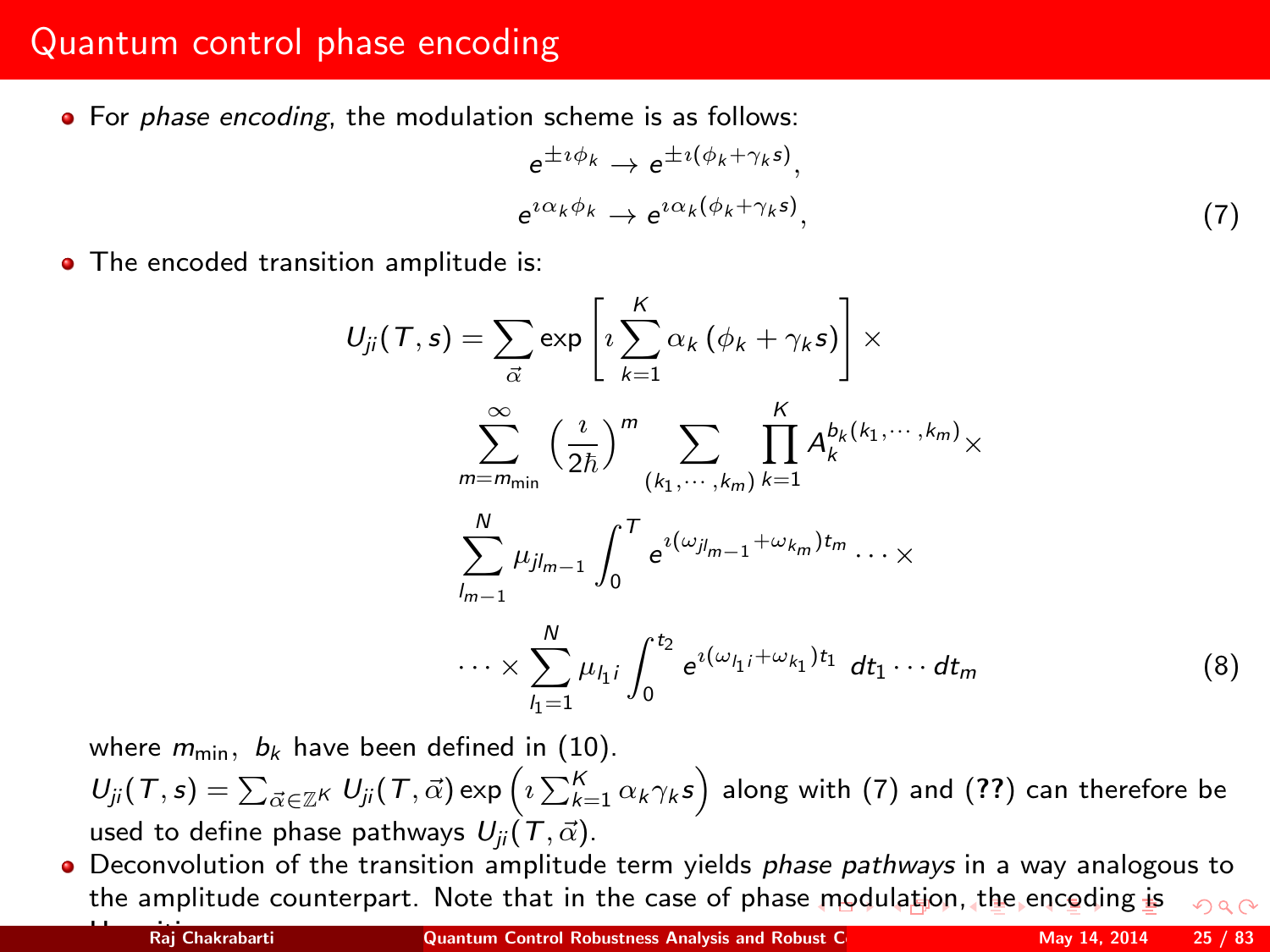# Quantum control phase encoding

- For *phase encoding*, the modulation scheme is as follows:

$$
\begin{aligned}
e^{\pm \imath \phi_k} &\to e^{\pm \imath (\phi_k + \gamma_k s)}, \\
e^{\imath \alpha_k \phi_k} &\to e^{\imath \alpha_k (\phi_k + \gamma_k s)},
\end{aligned}
\tag{7}
$$

- The encoded transition amplitude is:

$$
\begin{aligned}
U_{ji}(T, s) = \sum_{\vec{\alpha}} \exp\left[\imath \sum_{k=1}^{K} \alpha_k \left(\phi_k + \gamma_k s\right)\right] \times \\
\sum_{m=m_{\min}}^{\infty} \left(\frac{\imath}{2\hbar}\right)^m \sum_{(k_1, \cdots, k_m)} \prod_{k=1}^{K} A_k^{b_k(k_1, \cdots, k_m)} \times \\
\sum_{l_{m-1}}^{N} \mu_{jl_{m-1}} \int_0^T e^{\imath(\omega_{jl_{m-1}} + \omega_{k_m}) t_m} \cdots \times \\
\cdots \times \sum_{l_1=1}^{N} \mu_{l_1 i} \int_0^{t_2} e^{\imath(\omega_{l_1 i} + \omega_{k_1}) t_1} \, dt_1 \cdots dt_m
\end{aligned}
\tag{8}
$$

where $m_{\min},\ b_k$ have been defined in (10).
$U_{ji}(T, s) = \sum_{\vec{\alpha} \in \mathbb{Z}^K} U_{ji}(T, \vec{\alpha}) \exp\left(\imath \sum_{k=1}^{K} \alpha_k \gamma_k s\right)$ along with (7) and (**??**) can therefore be used to define phase pathways $U_{ji}(T, \vec{\alpha})$.

- Deconvolution of the transition amplitude term yields *phase pathways* in a way analogous to the amplitude counterpart. Note that in the case of phase modulation, the encoding is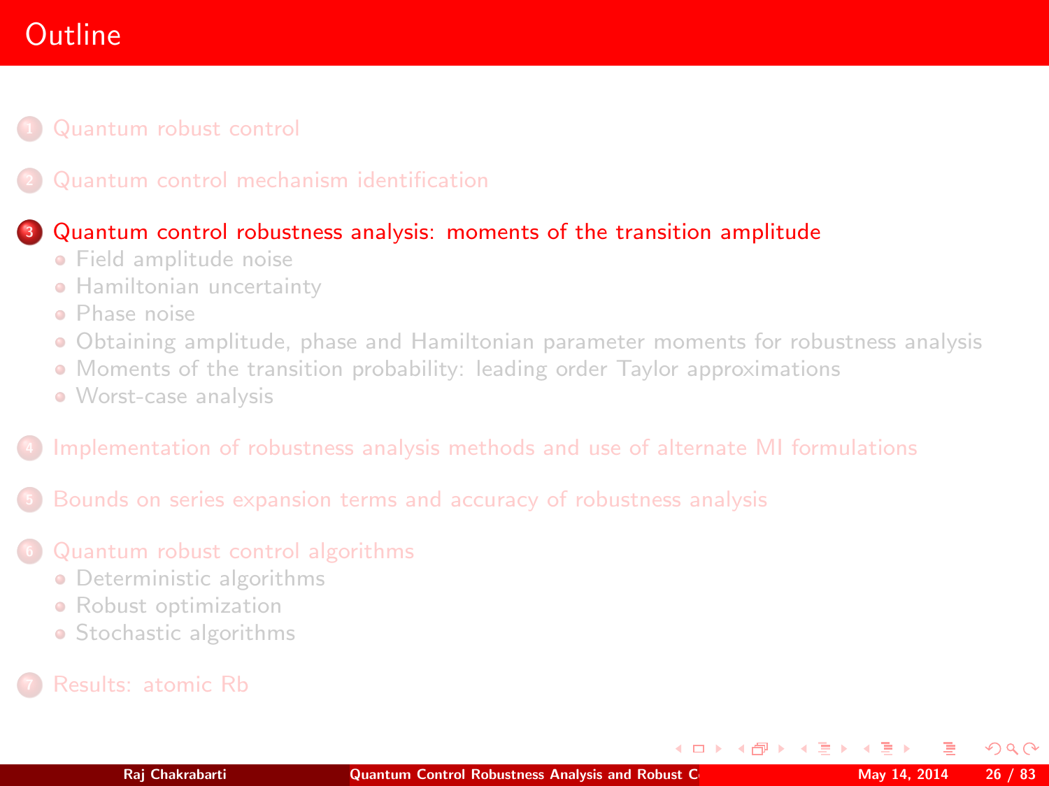# Outline

1. Quantum robust control
2. Quantum control mechanism identification
3. Quantum control robustness analysis: moments of the transition amplitude
   - Field amplitude noise
   - Hamiltonian uncertainty
   - Phase noise
   - Obtaining amplitude, phase and Hamiltonian parameter moments for robustness analysis
   - Moments of the transition probability: leading order Taylor approximations
   - Worst-case analysis
4. Implementation of robustness analysis methods and use of alternate MI formulations
5. Bounds on series expansion terms and accuracy of robustness analysis
6. Quantum robust control algorithms
   - Deterministic algorithms
   - Robust optimization
   - Stochastic algorithms
7. Results: atomic Rb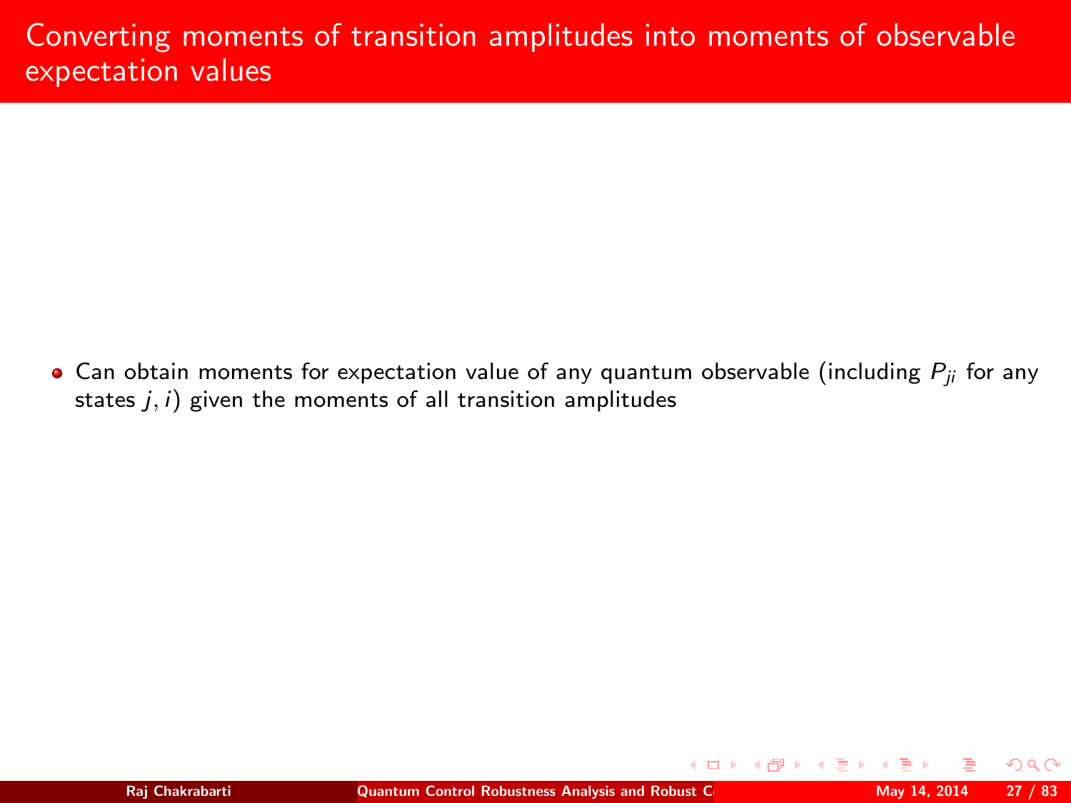# Converting moments of transition amplitudes into moments of observable expectation values

- Can obtain moments for expectation value of any quantum observable (including $P_{ji}$ for any states $j, i$) given the moments of all transition amplitudes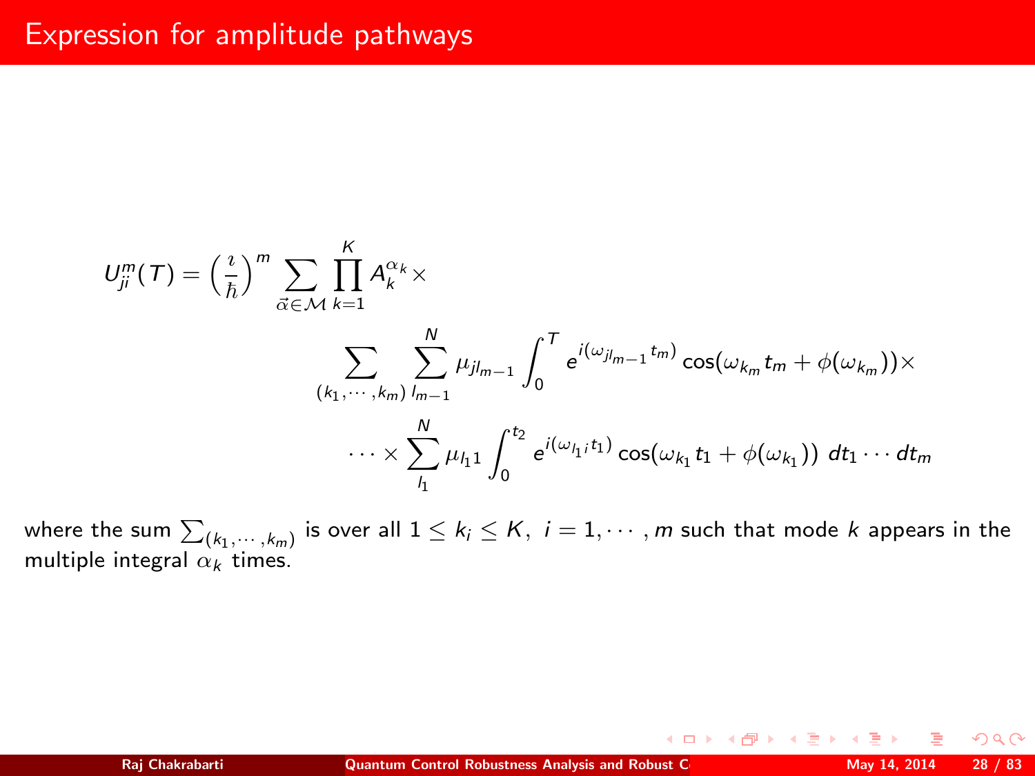# Expression for amplitude pathways

$$
U_{ji}^m(T) = \left(\frac{\imath}{\hbar}\right)^m \sum_{\vec{\alpha}\in\mathcal{M}} \prod_{k=1}^{K} A_k^{\alpha_k} \times
$$

$$
\sum_{(k_1,\cdots,k_m)} \sum_{l_{m-1}}^{N} \mu_{jl_{m-1}} \int_0^T e^{i(\omega_{jl_{m-1}} t_m)} \cos(\omega_{k_m} t_m + \phi(\omega_{k_m}))\times
$$

$$
\cdots \times \sum_{l_1}^{N} \mu_{l_1 1} \int_0^{t_2} e^{i(\omega_{l_1 i} t_1)} \cos(\omega_{k_1} t_1 + \phi(\omega_{k_1}))\ dt_1 \cdots dt_m
$$

where the sum $\sum_{(k_1,\cdots,k_m)}$ is over all $1 \leq k_i \leq K,\ i = 1, \cdots, m$ such that mode $k$ appears in the multiple integral $\alpha_k$ times.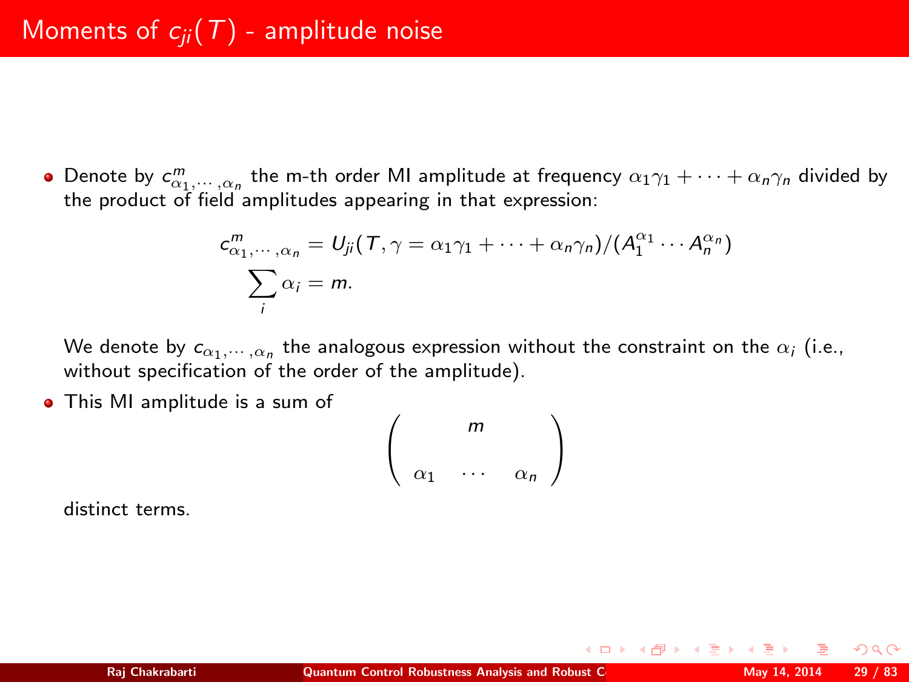# Moments of $c_{ji}(T)$ - amplitude noise

- Denote by $c^m_{\alpha_1,\cdots,\alpha_n}$ the m-th order MI amplitude at frequency $\alpha_1\gamma_1 + \cdots + \alpha_n\gamma_n$ divided by the product of field amplitudes appearing in that expression:

$$c^m_{\alpha_1,\cdots,\alpha_n} = U_{ji}(T, \gamma = \alpha_1\gamma_1 + \cdots + \alpha_n\gamma_n)/(A_1^{\alpha_1} \cdots A_n^{\alpha_n})$$
$$\sum_i \alpha_i = m.$$

  We denote by $c_{\alpha_1,\cdots,\alpha_n}$ the analogous expression without the constraint on the $\alpha_i$ (i.e., without specification of the order of the amplitude).

- This MI amplitude is a sum of

$$\begin{pmatrix} & m & \\ \alpha_1 & \cdots & \alpha_n \end{pmatrix}$$

  distinct terms.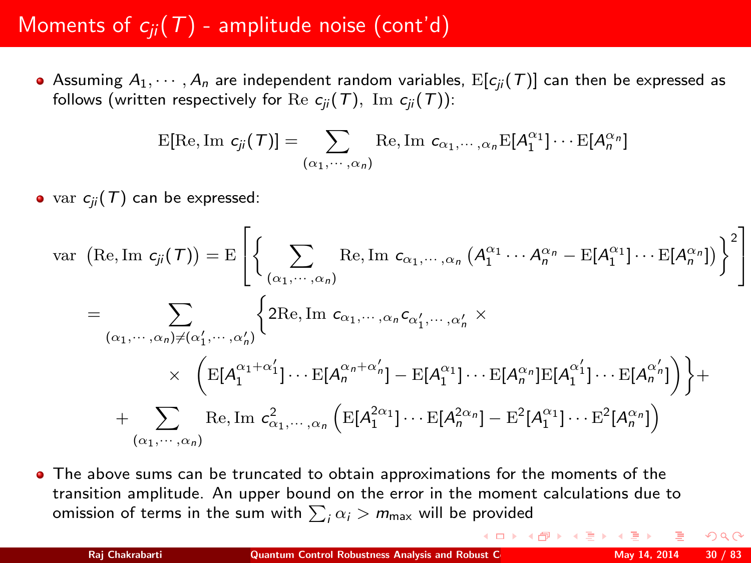# Moments of $c_{ji}(T)$ - amplitude noise (cont'd)

- Assuming $A_1, \cdots, A_n$ are independent random variables, $\mathrm{E}[c_{ji}(T)]$ can then be expressed as follows (written respectively for $\mathrm{Re}\ c_{ji}(T),\ \mathrm{Im}\ c_{ji}(T)$):

$$\mathrm{E}[\mathrm{Re}, \mathrm{Im}\ c_{ji}(T)] = \sum_{(\alpha_1, \cdots, \alpha_n)} \mathrm{Re}, \mathrm{Im}\ c_{\alpha_1, \cdots, \alpha_n} \mathrm{E}[A_1^{\alpha_1}] \cdots \mathrm{E}[A_n^{\alpha_n}]$$

- $\mathrm{var}\ c_{ji}(T)$ can be expressed:

$$\begin{aligned}
\mathrm{var}\ \left(\mathrm{Re}, \mathrm{Im}\ c_{ji}(T)\right) &= \mathrm{E}\left[\left\{ \sum_{(\alpha_1, \cdots, \alpha_n)} \mathrm{Re}, \mathrm{Im}\ c_{\alpha_1, \cdots, \alpha_n} \left(A_1^{\alpha_1} \cdots A_n^{\alpha_n} - \mathrm{E}[A_1^{\alpha_1}] \cdots \mathrm{E}[A_n^{\alpha_n}]\right) \right\}^2\right] \\
&= \sum_{(\alpha_1, \cdots, \alpha_n) \neq (\alpha'_1, \cdots, \alpha'_n)} \Big\{ 2\mathrm{Re}, \mathrm{Im}\ c_{\alpha_1, \cdots, \alpha_n} c_{\alpha'_1, \cdots, \alpha'_n} \times \\
&\quad \times \left( \mathrm{E}[A_1^{\alpha_1 + \alpha'_1}] \cdots \mathrm{E}[A_n^{\alpha_n + \alpha'_n}] - \mathrm{E}[A_1^{\alpha_1}] \cdots \mathrm{E}[A_n^{\alpha_n}] \mathrm{E}[A_1^{\alpha'_1}] \cdots \mathrm{E}[A_n^{\alpha'_n}] \right) \Big\} + \\
&\quad + \sum_{(\alpha_1, \cdots, \alpha_n)} \mathrm{Re}, \mathrm{Im}\ c^2_{\alpha_1, \cdots, \alpha_n} \left( \mathrm{E}[A_1^{2\alpha_1}] \cdots \mathrm{E}[A_n^{2\alpha_n}] - \mathrm{E}^2[A_1^{\alpha_1}] \cdots \mathrm{E}^2[A_n^{\alpha_n}] \right)
\end{aligned}$$

- The above sums can be truncated to obtain approximations for the moments of the transition amplitude. An upper bound on the error in the moment calculations due to omission of terms in the sum with $\sum_i \alpha_i > m_{\max}$ will be provided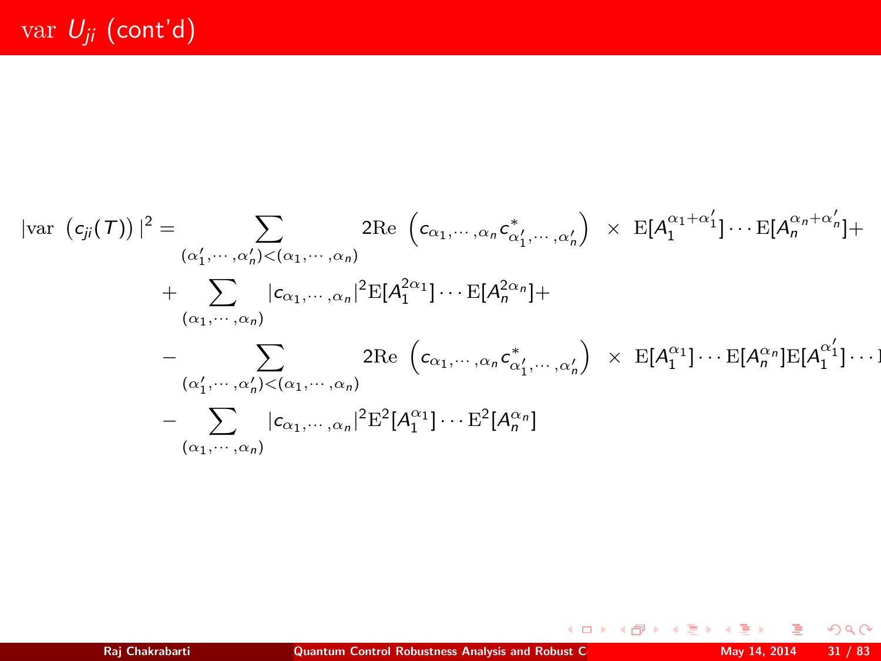# var $U_{ji}$ (cont'd)

$$
\begin{aligned}
|\mathrm{var}\ \left(c_{ji}(T)\right)|^2 = & \sum_{(\alpha_1',\cdots,\alpha_n')<(\alpha_1,\cdots,\alpha_n)} 2\mathrm{Re}\ \left(c_{\alpha_1,\cdots,\alpha_n} c^*_{\alpha_1',\cdots,\alpha_n'}\right) \ \times\ \mathrm{E}[A_1^{\alpha_1+\alpha_1'}]\cdots\mathrm{E}[A_n^{\alpha_n+\alpha_n'}]+ \\
& + \sum_{(\alpha_1,\cdots,\alpha_n)} |c_{\alpha_1,\cdots,\alpha_n}|^2 \mathrm{E}[A_1^{2\alpha_1}]\cdots\mathrm{E}[A_n^{2\alpha_n}]+ \\
& - \sum_{(\alpha_1',\cdots,\alpha_n')<(\alpha_1,\cdots,\alpha_n)} 2\mathrm{Re}\ \left(c_{\alpha_1,\cdots,\alpha_n} c^*_{\alpha_1',\cdots,\alpha_n'}\right) \ \times\ \mathrm{E}[A_1^{\alpha_1}]\cdots\mathrm{E}[A_n^{\alpha_n}]\mathrm{E}[A_1^{\alpha_1'}]\cdots \\
& - \sum_{(\alpha_1,\cdots,\alpha_n)} |c_{\alpha_1,\cdots,\alpha_n}|^2 \mathrm{E}^2[A_1^{\alpha_1}]\cdots\mathrm{E}^2[A_n^{\alpha_n}]
\end{aligned}
$$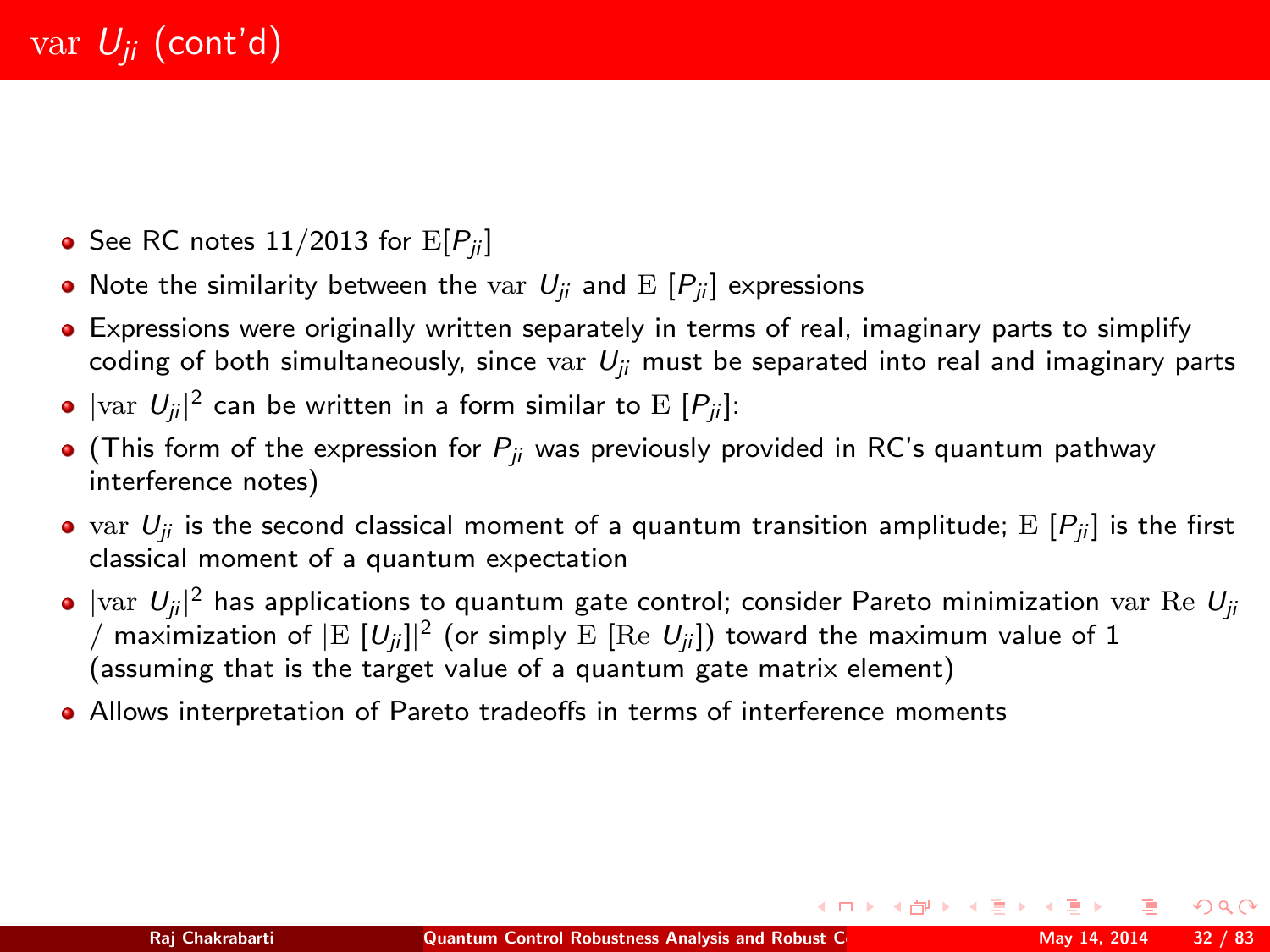# $\mathrm{var}\ U_{ji}$ (cont'd)

- See RC notes 11/2013 for $\mathrm{E}[P_{ji}]$
- Note the similarity between the $\mathrm{var}\ U_{ji}$ and $\mathrm{E}\ [P_{ji}]$ expressions
- Expressions were originally written separately in terms of real, imaginary parts to simplify coding of both simultaneously, since $\mathrm{var}\ U_{ji}$ must be separated into real and imaginary parts
- $|\mathrm{var}\ U_{ji}|^2$ can be written in a form similar to $\mathrm{E}\ [P_{ji}]$:
- (This form of the expression for $P_{ji}$ was previously provided in RC's quantum pathway interference notes)
- $\mathrm{var}\ U_{ji}$ is the second classical moment of a quantum transition amplitude; $\mathrm{E}\ [P_{ji}]$ is the first classical moment of a quantum expectation
- $|\mathrm{var}\ U_{ji}|^2$ has applications to quantum gate control; consider Pareto minimization $\mathrm{var}\ \mathrm{Re}\ U_{ji}$ / maximization of $|\mathrm{E}\ [U_{ji}]|^2$ (or simply $\mathrm{E}\ [\mathrm{Re}\ U_{ji}]$) toward the maximum value of 1 (assuming that is the target value of a quantum gate matrix element)
- Allows interpretation of Pareto tradeoffs in terms of interference moments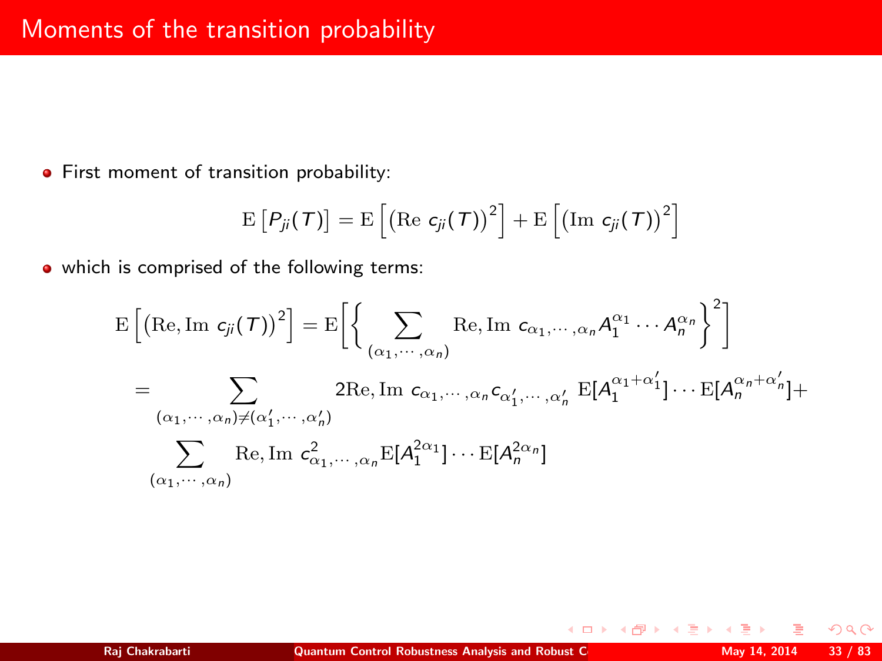# Moments of the transition probability

- First moment of transition probability:

$$\mathrm{E}\left[P_{ji}(T)\right] = \mathrm{E}\left[\left(\mathrm{Re}\ c_{ji}(T)\right)^2\right] + \mathrm{E}\left[\left(\mathrm{Im}\ c_{ji}(T)\right)^2\right]$$

- which is comprised of the following terms:

$$\mathrm{E}\left[\left(\mathrm{Re}, \mathrm{Im}\ c_{ji}(T)\right)^2\right] = \mathrm{E}\left[\left\{ \sum_{(\alpha_1, \cdots, \alpha_n)} \mathrm{Re}, \mathrm{Im}\ c_{\alpha_1, \cdots, \alpha_n} A_1^{\alpha_1} \cdots A_n^{\alpha_n} \right\}^2\right]$$

$$= \sum_{(\alpha_1, \cdots, \alpha_n) \neq (\alpha_1', \cdots, \alpha_n')} 2\mathrm{Re}, \mathrm{Im}\ c_{\alpha_1, \cdots, \alpha_n} c_{\alpha_1', \cdots, \alpha_n'}\ \mathrm{E}[A_1^{\alpha_1 + \alpha_1'}] \cdots \mathrm{E}[A_n^{\alpha_n + \alpha_n'}] +$$

$$\sum_{(\alpha_1, \cdots, \alpha_n)} \mathrm{Re}, \mathrm{Im}\ c^2_{\alpha_1, \cdots, \alpha_n} \mathrm{E}[A_1^{2\alpha_1}] \cdots \mathrm{E}[A_n^{2\alpha_n}]$$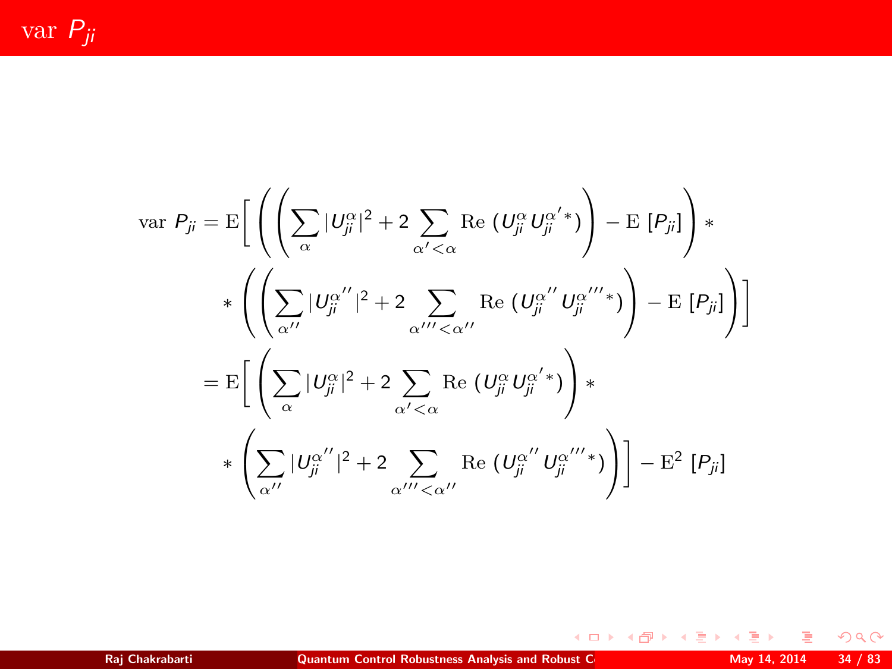# var $P_{ji}$

$$
\begin{aligned}
\text{var } P_{ji} = \mathrm{E}\Bigg[ &\left( \left( \sum_{\alpha} |U_{ji}^{\alpha}|^2 + 2 \sum_{\alpha' < \alpha} \mathrm{Re}\, (U_{ji}^{\alpha} U_{ji}^{\alpha' *}) \right) - \mathrm{E}\,[P_{ji}] \right) * \\
&* \left( \left( \sum_{\alpha''} |U_{ji}^{\alpha''}|^2 + 2 \sum_{\alpha''' < \alpha''} \mathrm{Re}\, (U_{ji}^{\alpha''} U_{ji}^{\alpha''' *}) \right) - \mathrm{E}\,[P_{ji}] \right) \Bigg] \\
= \mathrm{E}\Bigg[ &\left( \sum_{\alpha} |U_{ji}^{\alpha}|^2 + 2 \sum_{\alpha' < \alpha} \mathrm{Re}\, (U_{ji}^{\alpha} U_{ji}^{\alpha' *}) \right) * \\
&* \left( \sum_{\alpha''} |U_{ji}^{\alpha''}|^2 + 2 \sum_{\alpha''' < \alpha''} \mathrm{Re}\, (U_{ji}^{\alpha''} U_{ji}^{\alpha''' *}) \right) \Bigg] - \mathrm{E}^2\,[P_{ji}]
\end{aligned}
$$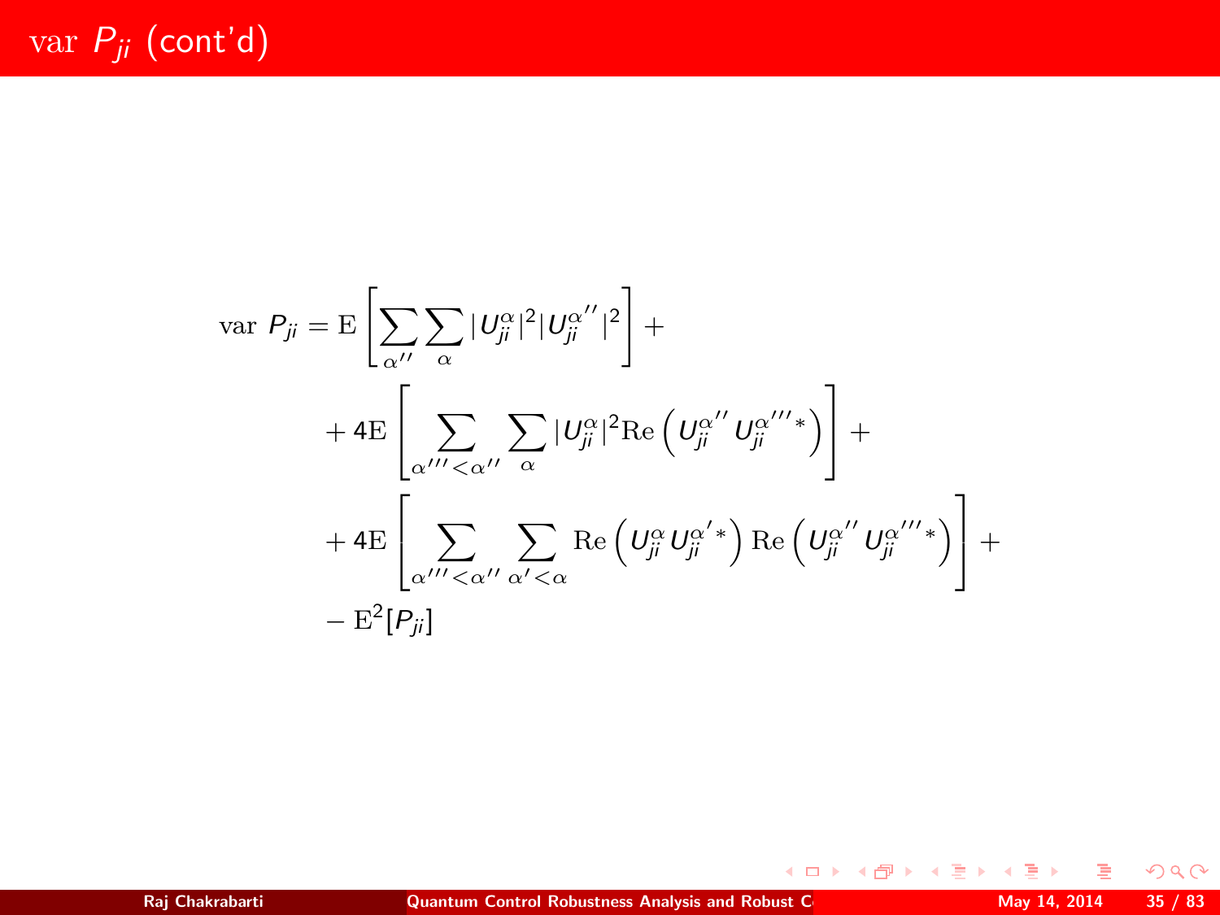# var $P_{ji}$ (cont'd)

$$
\begin{aligned}
\mathrm{var}\ P_{ji} = & \ \mathrm{E}\left[\sum_{\alpha''}\sum_{\alpha}|U_{ji}^{\alpha}|^2|U_{ji}^{\alpha''}|^2\right] + \\
& + 4\mathrm{E}\left[\sum_{\alpha'''<\alpha''}\sum_{\alpha}|U_{ji}^{\alpha}|^2\mathrm{Re}\left(U_{ji}^{\alpha''}U_{ji}^{\alpha'''*}\right)\right] + \\
& + 4\mathrm{E}\left[\sum_{\alpha'''<\alpha''}\sum_{\alpha'<\alpha}\mathrm{Re}\left(U_{ji}^{\alpha}U_{ji}^{\alpha'*}\right)\mathrm{Re}\left(U_{ji}^{\alpha''}U_{ji}^{\alpha'''*}\right)\right] + \\
& - \mathrm{E}^2[P_{ji}]
\end{aligned}
$$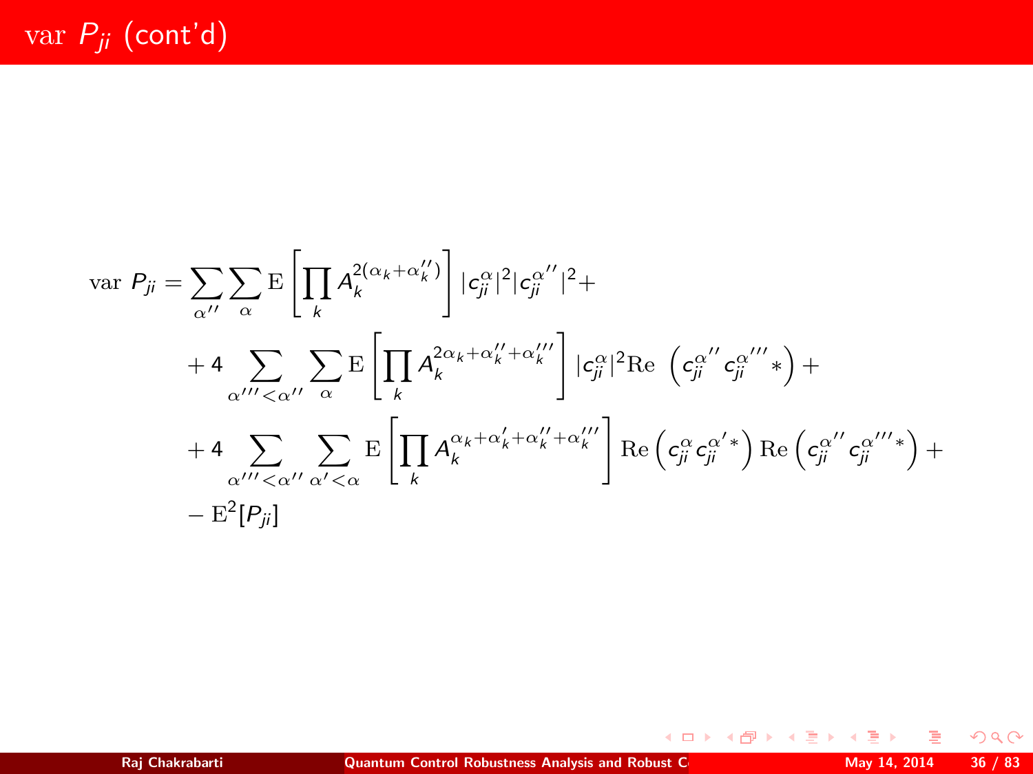# var $P_{ji}$ (cont'd)

$$
\begin{aligned}
\text{var } P_{ji} = &\sum_{\alpha''}\sum_{\alpha} \mathrm{E}\left[\prod_k A_k^{2(\alpha_k+\alpha_k'')}\right] |c_{ji}^{\alpha}|^2 |c_{ji}^{\alpha''}|^2 + \\
&+ 4 \sum_{\alpha'''<\alpha''}\sum_{\alpha} \mathrm{E}\left[\prod_k A_k^{2\alpha_k+\alpha_k''+\alpha_k'''}\right] |c_{ji}^{\alpha}|^2 \mathrm{Re}\,\left(c_{ji}^{\alpha''} c_{ji}^{\alpha'''}{}^{*}\right) + \\
&+ 4 \sum_{\alpha'''<\alpha''}\sum_{\alpha'<\alpha} \mathrm{E}\left[\prod_k A_k^{\alpha_k+\alpha_k'+\alpha_k''+\alpha_k'''}\right] \mathrm{Re}\left(c_{ji}^{\alpha} c_{ji}^{\alpha'}{}^{*}\right) \mathrm{Re}\left(c_{ji}^{\alpha''} c_{ji}^{\alpha'''}{}^{*}\right) + \\
&- \mathrm{E}^2[P_{ji}]
\end{aligned}
$$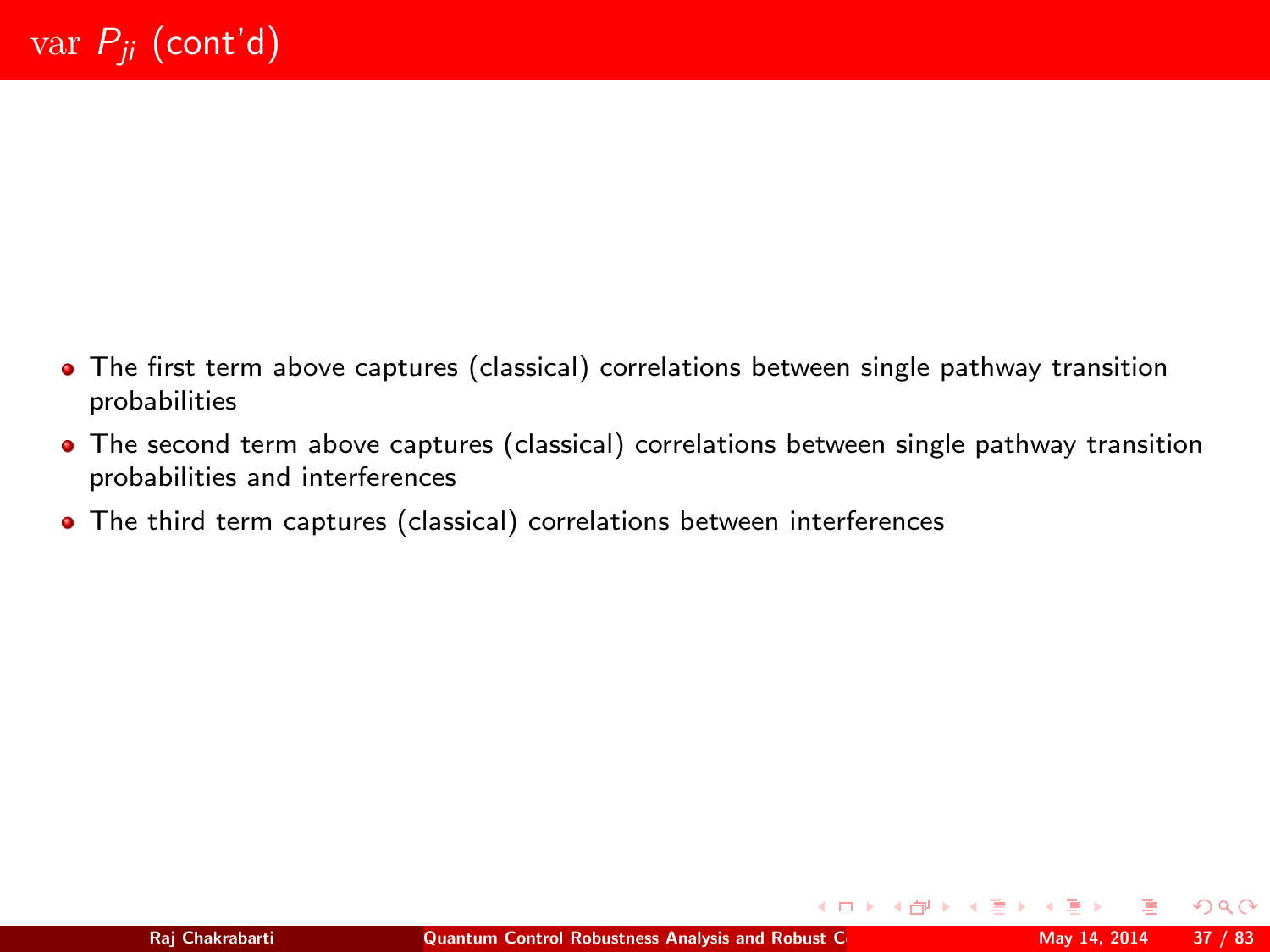# var $P_{ji}$ (cont'd)

- The first term above captures (classical) correlations between single pathway transition probabilities
- The second term above captures (classical) correlations between single pathway transition probabilities and interferences
- The third term captures (classical) correlations between interferences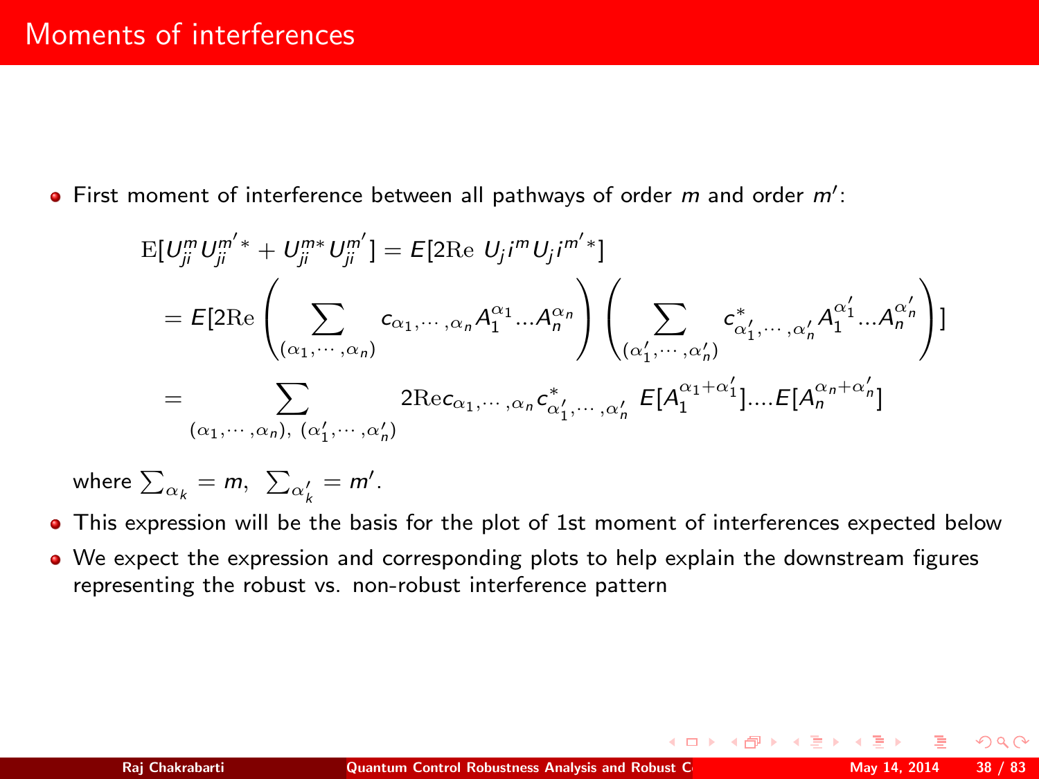# Moments of interferences

- First moment of interference between all pathways of order $m$ and order $m'$:

$$
\begin{aligned}
\mathrm{E}[U_{ji}^m U_{ji}^{m'*} + U_{ji}^{m*} U_{ji}^{m'}] &= E[2\mathrm{Re}\ U_j i^m U_j i^{m'*}] \\
&= E[2\mathrm{Re} \left( \sum_{(\alpha_1,\cdots,\alpha_n)} c_{\alpha_1,\cdots,\alpha_n} A_1^{\alpha_1} ... A_n^{\alpha_n} \right) \left( \sum_{(\alpha_1',\cdots,\alpha_n')} c^*_{\alpha_1',\cdots,\alpha_n'} A_1^{\alpha_1'} ... A_n^{\alpha_n'} \right)] \\
&= \sum_{(\alpha_1,\cdots,\alpha_n),\ (\alpha_1',\cdots,\alpha_n')} 2\mathrm{Re} c_{\alpha_1,\cdots,\alpha_n} c^*_{\alpha_1',\cdots,\alpha_n'}\ E[A_1^{\alpha_1+\alpha_1'}] .... E[A_n^{\alpha_n+\alpha_n'}]
\end{aligned}
$$

  where $\sum_{\alpha_k} = m,\ \sum_{\alpha_k'} = m'$.

- This expression will be the basis for the plot of 1st moment of interferences expected below
- We expect the expression and corresponding plots to help explain the downstream figures representing the robust vs. non-robust interference pattern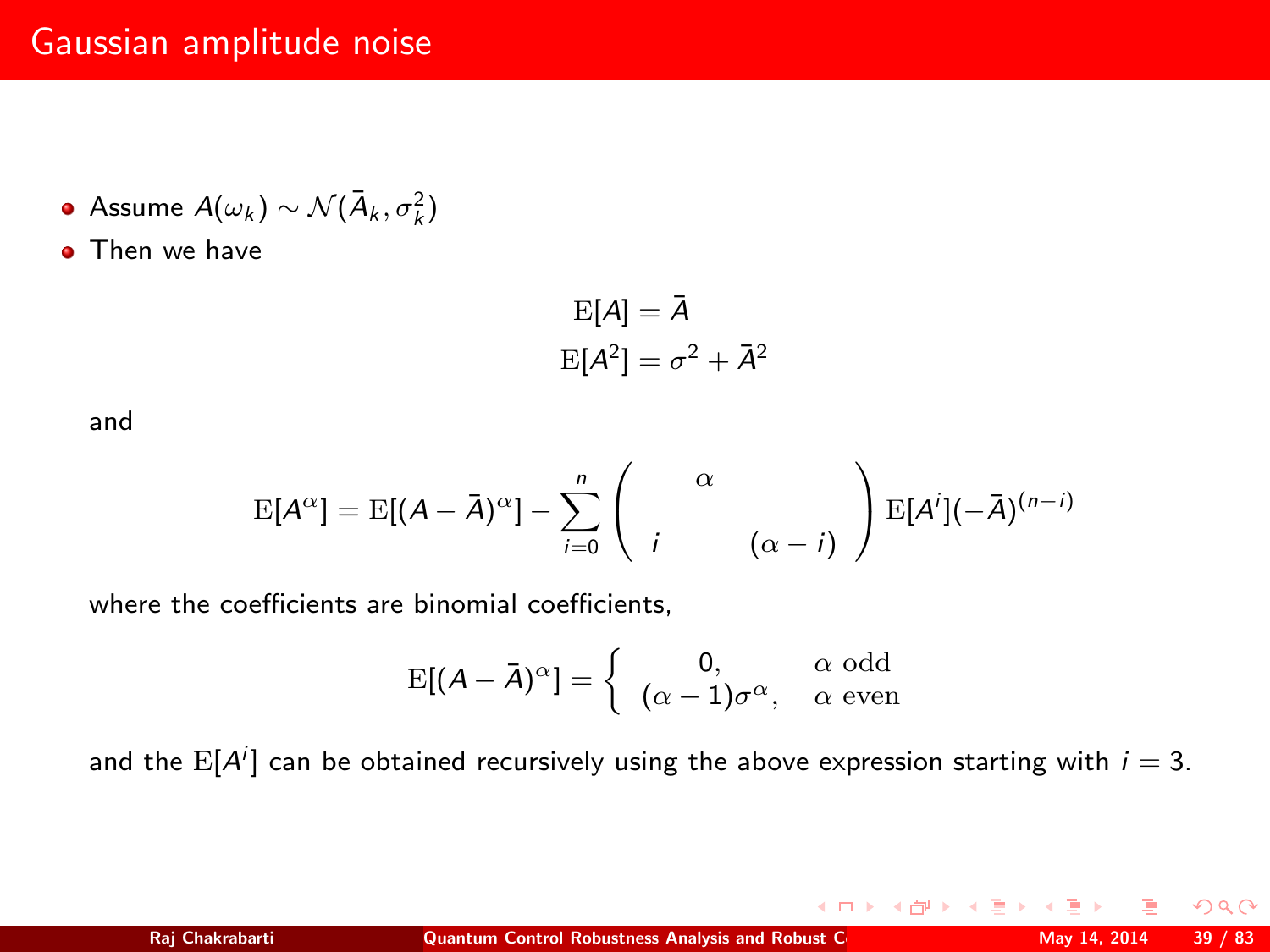# Gaussian amplitude noise

- Assume $A(\omega_k) \sim \mathcal{N}(\bar{A}_k, \sigma_k^2)$
- Then we have

$$
\begin{aligned}
\mathrm{E}[A] &= \bar{A} \\
\mathrm{E}[A^2] &= \sigma^2 + \bar{A}^2
\end{aligned}
$$

and

$$
\mathrm{E}[A^\alpha] = \mathrm{E}[(A - \bar{A})^\alpha] - \sum_{i=0}^{n} \begin{pmatrix} & \alpha & \\ i & & (\alpha - i) \end{pmatrix} \mathrm{E}[A^i](-\bar{A})^{(n-i)}
$$

where the coefficients are binomial coefficients,

$$
\mathrm{E}[(A - \bar{A})^\alpha] = \begin{cases} 0, & \alpha \text{ odd} \\ (\alpha - 1)\sigma^\alpha, & \alpha \text{ even} \end{cases}
$$

and the $\mathrm{E}[A^i]$ can be obtained recursively using the above expression starting with $i = 3$.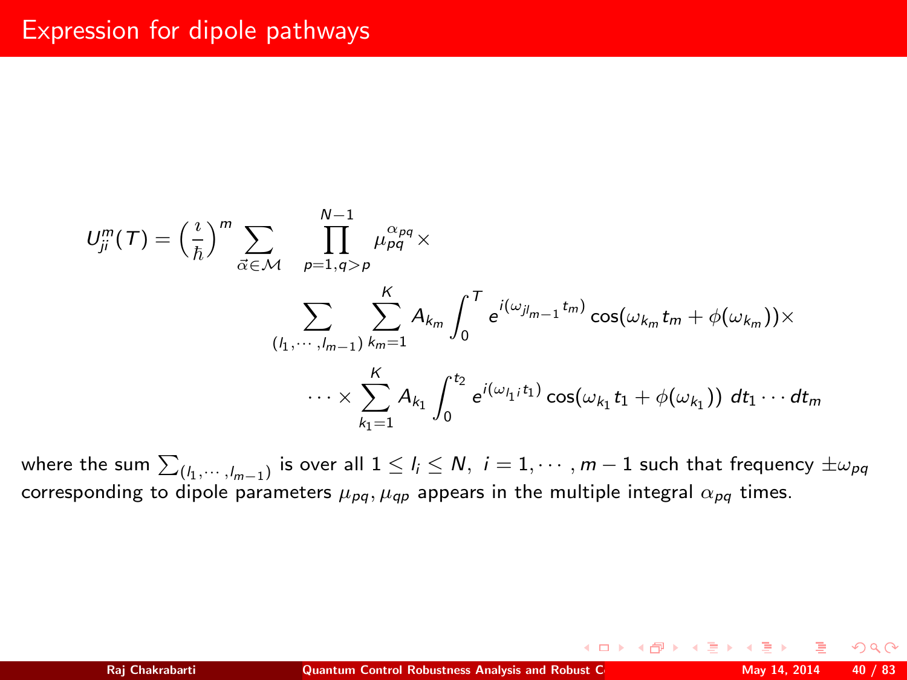# Expression for dipole pathways

$$U_{ji}^m(T) = \left(\frac{\imath}{\hbar}\right)^m \sum_{\vec{\alpha}\in\mathcal{M}} \prod_{p=1,q>p}^{N-1} \mu_{pq}^{\alpha_{pq}} \times$$

$$\sum_{(l_1,\cdots,l_{m-1})} \sum_{k_m=1}^{K} A_{k_m} \int_0^T e^{i(\omega_{jl_{m-1}} t_m)} \cos(\omega_{k_m} t_m + \phi(\omega_{k_m}))\times$$

$$\cdots \times \sum_{k_1=1}^{K} A_{k_1} \int_0^{t_2} e^{i(\omega_{l_1 i} t_1)} \cos(\omega_{k_1} t_1 + \phi(\omega_{k_1}))\; dt_1 \cdots dt_m$$

where the sum $\sum_{(l_1,\cdots,l_{m-1})}$ is over all $1 \leq l_i \leq N,\ i = 1,\cdots,m-1$ such that frequency $\pm\omega_{pq}$ corresponding to dipole parameters $\mu_{pq}, \mu_{qp}$ appears in the multiple integral $\alpha_{pq}$ times.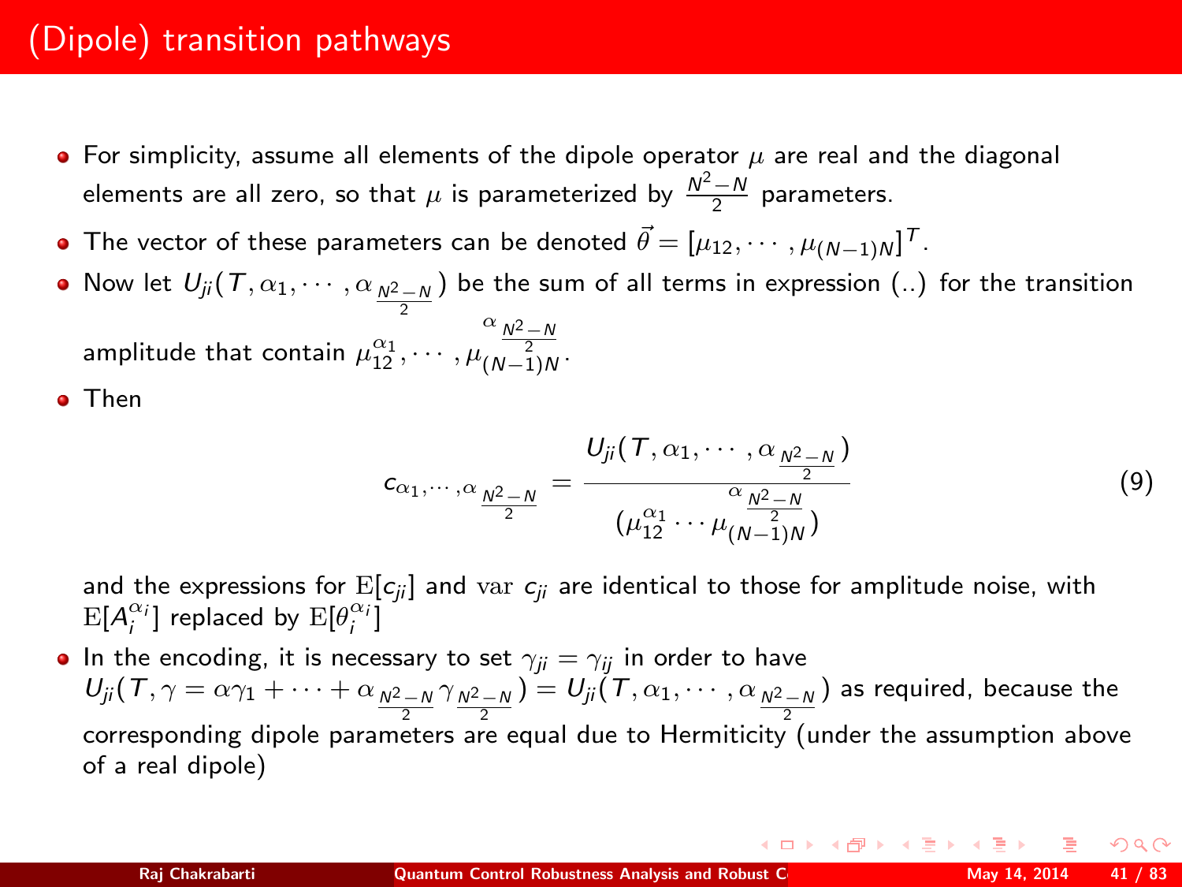# (Dipole) transition pathways

- For simplicity, assume all elements of the dipole operator $\mu$ are real and the diagonal elements are all zero, so that $\mu$ is parameterized by $\frac{N^2-N}{2}$ parameters.
- The vector of these parameters can be denoted $\vec{\theta} = [\mu_{12}, \cdots, \mu_{(N-1)N}]^T$.
- Now let $U_{ji}(T, \alpha_1, \cdots, \alpha_{\frac{N^2-N}{2}})$ be the sum of all terms in expression (..) for the transition amplitude that contain $\mu_{12}^{\alpha_1}, \cdots, \mu_{(N-1)N}^{\alpha_{\frac{N^2-N}{2}}}$.
- Then

$$
c_{\alpha_1,\cdots,\alpha_{\frac{N^2-N}{2}}} = \frac{U_{ji}(T, \alpha_1, \cdots, \alpha_{\frac{N^2-N}{2}})}{(\mu_{12}^{\alpha_1} \cdots \mu_{(N-1)N}^{\alpha_{\frac{N^2-N}{2}}})} \tag{9}
$$

  and the expressions for $\mathrm{E}[c_{ji}]$ and $\mathrm{var}\ c_{ji}$ are identical to those for amplitude noise, with $\mathrm{E}[A_i^{\alpha_i}]$ replaced by $\mathrm{E}[\theta_i^{\alpha_i}]$
- In the encoding, it is necessary to set $\gamma_{ji} = \gamma_{ij}$ in order to have $U_{ji}(T, \gamma = \alpha\gamma_1 + \cdots + \alpha_{\frac{N^2-N}{2}}\gamma_{\frac{N^2-N}{2}}) = U_{ji}(T, \alpha_1, \cdots, \alpha_{\frac{N^2-N}{2}})$ as required, because the corresponding dipole parameters are equal due to Hermiticity (under the assumption above of a real dipole)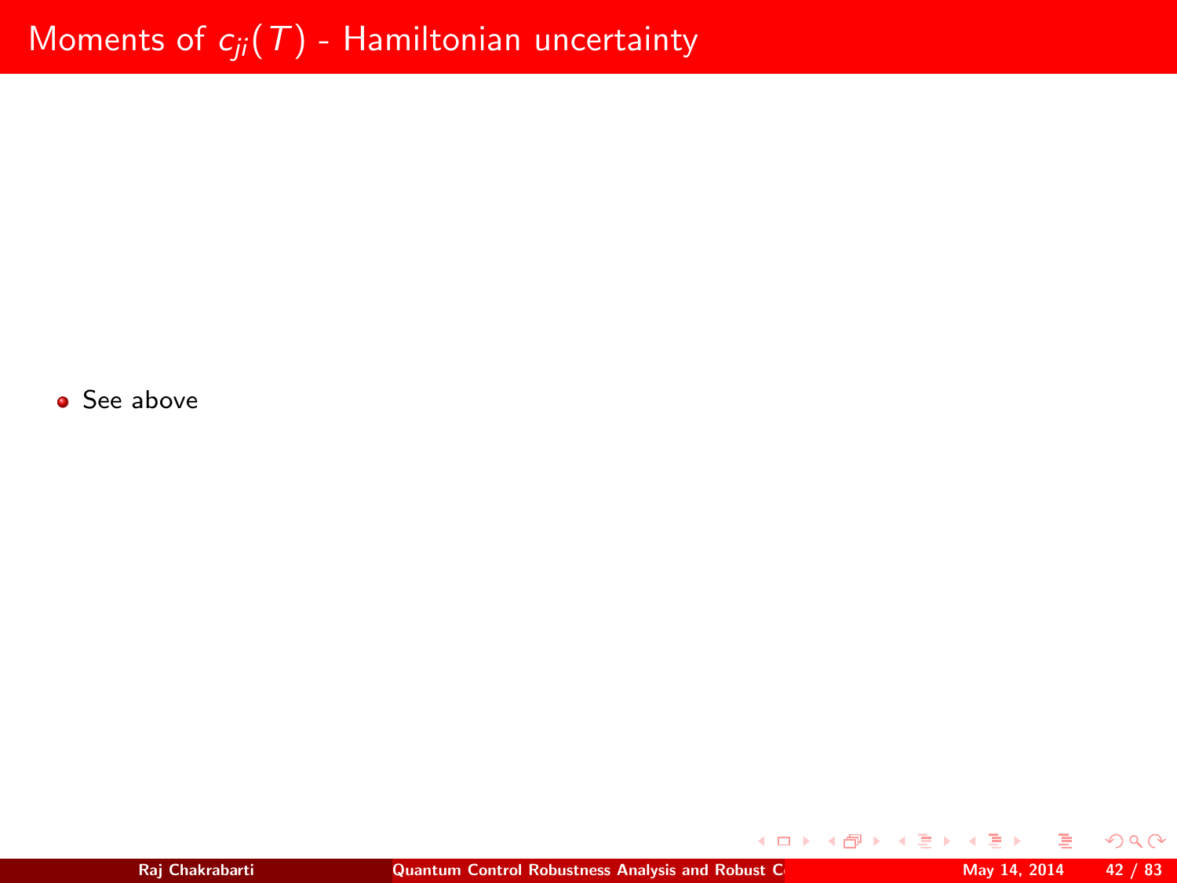# Moments of $c_{ji}(T)$ - Hamiltonian uncertainty

- See above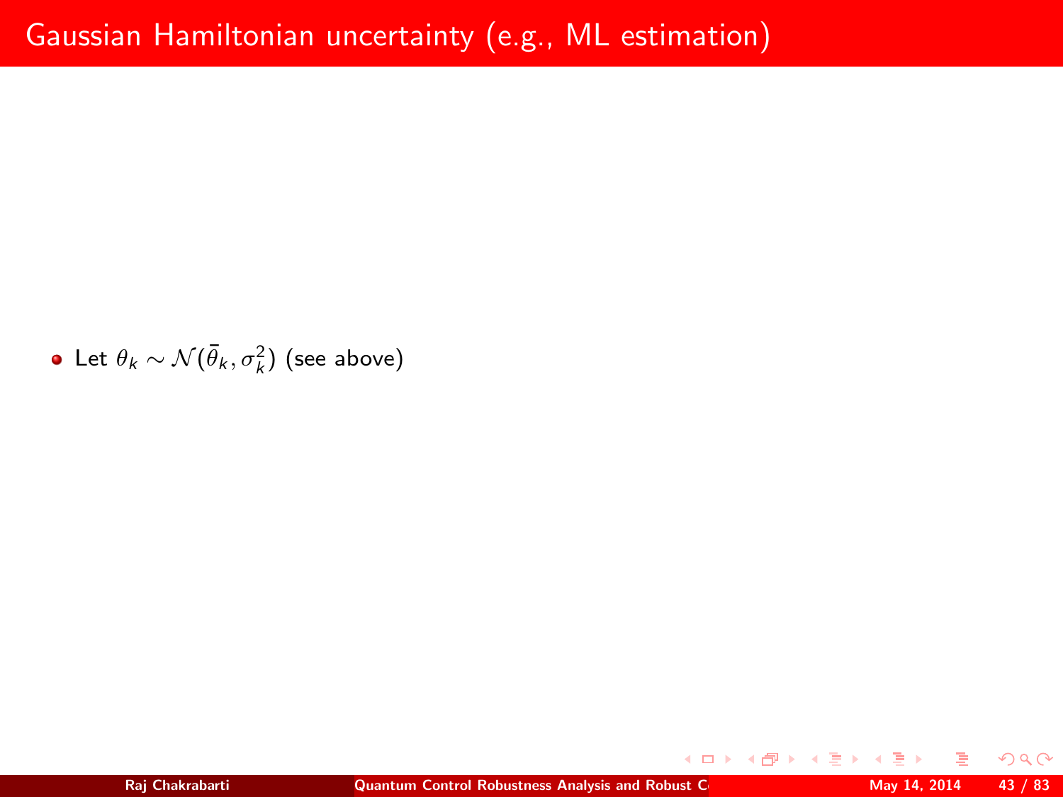# Gaussian Hamiltonian uncertainty (e.g., ML estimation)

- Let $\theta_k \sim \mathcal{N}(\bar{\theta}_k, \sigma_k^2)$ (see above)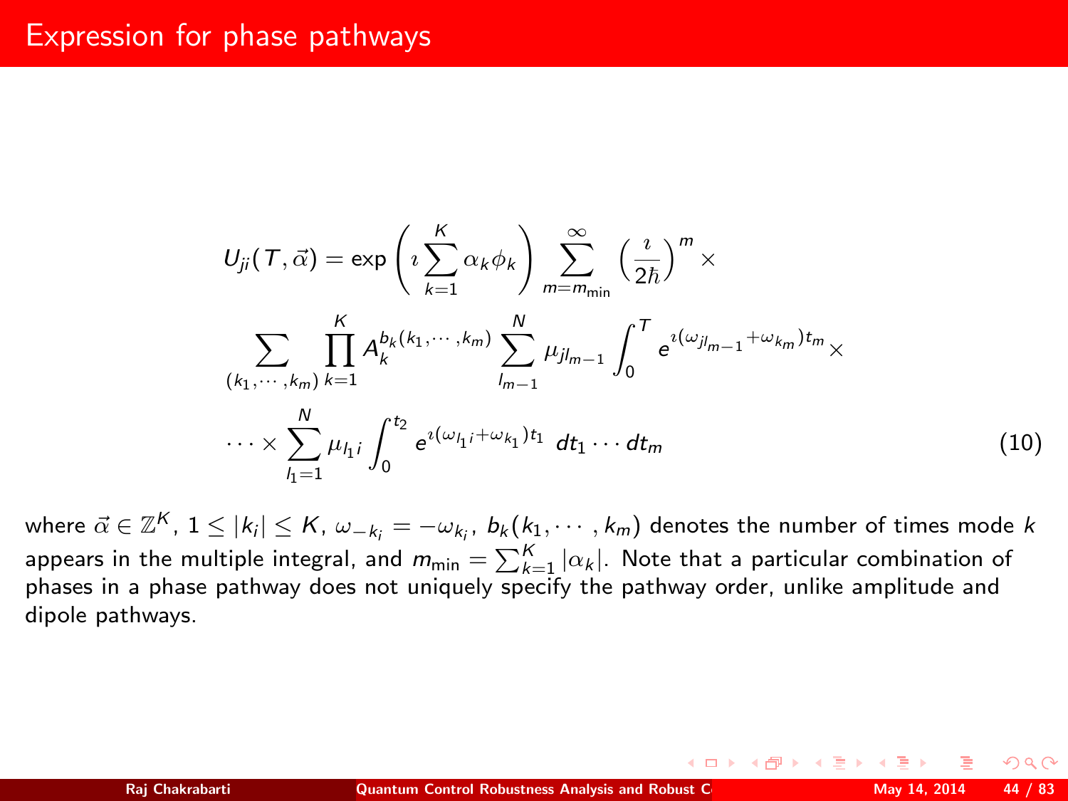# Expression for phase pathways

$$
\begin{aligned}
U_{ji}(T,\vec{\alpha}) = \exp\left(\imath \sum_{k=1}^{K} \alpha_k \phi_k\right) \sum_{m=m_{\min}}^{\infty} \left(\frac{\imath}{2\hbar}\right)^m \times \\
\sum_{(k_1,\cdots,k_m)} \prod_{k=1}^{K} A_k^{b_k(k_1,\cdots,k_m)} \sum_{l_{m-1}}^{N} \mu_{jl_{m-1}} \int_0^T e^{\imath(\omega_{jl_{m-1}}+\omega_{k_m})t_m} \times \\
\cdots \times \sum_{l_1=1}^{N} \mu_{l_1 i} \int_0^{t_2} e^{\imath(\omega_{l_1 i}+\omega_{k_1})t_1} \; dt_1 \cdots dt_m
\end{aligned}
\tag{10}
$$

where $\vec{\alpha} \in \mathbb{Z}^K$, $1 \leq |k_i| \leq K$, $\omega_{-k_i} = -\omega_{k_i}$, $b_k(k_1, \cdots, k_m)$ denotes the number of times mode $k$ appears in the multiple integral, and $m_{\min} = \sum_{k=1}^{K} |\alpha_k|$. Note that a particular combination of phases in a phase pathway does not uniquely specify the pathway order, unlike amplitude and dipole pathways.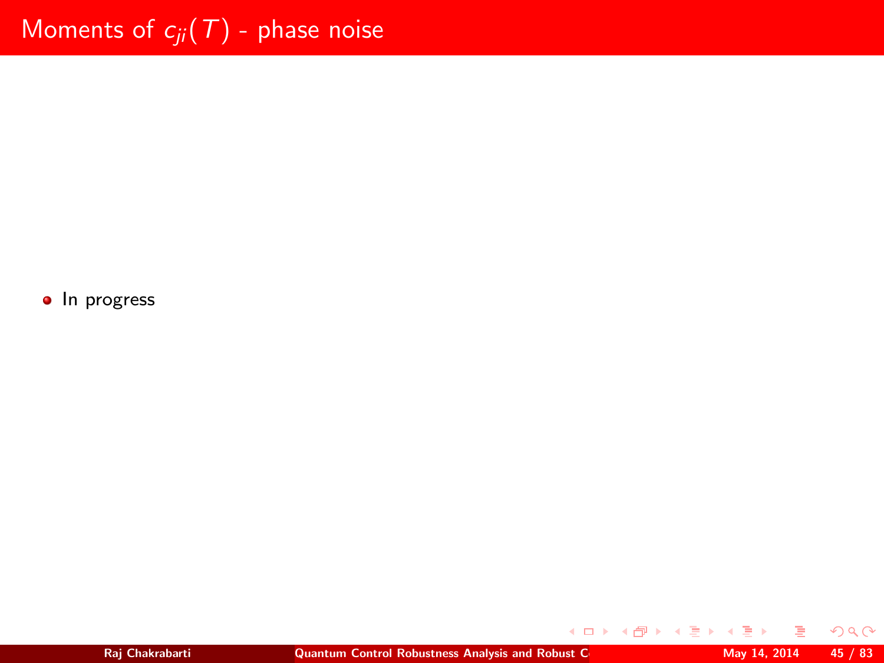# Moments of $c_{ji}(T)$ - phase noise

- In progress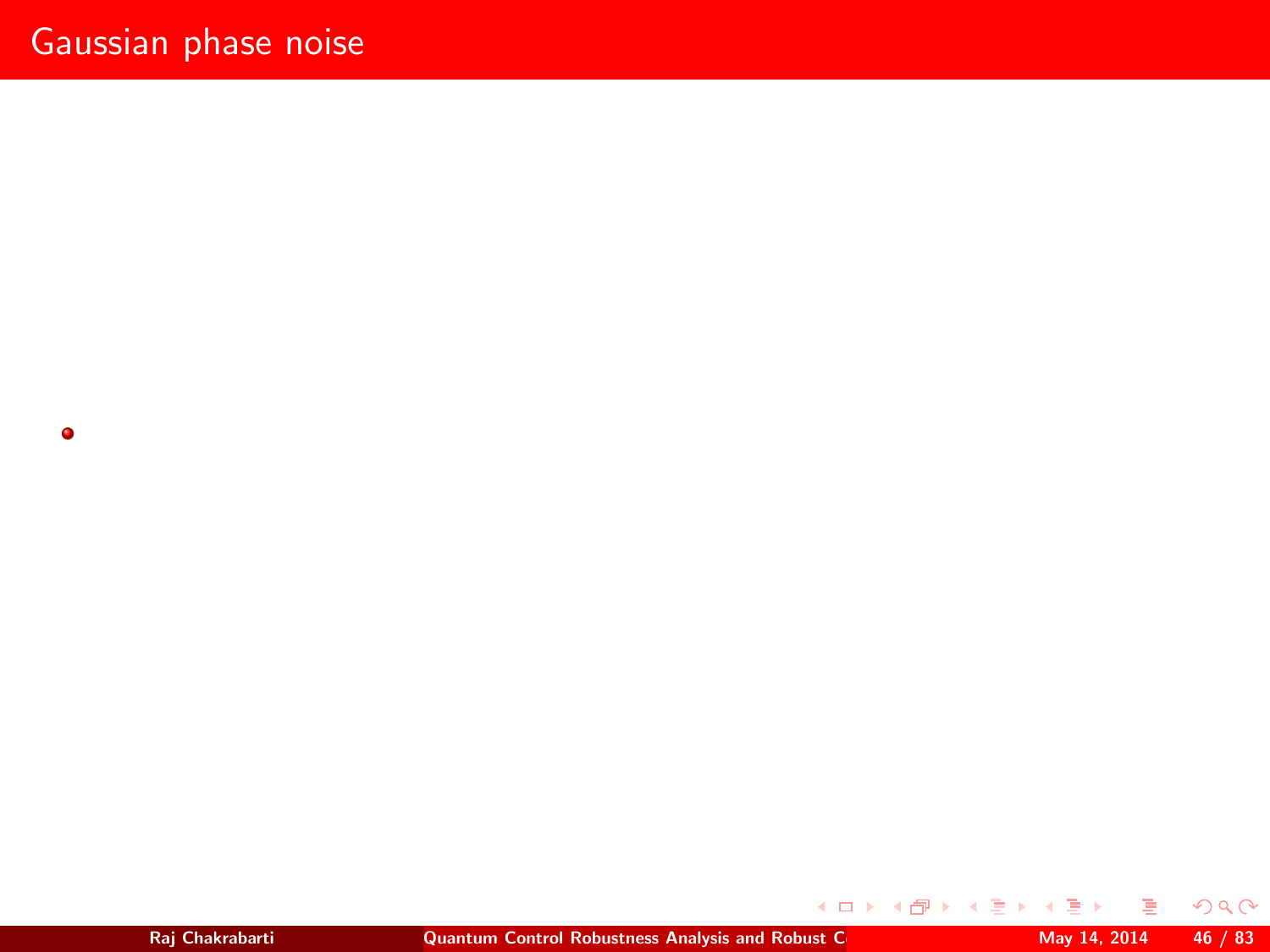# Gaussian phase noise

-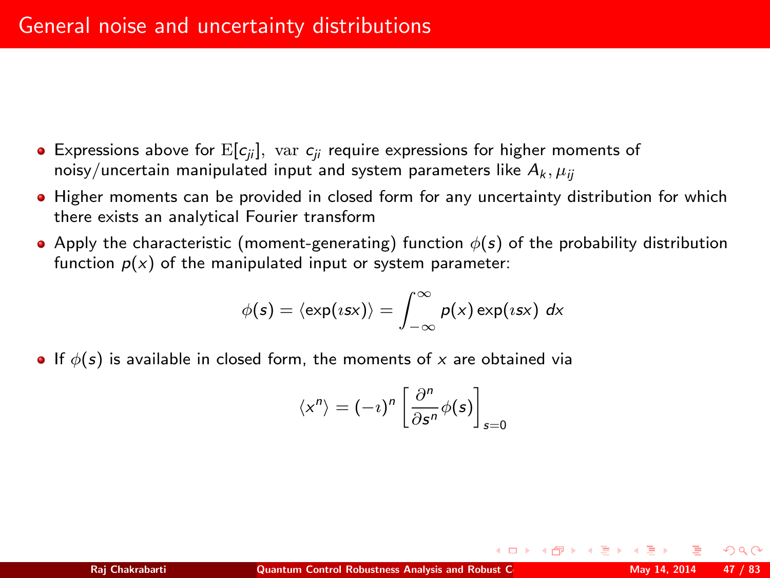# General noise and uncertainty distributions

- Expressions above for $\mathrm{E}[c_{ji}]$, $\mathrm{var}\ c_{ji}$ require expressions for higher moments of noisy/uncertain manipulated input and system parameters like $A_k, \mu_{ij}$
- Higher moments can be provided in closed form for any uncertainty distribution for which there exists an analytical Fourier transform
- Apply the characteristic (moment-generating) function $\phi(s)$ of the probability distribution function $p(x)$ of the manipulated input or system parameter:

$$\phi(s) = \langle \exp(\imath s x) \rangle = \int_{-\infty}^{\infty} p(x) \exp(\imath s x)\ dx$$

- If $\phi(s)$ is available in closed form, the moments of $x$ are obtained via

$$\langle x^n \rangle = (-\imath)^n \left[ \frac{\partial^n}{\partial s^n} \phi(s) \right]_{s=0}$$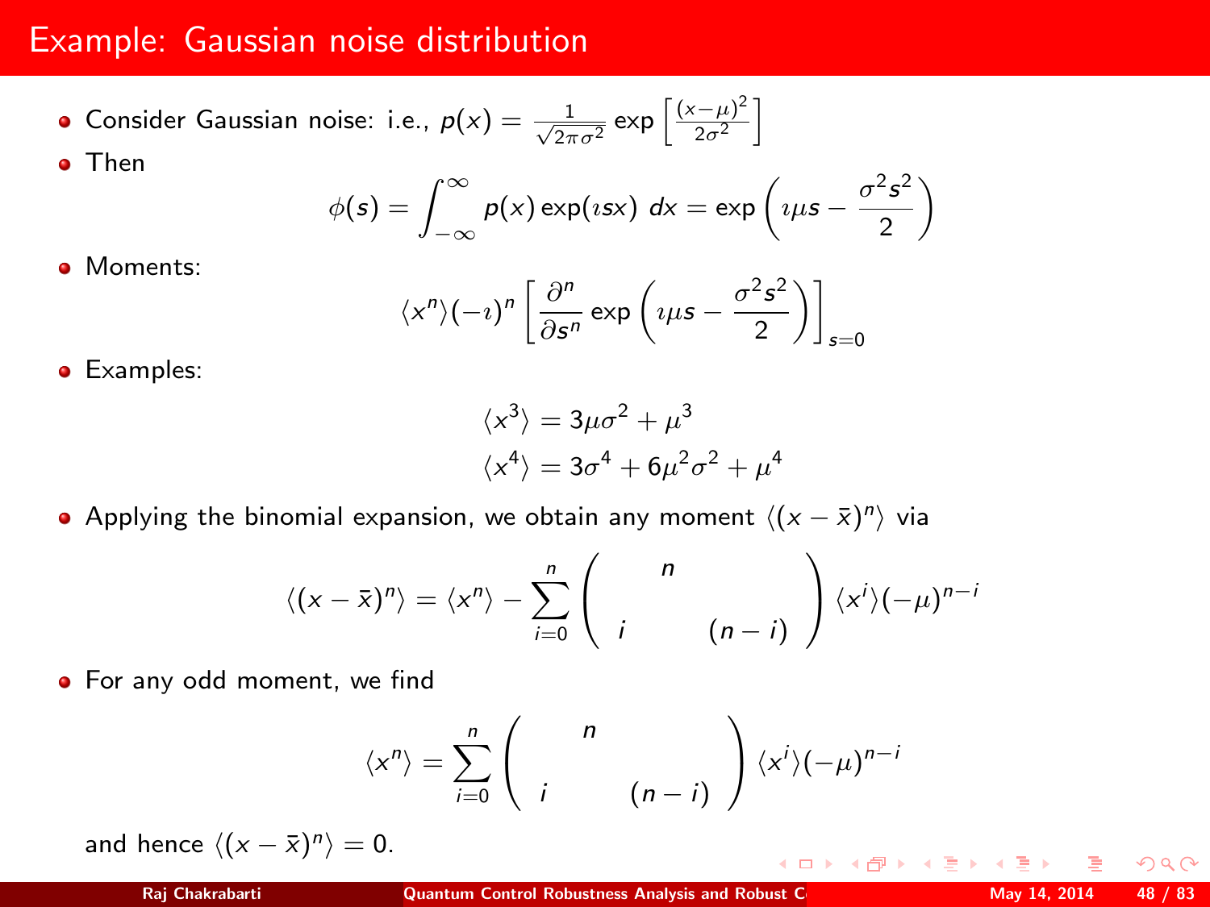# Example: Gaussian noise distribution

- Consider Gaussian noise: i.e., $p(x) = \frac{1}{\sqrt{2\pi\sigma^2}} \exp\left[\frac{(x-\mu)^2}{2\sigma^2}\right]$
- Then

$$\phi(s) = \int_{-\infty}^{\infty} p(x) \exp(\imath s x)\ dx = \exp\left(\imath \mu s - \frac{\sigma^2 s^2}{2}\right)$$

- Moments:

$$\langle x^n \rangle (-\imath)^n \left[\frac{\partial^n}{\partial s^n} \exp\left(\imath \mu s - \frac{\sigma^2 s^2}{2}\right)\right]_{s=0}$$

- Examples:

$$\langle x^3 \rangle = 3\mu\sigma^2 + \mu^3$$
$$\langle x^4 \rangle = 3\sigma^4 + 6\mu^2\sigma^2 + \mu^4$$

- Applying the binomial expansion, we obtain any moment $\langle (x - \bar{x})^n \rangle$ via

$$\langle (x-\bar{x})^n \rangle = \langle x^n \rangle - \sum_{i=0}^{n} \begin{pmatrix} & n & \\ i & & (n-i) \end{pmatrix} \langle x^i \rangle (-\mu)^{n-i}$$

- For any odd moment, we find

$$\langle x^n \rangle = \sum_{i=0}^{n} \begin{pmatrix} & n & \\ i & & (n-i) \end{pmatrix} \langle x^i \rangle (-\mu)^{n-i}$$

and hence $\langle (x - \bar{x})^n \rangle = 0$.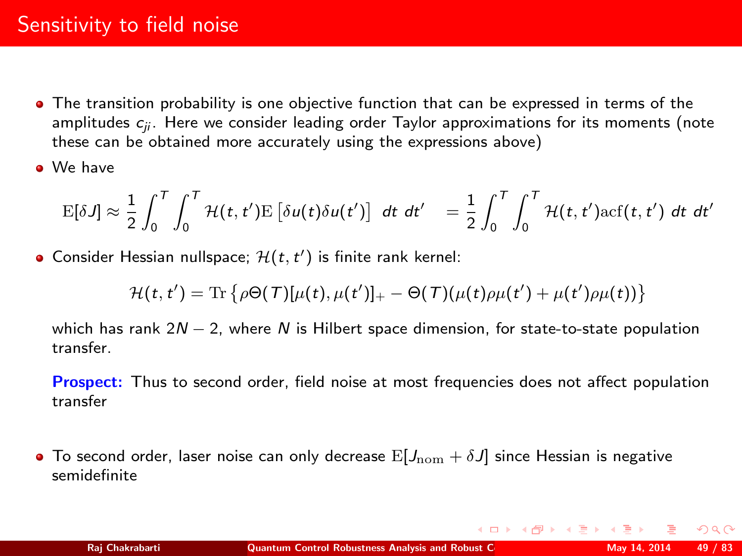# Sensitivity to field noise

- The transition probability is one objective function that can be expressed in terms of the amplitudes $c_{ji}$. Here we consider leading order Taylor approximations for its moments (note these can be obtained more accurately using the expressions above)
- We have

$$\mathrm{E}[\delta J] \approx \frac{1}{2}\int_0^T \int_0^T \mathcal{H}(t,t')\mathrm{E}\left[\delta u(t)\delta u(t')\right] \; dt \; dt' \quad = \frac{1}{2}\int_0^T \int_0^T \mathcal{H}(t,t')\mathrm{acf}(t,t') \; dt \; dt'$$

- Consider Hessian nullspace; $\mathcal{H}(t,t')$ is finite rank kernel:

$$\mathcal{H}(t,t') = \mathrm{Tr}\left\{\rho\Theta(T)[\mu(t),\mu(t')]_+ - \Theta(T)(\mu(t)\rho\mu(t') + \mu(t')\rho\mu(t))\right\}$$

  which has rank $2N-2$, where $N$ is Hilbert space dimension, for state-to-state population transfer.

  **Prospect:** Thus to second order, field noise at most frequencies does not affect population transfer

- To second order, laser noise can only decrease $\mathrm{E}[J_{\mathrm{nom}} + \delta J]$ since Hessian is negative semidefinite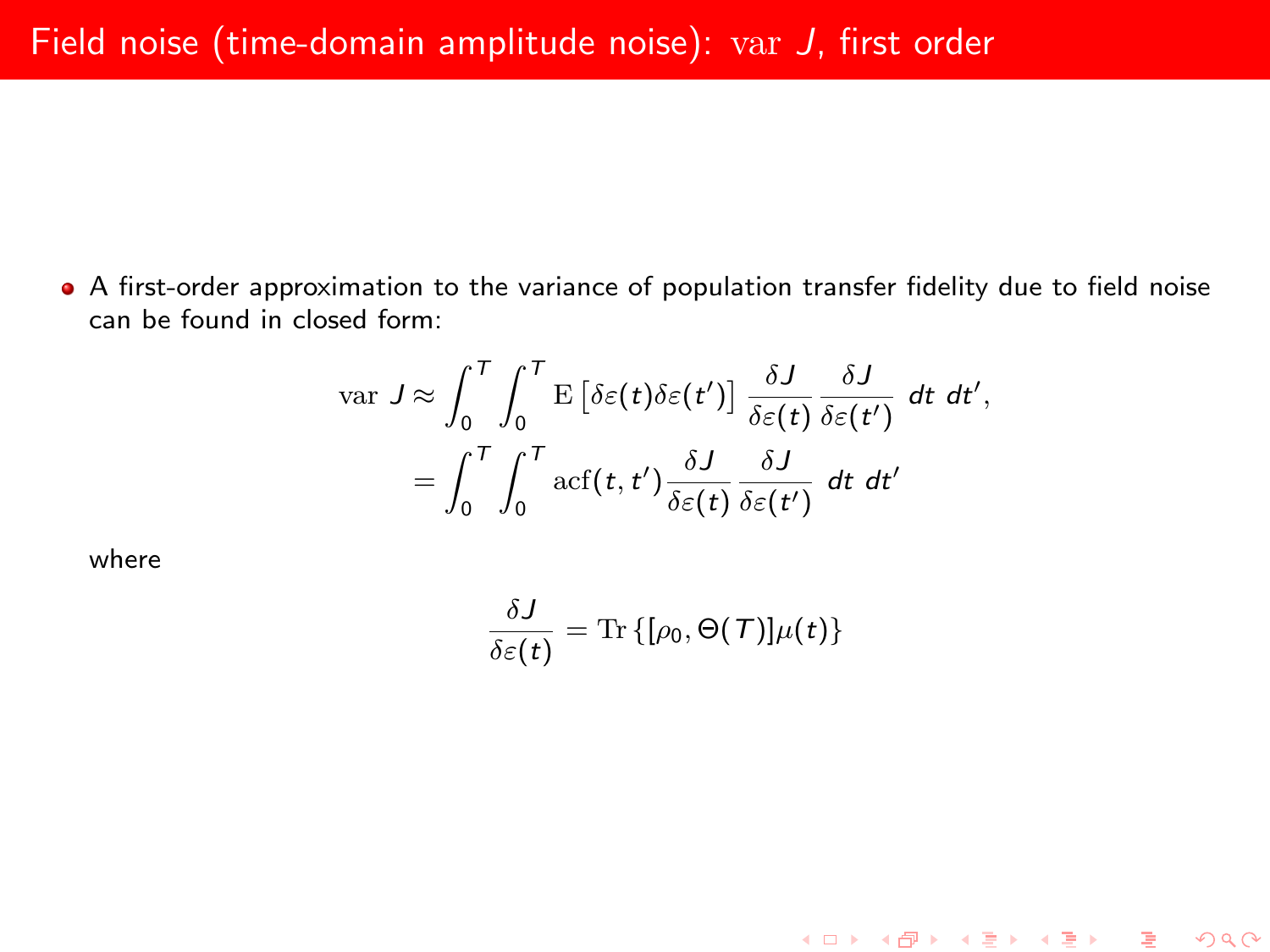# Field noise (time-domain amplitude noise): $\mathrm{var}\ J$, first order

- A first-order approximation to the variance of population transfer fidelity due to field noise can be found in closed form:

$$
\begin{aligned}
\mathrm{var}\ J &\approx \int_0^T \int_0^T \mathrm{E}\left[\delta\varepsilon(t)\delta\varepsilon(t')\right] \frac{\delta J}{\delta\varepsilon(t)} \frac{\delta J}{\delta\varepsilon(t')}\ dt\ dt', \\
&= \int_0^T \int_0^T \mathrm{acf}(t,t') \frac{\delta J}{\delta\varepsilon(t)} \frac{\delta J}{\delta\varepsilon(t')}\ dt\ dt'
\end{aligned}
$$

  where

$$
\frac{\delta J}{\delta\varepsilon(t)} = \mathrm{Tr}\left\{[\rho_0, \Theta(T)]\mu(t)\right\}
$$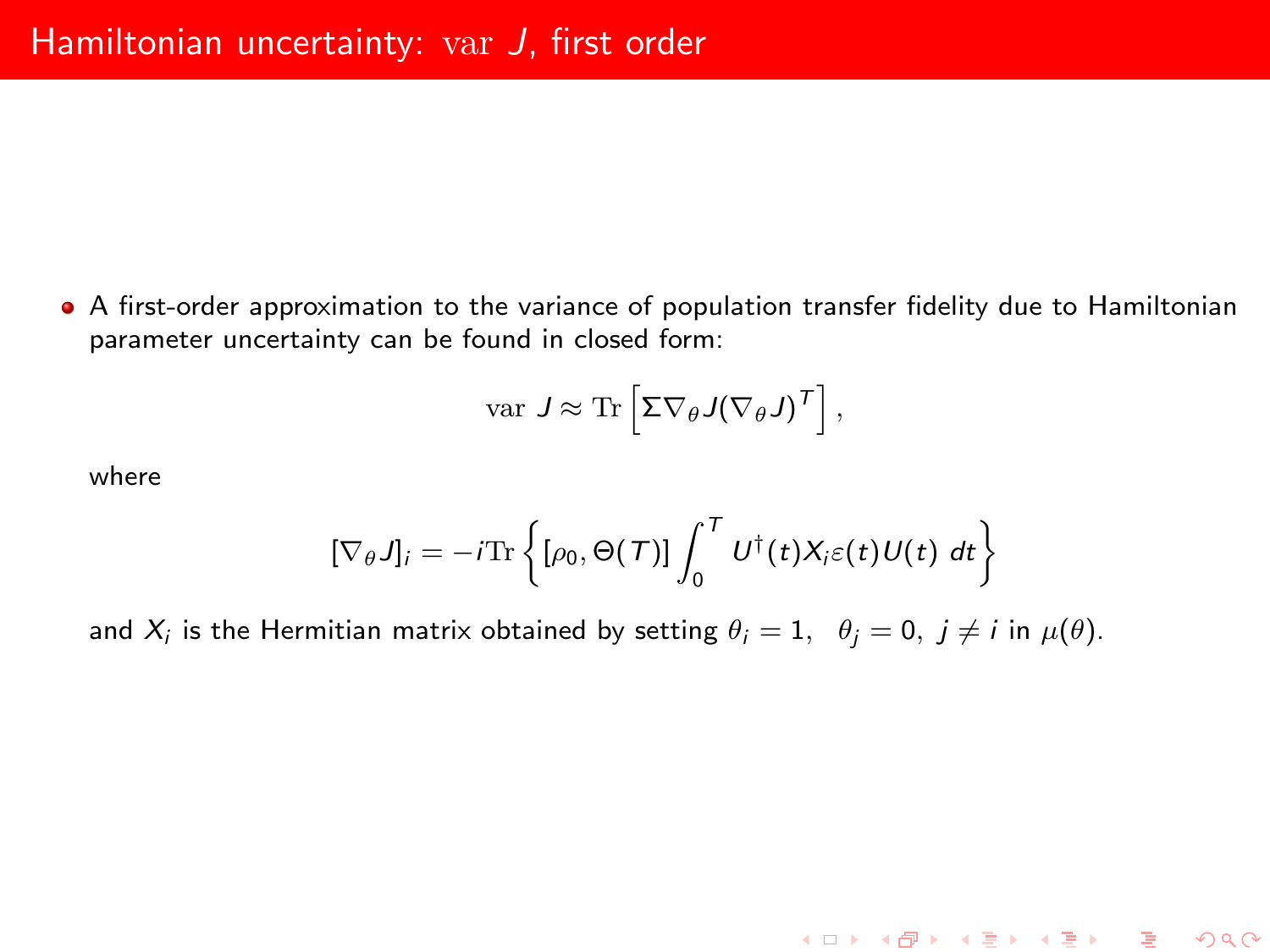# Hamiltonian uncertainty: $\mathrm{var}\ J$, first order

- A first-order approximation to the variance of population transfer fidelity due to Hamiltonian parameter uncertainty can be found in closed form:

$$\mathrm{var}\ J \approx \mathrm{Tr}\left[\Sigma \nabla_\theta J (\nabla_\theta J)^T\right],$$

where

$$[\nabla_\theta J]_i = -i\mathrm{Tr}\left\{[\rho_0, \Theta(T)] \int_0^T U^\dagger(t) X_i \varepsilon(t) U(t)\ dt\right\}$$

and $X_i$ is the Hermitian matrix obtained by setting $\theta_i = 1,\ \ \theta_j = 0,\ j \neq i$ in $\mu(\theta)$.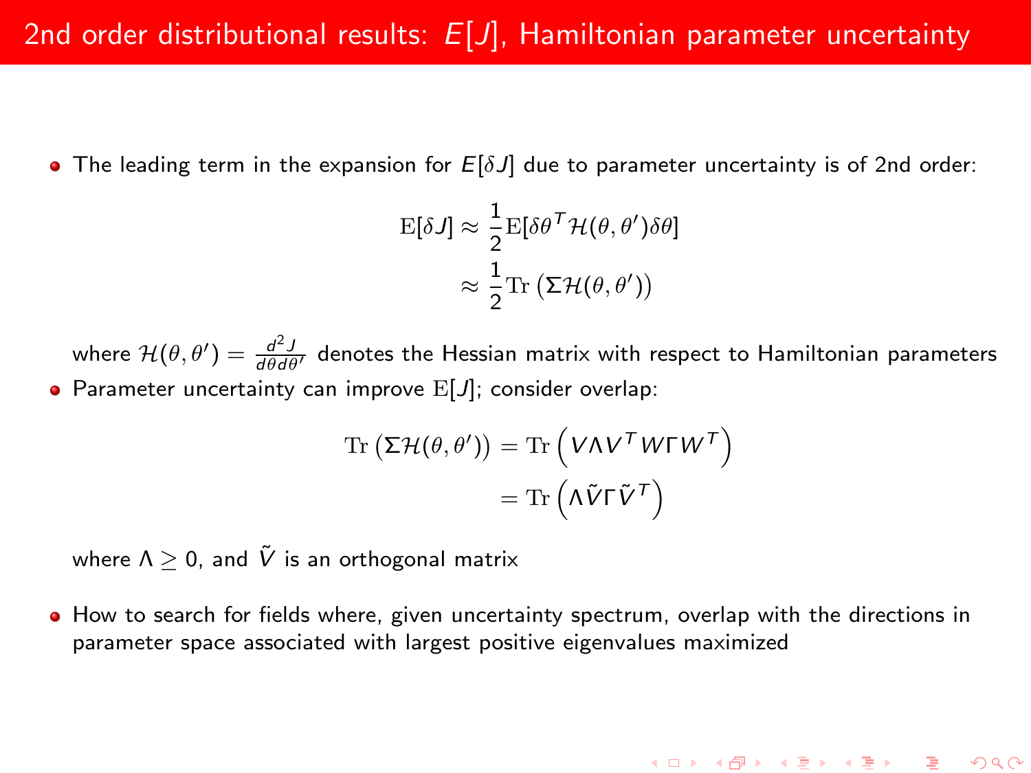# 2nd order distributional results: $E[J]$, Hamiltonian parameter uncertainty

- The leading term in the expansion for $E[\delta J]$ due to parameter uncertainty is of 2nd order:

$$
\begin{aligned}
\mathrm{E}[\delta J] &\approx \frac{1}{2}\mathrm{E}[\delta\theta^T \mathcal{H}(\theta,\theta')\delta\theta] \\
&\approx \frac{1}{2}\mathrm{Tr}\left(\Sigma\mathcal{H}(\theta,\theta')\right)
\end{aligned}
$$

  where $\mathcal{H}(\theta,\theta') = \frac{d^2 J}{d\theta d\theta'}$ denotes the Hessian matrix with respect to Hamiltonian parameters

- Parameter uncertainty can improve $\mathrm{E}[J]$; consider overlap:

$$
\begin{aligned}
\mathrm{Tr}\left(\Sigma\mathcal{H}(\theta,\theta')\right) &= \mathrm{Tr}\left(V\Lambda V^T W\Gamma W^T\right) \\
&= \mathrm{Tr}\left(\Lambda\tilde{V}\Gamma\tilde{V}^T\right)
\end{aligned}
$$

  where $\Lambda \geq 0$, and $\tilde{V}$ is an orthogonal matrix

- How to search for fields where, given uncertainty spectrum, overlap with the directions in parameter space associated with largest positive eigenvalues maximized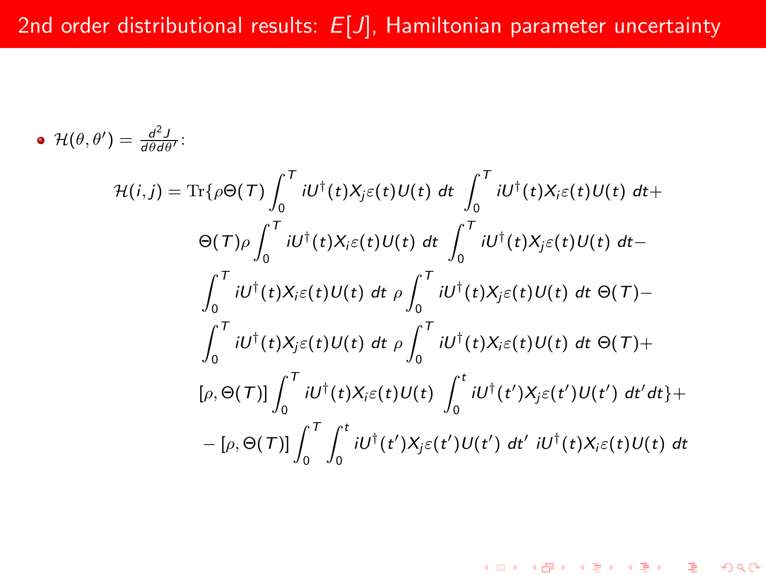# 2nd order distributional results: $E[J]$, Hamiltonian parameter uncertainty

- $\mathcal{H}(\theta, \theta') = \frac{d^2 J}{d\theta d\theta'}$:

$$
\begin{aligned}
\mathcal{H}(i,j) = \mathrm{Tr}\{ & \rho\Theta(T) \int_0^T iU^\dagger(t) X_j \varepsilon(t) U(t)\ dt\ \int_0^T iU^\dagger(t) X_i \varepsilon(t) U(t)\ dt + \\
& \Theta(T)\rho \int_0^T iU^\dagger(t) X_i \varepsilon(t) U(t)\ dt\ \int_0^T iU^\dagger(t) X_j \varepsilon(t) U(t)\ dt - \\
& \int_0^T iU^\dagger(t) X_i \varepsilon(t) U(t)\ dt\ \rho \int_0^T iU^\dagger(t) X_j \varepsilon(t) U(t)\ dt\ \Theta(T) - \\
& \int_0^T iU^\dagger(t) X_j \varepsilon(t) U(t)\ dt\ \rho \int_0^T iU^\dagger(t) X_i \varepsilon(t) U(t)\ dt\ \Theta(T) + \\
& [\rho, \Theta(T)] \int_0^T iU^\dagger(t) X_i \varepsilon(t) U(t)\ \int_0^t iU^\dagger(t') X_j \varepsilon(t') U(t')\ dt' dt \} + \\
& - [\rho, \Theta(T)] \int_0^T \int_0^t iU^\dagger(t') X_j \varepsilon(t') U(t')\ dt'\ iU^\dagger(t) X_i \varepsilon(t) U(t)\ dt
\end{aligned}
$$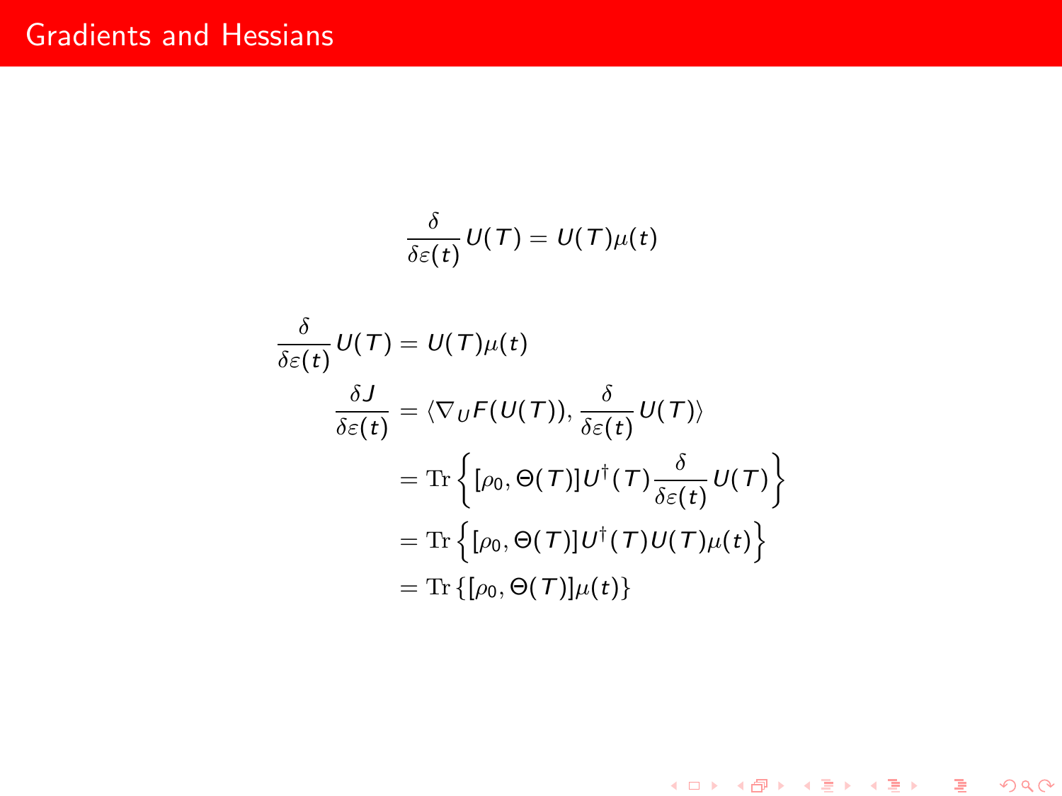## Gradients and Hessians

$$\frac{\delta}{\delta \varepsilon(t)} U(T) = U(T)\mu(t)$$

$$\begin{aligned}
\frac{\delta}{\delta \varepsilon(t)} U(T) &= U(T)\mu(t) \\
\frac{\delta J}{\delta \varepsilon(t)} &= \langle \nabla_U F(U(T)), \frac{\delta}{\delta \varepsilon(t)} U(T) \rangle \\
&= \mathrm{Tr} \left\{ [\rho_0, \Theta(T)] U^\dagger(T) \frac{\delta}{\delta \varepsilon(t)} U(T) \right\} \\
&= \mathrm{Tr} \left\{ [\rho_0, \Theta(T)] U^\dagger(T) U(T) \mu(t) \right\} \\
&= \mathrm{Tr} \left\{ [\rho_0, \Theta(T)] \mu(t) \right\}
\end{aligned}$$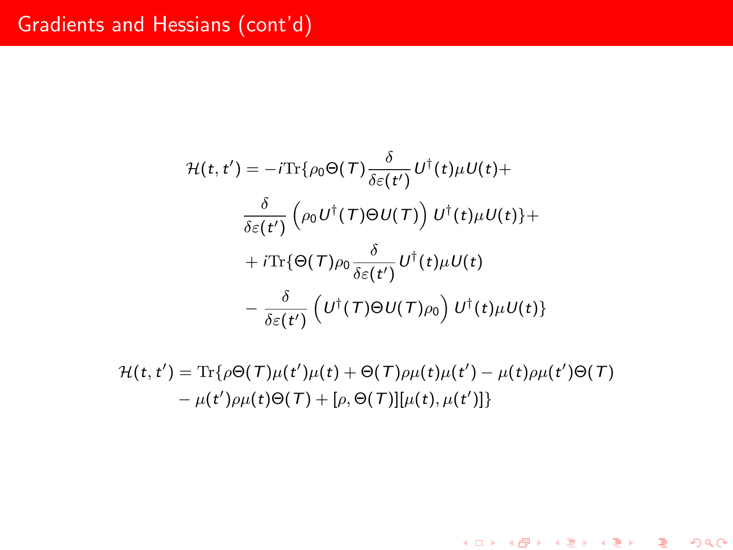## Gradients and Hessians (cont'd)

$$
\begin{aligned}
\mathcal{H}(t,t') = &-i\mathrm{Tr}\{\rho_0 \Theta(T) \frac{\delta}{\delta\varepsilon(t')} U^\dagger(t)\mu U(t) + \\
&\frac{\delta}{\delta\varepsilon(t')} \left(\rho_0 U^\dagger(T)\Theta U(T)\right) U^\dagger(t)\mu U(t)\} + \\
&+ i\mathrm{Tr}\{\Theta(T)\rho_0 \frac{\delta}{\delta\varepsilon(t')} U^\dagger(t)\mu U(t) \\
&- \frac{\delta}{\delta\varepsilon(t')} \left(U^\dagger(T)\Theta U(T)\rho_0\right) U^\dagger(t)\mu U(t)\}
\end{aligned}
$$

$$
\begin{aligned}
\mathcal{H}(t,t') = \mathrm{Tr}\{&\rho\Theta(T)\mu(t')\mu(t) + \Theta(T)\rho\mu(t)\mu(t') - \mu(t)\rho\mu(t')\Theta(T) \\
&- \mu(t')\rho\mu(t)\Theta(T) + [\rho,\Theta(T)][\mu(t),\mu(t')]\}
\end{aligned}
$$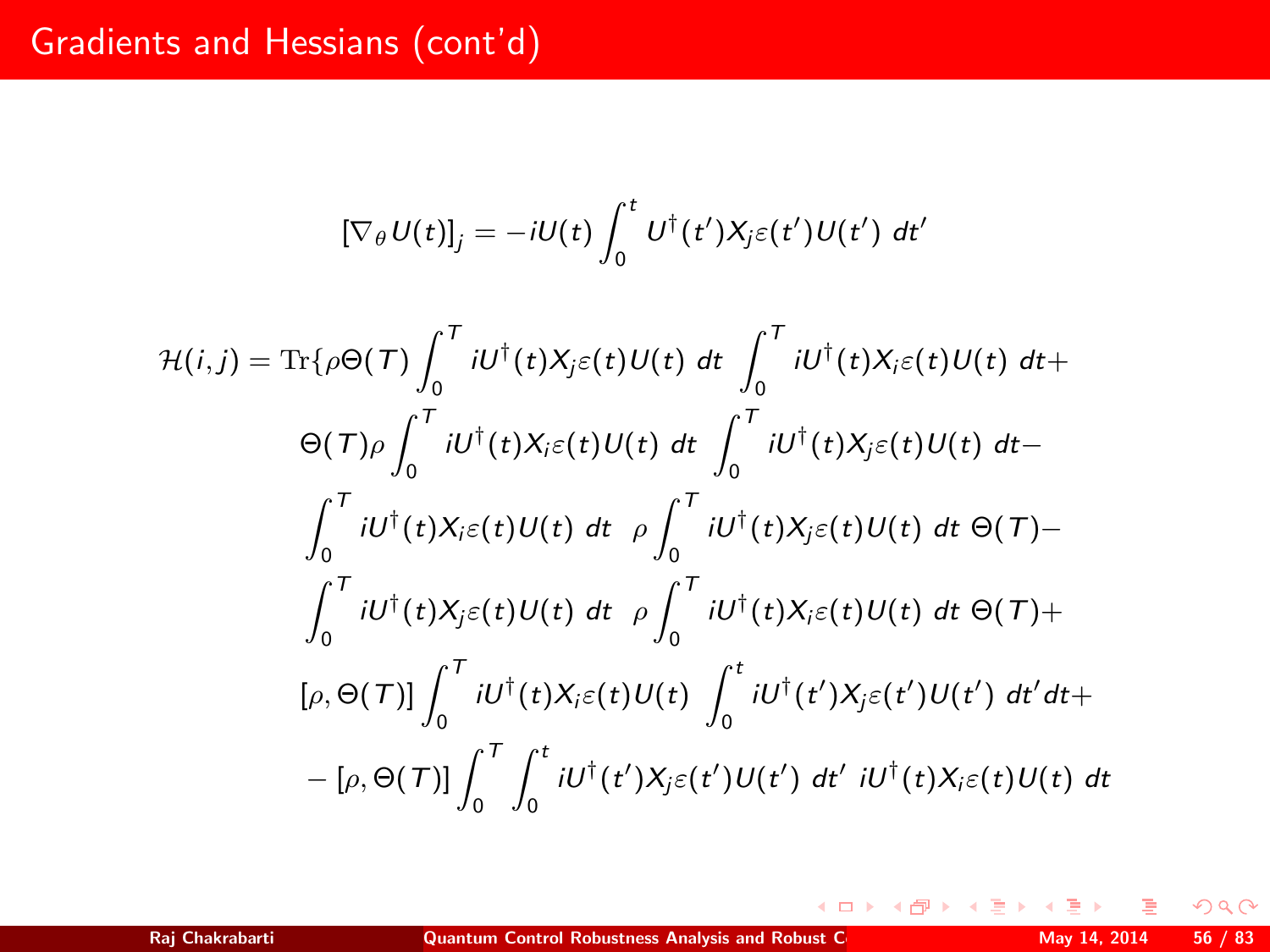# Gradients and Hessians (cont'd)

$$[\nabla_\theta U(t)]_j = -iU(t)\int_0^t U^\dagger(t')X_j\varepsilon(t')U(t')\ dt'$$

$$\begin{aligned}
\mathcal{H}(i,j) = \mathrm{Tr}\{&\rho\Theta(T)\int_0^T iU^\dagger(t)X_j\varepsilon(t)U(t)\ dt\ \int_0^T iU^\dagger(t)X_i\varepsilon(t)U(t)\ dt + \\
&\Theta(T)\rho\int_0^T iU^\dagger(t)X_i\varepsilon(t)U(t)\ dt\ \int_0^T iU^\dagger(t)X_j\varepsilon(t)U(t)\ dt - \\
&\int_0^T iU^\dagger(t)X_i\varepsilon(t)U(t)\ dt\ \ \rho\int_0^T iU^\dagger(t)X_j\varepsilon(t)U(t)\ dt\ \Theta(T) - \\
&\int_0^T iU^\dagger(t)X_j\varepsilon(t)U(t)\ dt\ \ \rho\int_0^T iU^\dagger(t)X_i\varepsilon(t)U(t)\ dt\ \Theta(T) + \\
&[\rho,\Theta(T)]\int_0^T iU^\dagger(t)X_i\varepsilon(t)U(t)\ \int_0^t iU^\dagger(t')X_j\varepsilon(t')U(t')\ dt'dt + \\
&-[\rho,\Theta(T)]\int_0^T\int_0^t iU^\dagger(t')X_j\varepsilon(t')U(t')\ dt'\ iU^\dagger(t)X_i\varepsilon(t)U(t)\ dt
\end{aligned}$$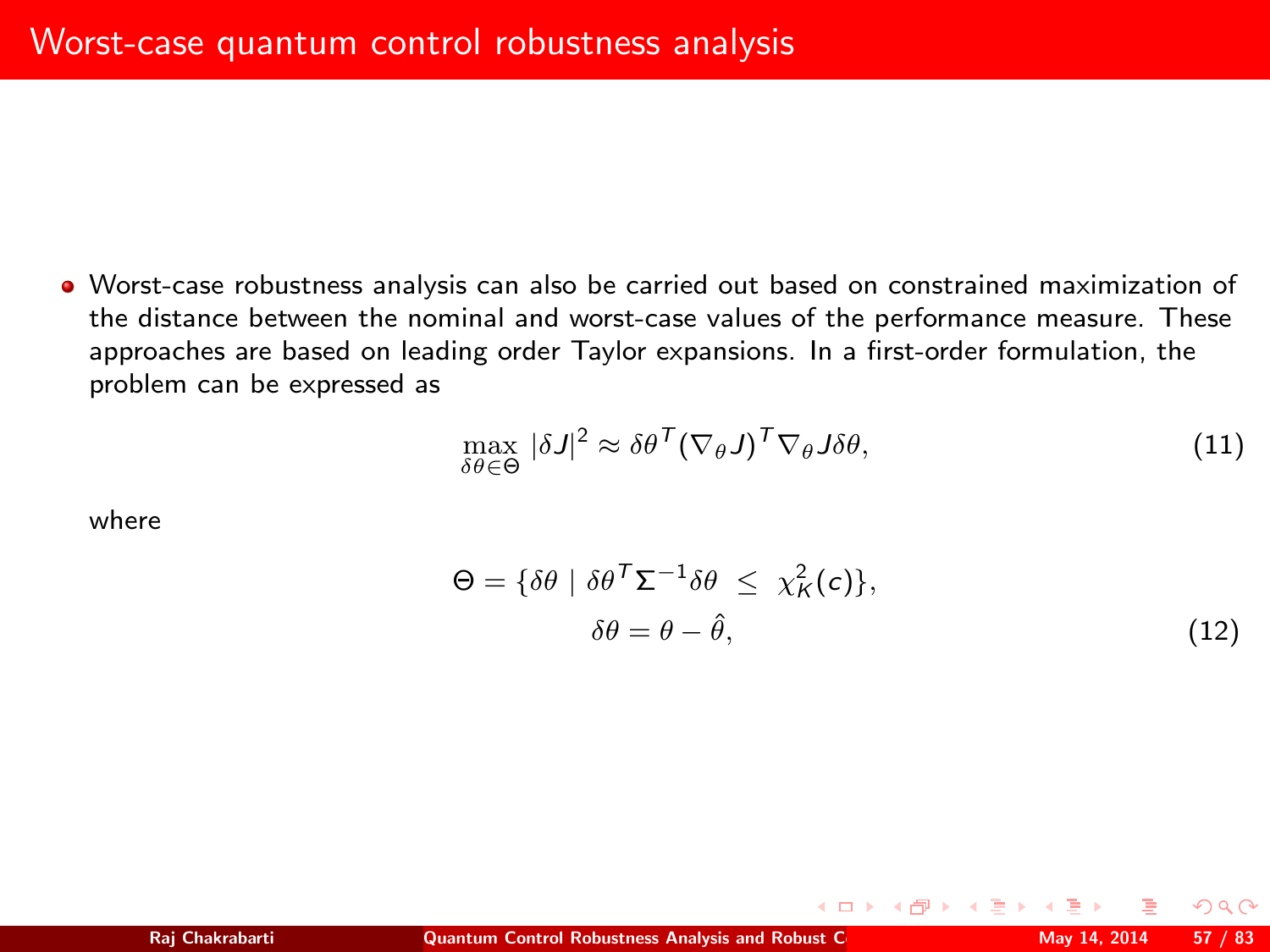# Worst-case quantum control robustness analysis

- Worst-case robustness analysis can also be carried out based on constrained maximization of the distance between the nominal and worst-case values of the performance measure. These approaches are based on leading order Taylor expansions. In a first-order formulation, the problem can be expressed as

$$\max_{\delta\theta \in \Theta} |\delta J|^2 \approx \delta\theta^T (\nabla_\theta J)^T \nabla_\theta J \delta\theta, \tag{11}$$

where

$$\begin{aligned} \Theta = \{\delta\theta \mid \delta\theta^T \Sigma^{-1} \delta\theta \ \leq \ \chi_K^2(c)\}, \\ \delta\theta = \theta - \hat{\theta}, \end{aligned} \tag{12}$$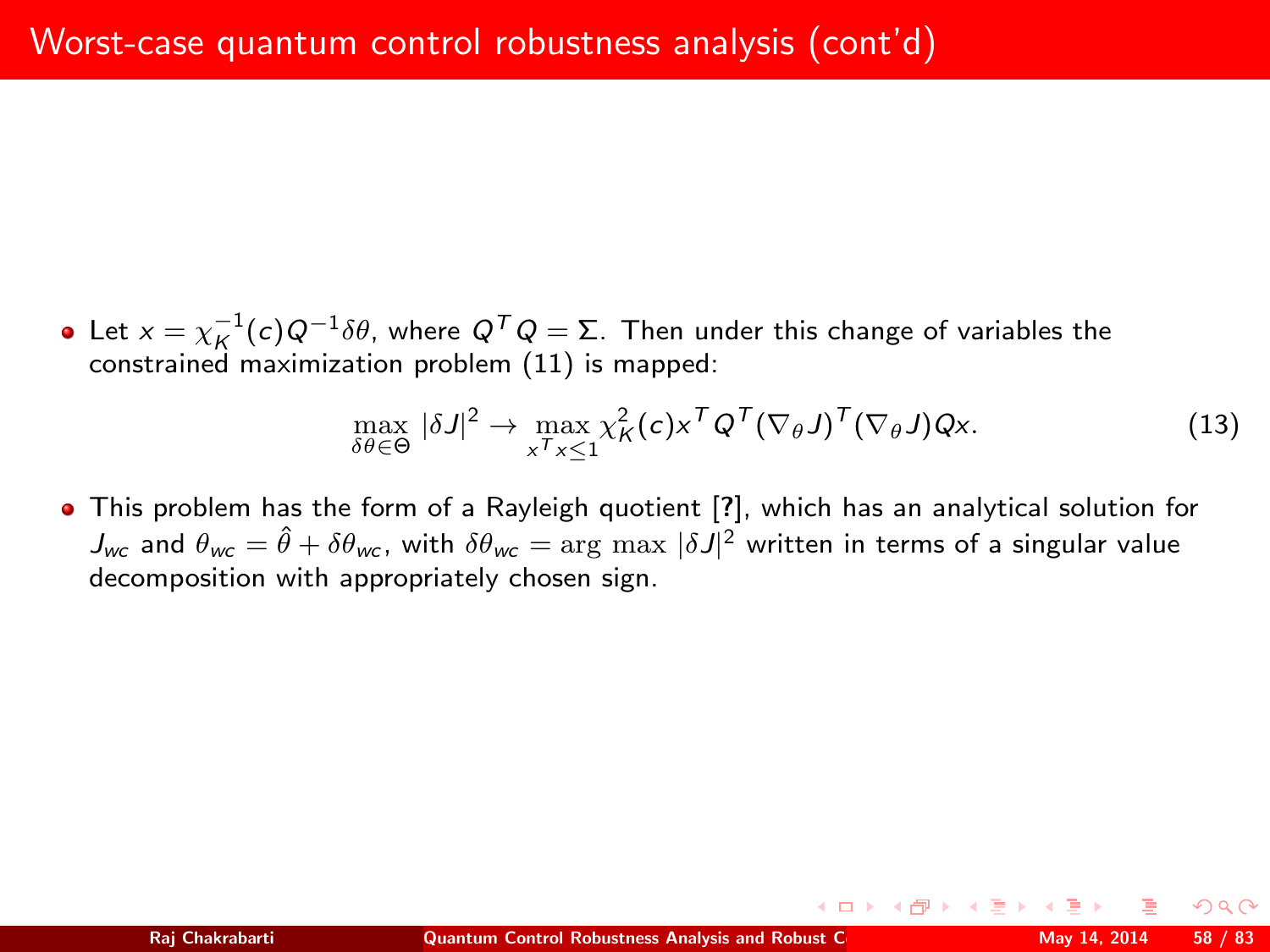# Worst-case quantum control robustness analysis (cont'd)

- Let $x = \chi_K^{-1}(c) Q^{-1} \delta\theta$, where $Q^T Q = \Sigma$. Then under this change of variables the constrained maximization problem (11) is mapped:

$$\max_{\delta\theta \in \Theta} |\delta J|^2 \rightarrow \max_{x^T x \leq 1} \chi_K^2(c) x^T Q^T (\nabla_\theta J)^T (\nabla_\theta J) Q x. \tag{13}$$

- This problem has the form of a Rayleigh quotient [?], which has an analytical solution for $J_{wc}$ and $\theta_{wc} = \hat{\theta} + \delta\theta_{wc}$, with $\delta\theta_{wc} = \arg\max |\delta J|^2$ written in terms of a singular value decomposition with appropriately chosen sign.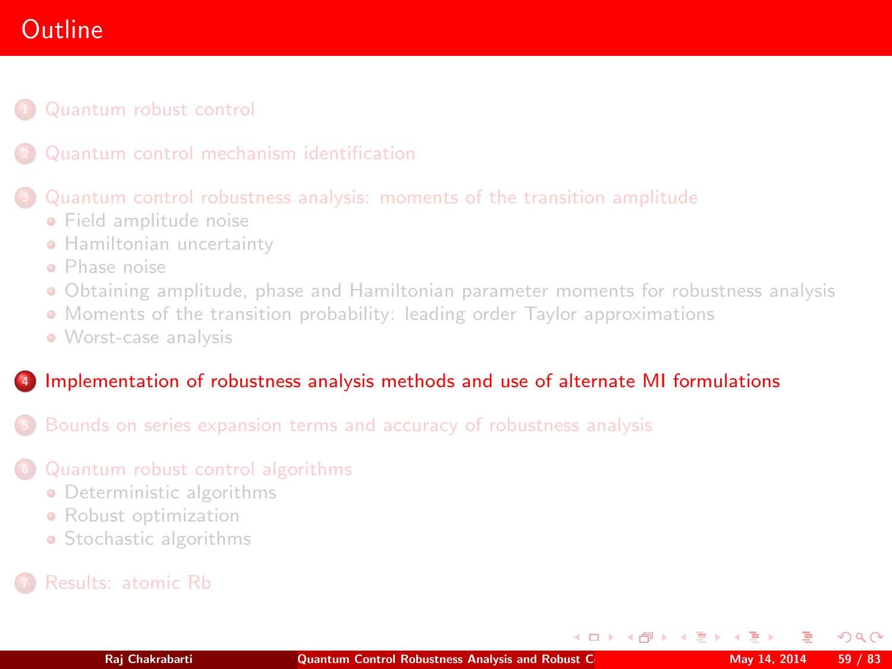# Outline

1. Quantum robust control
2. Quantum control mechanism identification
3. Quantum control robustness analysis: moments of the transition amplitude
   - Field amplitude noise
   - Hamiltonian uncertainty
   - Phase noise
   - Obtaining amplitude, phase and Hamiltonian parameter moments for robustness analysis
   - Moments of the transition probability: leading order Taylor approximations
   - Worst-case analysis
4. **Implementation of robustness analysis methods and use of alternate MI formulations**
5. Bounds on series expansion terms and accuracy of robustness analysis
6. Quantum robust control algorithms
   - Deterministic algorithms
   - Robust optimization
   - Stochastic algorithms
7. Results: atomic Rb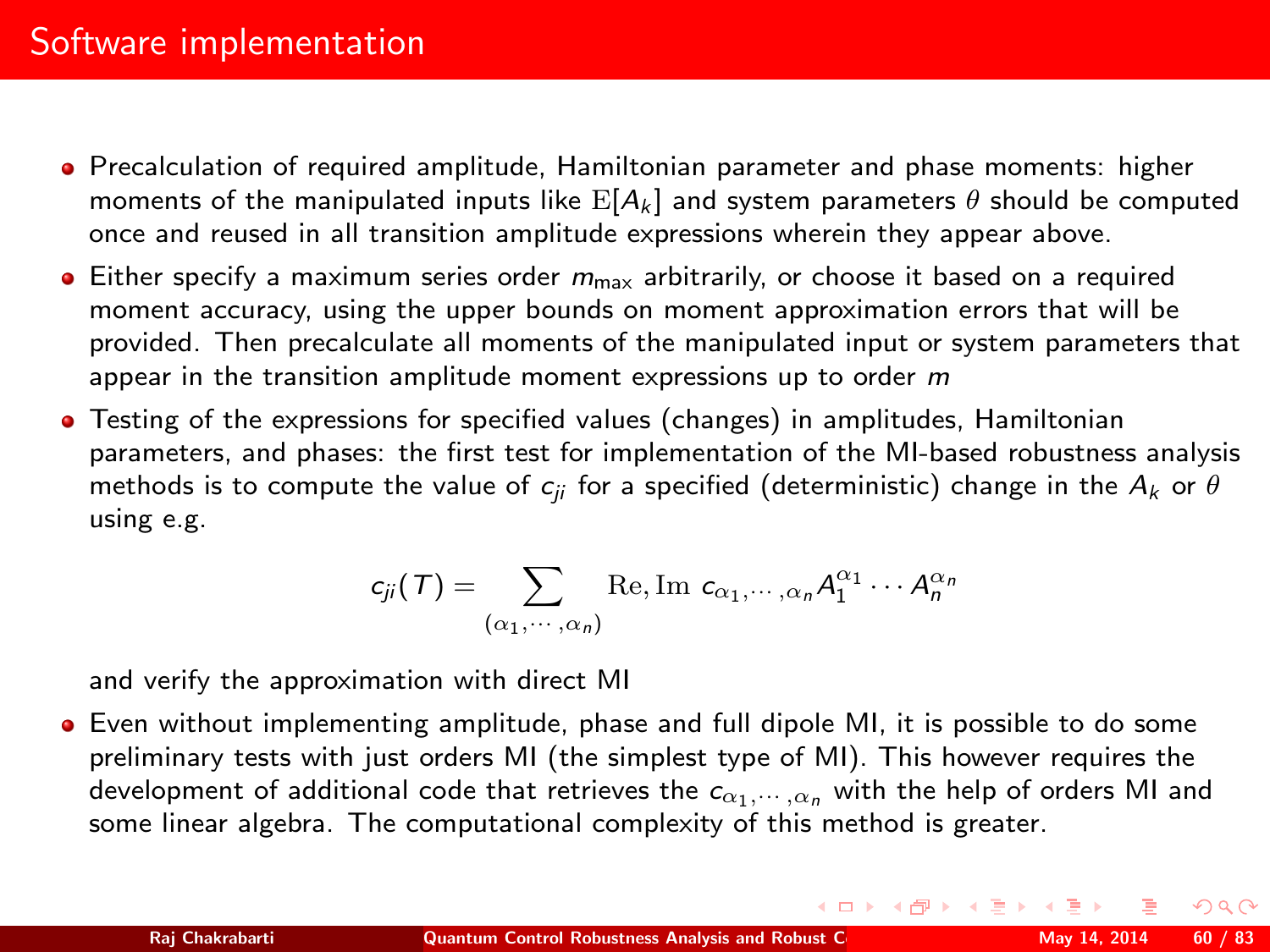# Software implementation

- Precalculation of required amplitude, Hamiltonian parameter and phase moments: higher moments of the manipulated inputs like $\mathrm{E}[A_k]$ and system parameters $\theta$ should be computed once and reused in all transition amplitude expressions wherein they appear above.
- Either specify a maximum series order $m_{\max}$ arbitrarily, or choose it based on a required moment accuracy, using the upper bounds on moment approximation errors that will be provided. Then precalculate all moments of the manipulated input or system parameters that appear in the transition amplitude moment expressions up to order $m$
- Testing of the expressions for specified values (changes) in amplitudes, Hamiltonian parameters, and phases: the first test for implementation of the MI-based robustness analysis methods is to compute the value of $c_{ji}$ for a specified (deterministic) change in the $A_k$ or $\theta$ using e.g.

$$c_{ji}(T) = \sum_{(\alpha_1, \cdots, \alpha_n)} \mathrm{Re}, \mathrm{Im}\ c_{\alpha_1, \cdots, \alpha_n} A_1^{\alpha_1} \cdots A_n^{\alpha_n}$$

  and verify the approximation with direct MI
- Even without implementing amplitude, phase and full dipole MI, it is possible to do some preliminary tests with just orders MI (the simplest type of MI). This however requires the development of additional code that retrieves the $c_{\alpha_1, \cdots, \alpha_n}$ with the help of orders MI and some linear algebra. The computational complexity of this method is greater.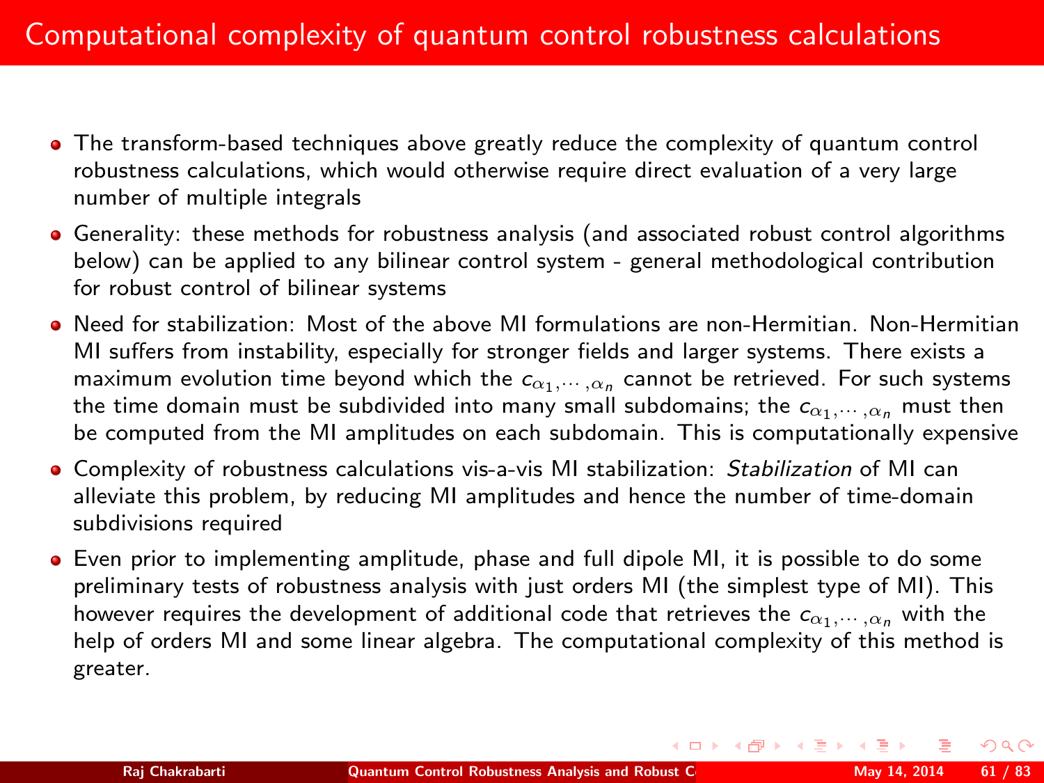# Computational complexity of quantum control robustness calculations

- The transform-based techniques above greatly reduce the complexity of quantum control robustness calculations, which would otherwise require direct evaluation of a very large number of multiple integrals
- Generality: these methods for robustness analysis (and associated robust control algorithms below) can be applied to any bilinear control system - general methodological contribution for robust control of bilinear systems
- Need for stabilization: Most of the above MI formulations are non-Hermitian. Non-Hermitian MI suffers from instability, especially for stronger fields and larger systems. There exists a maximum evolution time beyond which the $c_{\alpha_1,\cdots,\alpha_n}$ cannot be retrieved. For such systems the time domain must be subdivided into many small subdomains; the $c_{\alpha_1,\cdots,\alpha_n}$ must then be computed from the MI amplitudes on each subdomain. This is computationally expensive
- Complexity of robustness calculations vis-a-vis MI stabilization: *Stabilization* of MI can alleviate this problem, by reducing MI amplitudes and hence the number of time-domain subdivisions required
- Even prior to implementing amplitude, phase and full dipole MI, it is possible to do some preliminary tests of robustness analysis with just orders MI (the simplest type of MI). This however requires the development of additional code that retrieves the $c_{\alpha_1,\cdots,\alpha_n}$ with the help of orders MI and some linear algebra. The computational complexity of this method is greater.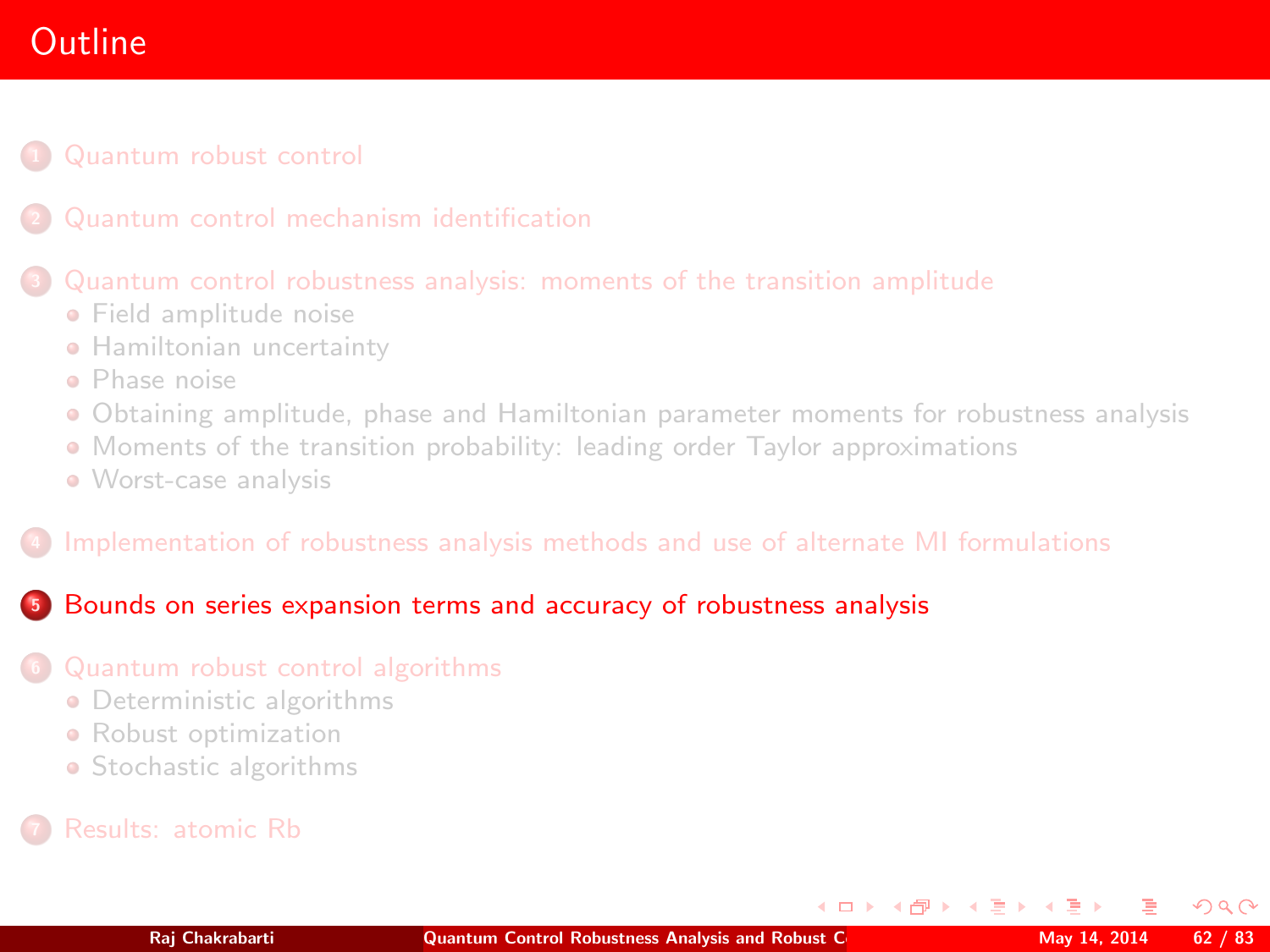# Outline

1. Quantum robust control
2. Quantum control mechanism identification
3. Quantum control robustness analysis: moments of the transition amplitude
   - Field amplitude noise
   - Hamiltonian uncertainty
   - Phase noise
   - Obtaining amplitude, phase and Hamiltonian parameter moments for robustness analysis
   - Moments of the transition probability: leading order Taylor approximations
   - Worst-case analysis
4. Implementation of robustness analysis methods and use of alternate MI formulations
5. **Bounds on series expansion terms and accuracy of robustness analysis**
6. Quantum robust control algorithms
   - Deterministic algorithms
   - Robust optimization
   - Stochastic algorithms
7. Results: atomic Rb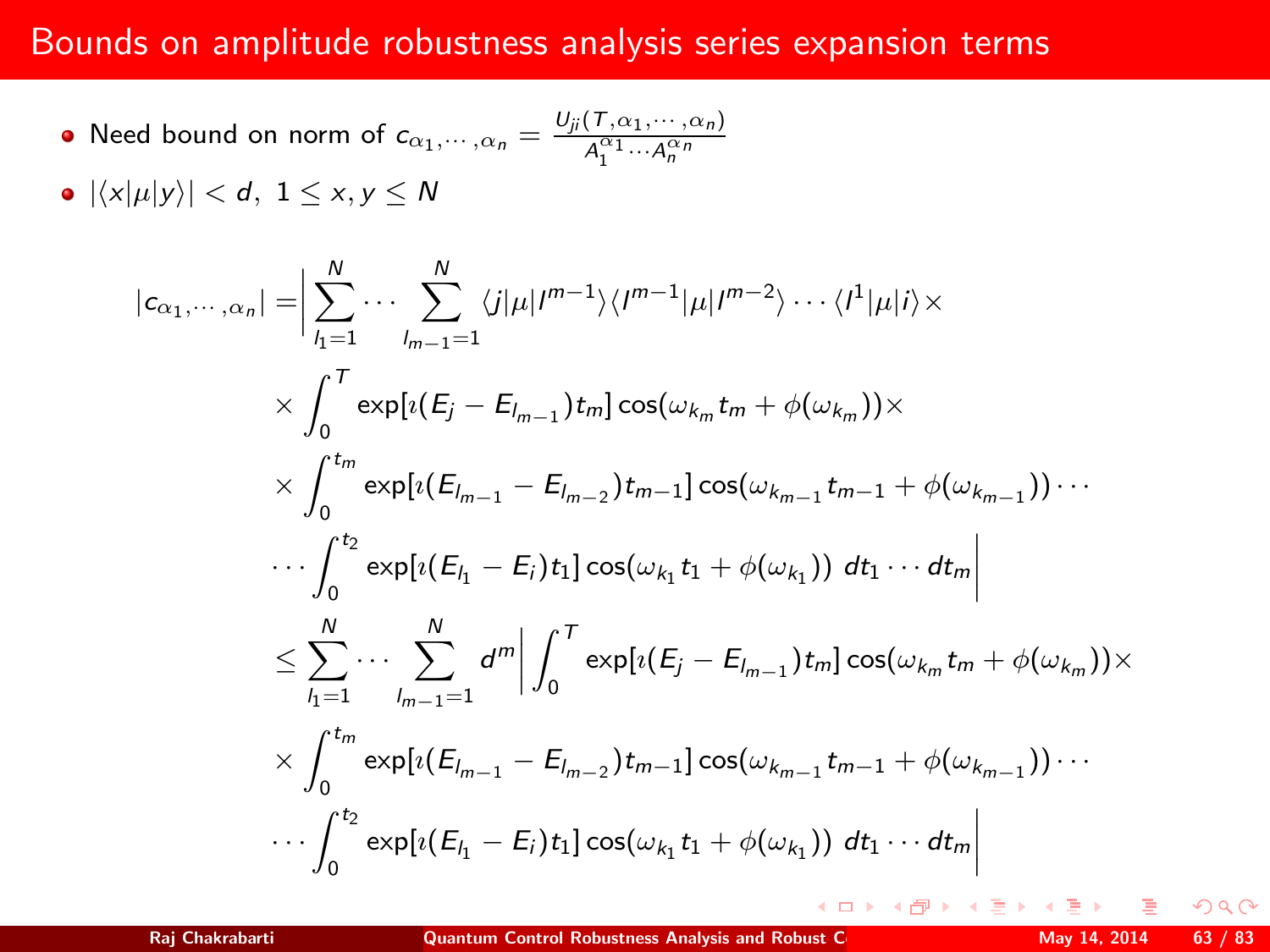# Bounds on amplitude robustness analysis series expansion terms

- Need bound on norm of $c_{\alpha_1,\cdots,\alpha_n} = \frac{U_{ji}(T,\alpha_1,\cdots,\alpha_n)}{A_1^{\alpha_1}\cdots A_n^{\alpha_n}}$
- $|\langle x|\mu|y\rangle| < d,\ 1 \leq x, y \leq N$

$$
\begin{aligned}
|c_{\alpha_1,\cdots,\alpha_n}| =& \Bigg| \sum_{l_1=1}^{N} \cdots \sum_{l_{m-1}=1}^{N} \langle j|\mu|l^{m-1}\rangle \langle l^{m-1}|\mu|l^{m-2}\rangle \cdots \langle l^1|\mu|i\rangle \times \\
& \times \int_0^T \exp[\imath(E_j - E_{l_{m-1}})t_m] \cos(\omega_{k_m} t_m + \phi(\omega_{k_m})) \times \\
& \times \int_0^{t_m} \exp[\imath(E_{l_{m-1}} - E_{l_{m-2}})t_{m-1}] \cos(\omega_{k_{m-1}} t_{m-1} + \phi(\omega_{k_{m-1}})) \cdots \\
& \cdots \int_0^{t_2} \exp[\imath(E_{l_1} - E_i)t_1] \cos(\omega_{k_1} t_1 + \phi(\omega_{k_1}))\ dt_1 \cdots dt_m \Bigg| \\
\leq & \sum_{l_1=1}^{N} \cdots \sum_{l_{m-1}=1}^{N} d^m \Bigg| \int_0^T \exp[\imath(E_j - E_{l_{m-1}})t_m] \cos(\omega_{k_m} t_m + \phi(\omega_{k_m})) \times \\
& \times \int_0^{t_m} \exp[\imath(E_{l_{m-1}} - E_{l_{m-2}})t_{m-1}] \cos(\omega_{k_{m-1}} t_{m-1} + \phi(\omega_{k_{m-1}})) \cdots \\
& \cdots \int_0^{t_2} \exp[\imath(E_{l_1} - E_i)t_1] \cos(\omega_{k_1} t_1 + \phi(\omega_{k_1}))\ dt_1 \cdots dt_m \Bigg|
\end{aligned}
$$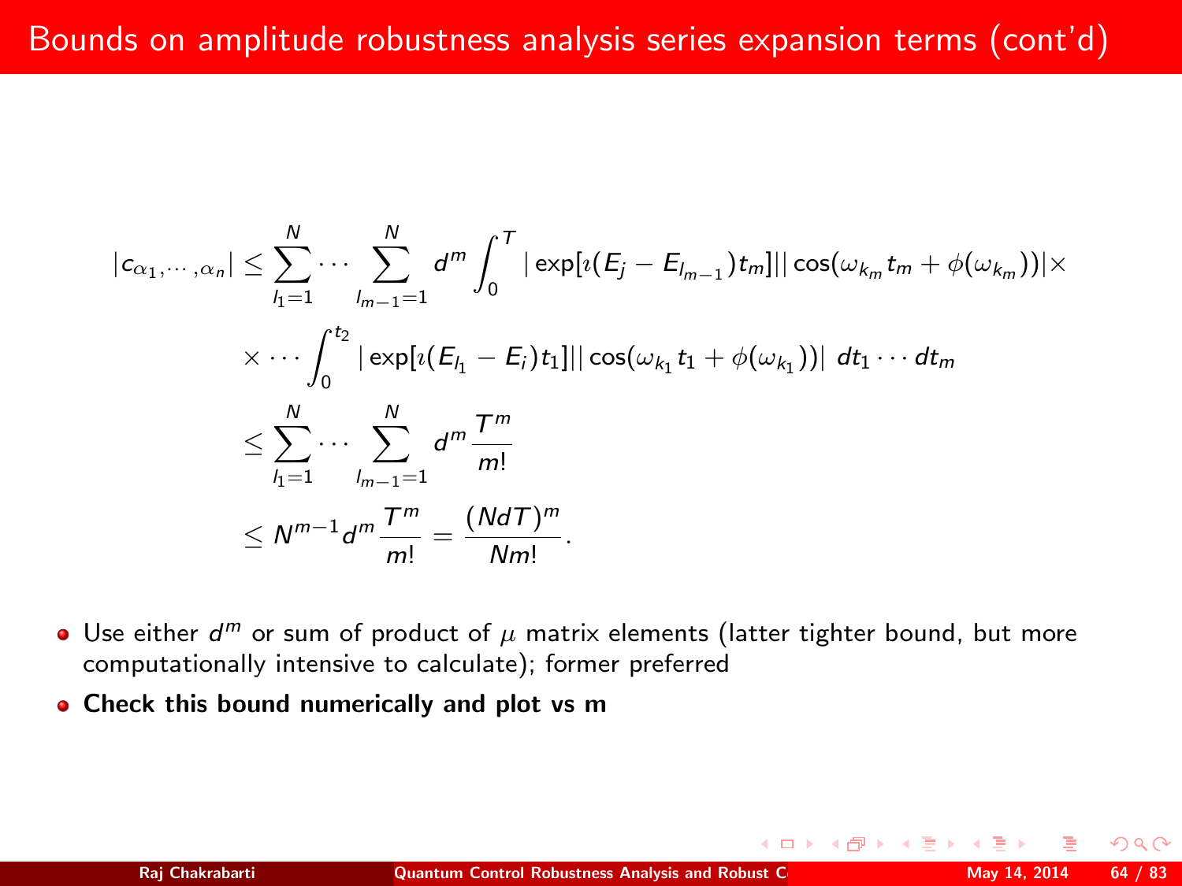# Bounds on amplitude robustness analysis series expansion terms (cont'd)

$$
\begin{aligned}
|c_{\alpha_1,\cdots,\alpha_n}| &\leq \sum_{l_1=1}^{N} \cdots \sum_{l_{m-1}=1}^{N} d^m \int_0^T |\exp[\imath(E_j - E_{l_{m-1}})t_m]| |\cos(\omega_{k_m} t_m + \phi(\omega_{k_m}))| \times \\
&\times \cdots \int_0^{t_2} |\exp[\imath(E_{l_1} - E_i)t_1]| |\cos(\omega_{k_1} t_1 + \phi(\omega_{k_1}))| \; dt_1 \cdots dt_m \\
&\leq \sum_{l_1=1}^{N} \cdots \sum_{l_{m-1}=1}^{N} d^m \frac{T^m}{m!} \\
&\leq N^{m-1} d^m \frac{T^m}{m!} = \frac{(NdT)^m}{Nm!}.
\end{aligned}
$$

- Use either $d^m$ or sum of product of $\mu$ matrix elements (latter tighter bound, but more computationally intensive to calculate); former preferred
- **Check this bound numerically and plot vs m**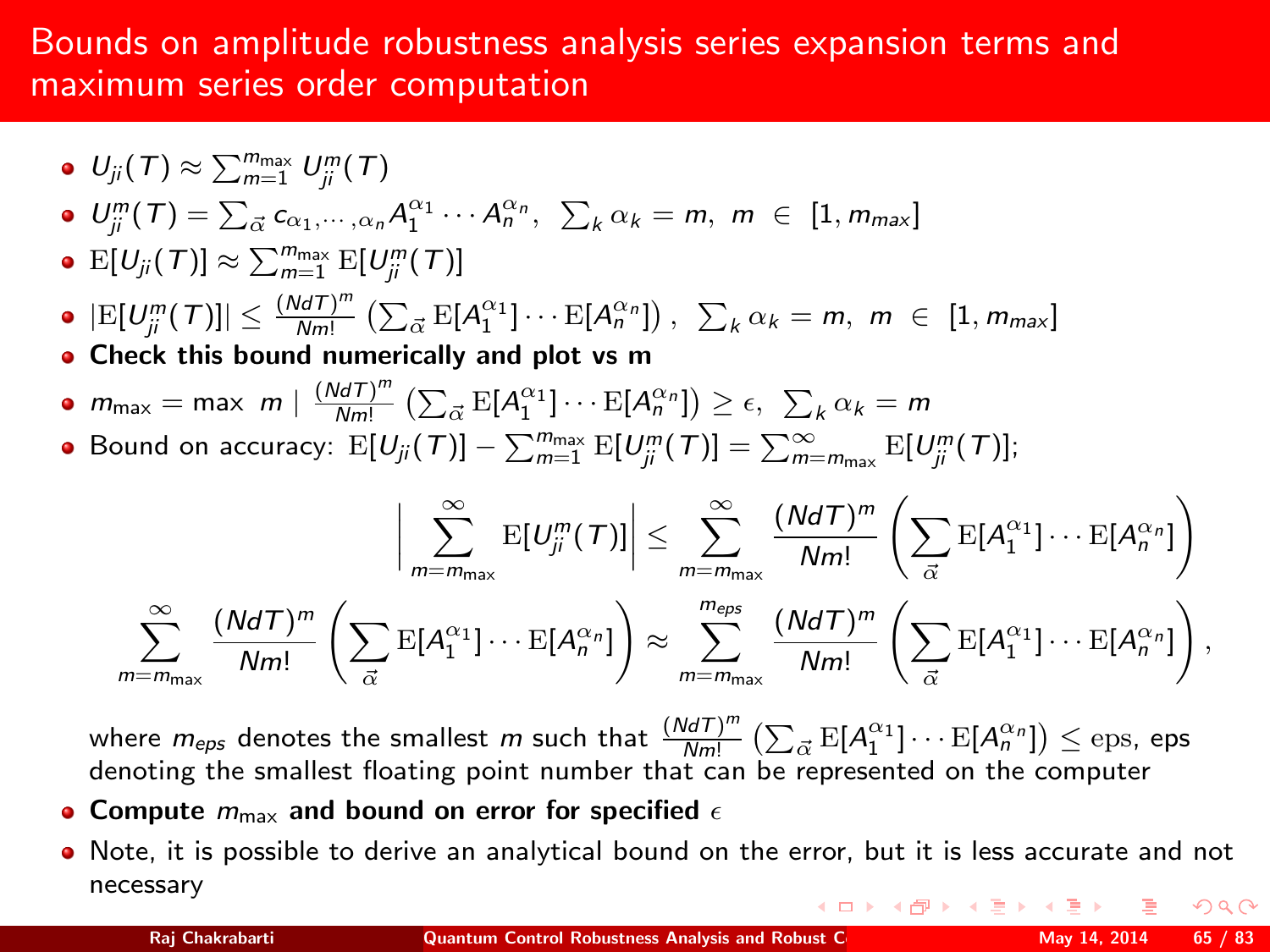# Bounds on amplitude robustness analysis series expansion terms and maximum series order computation

- $U_{ji}(T) \approx \sum_{m=1}^{m_{\max}} U_{ji}^m(T)$
- $U_{ji}^m(T) = \sum_{\vec{\alpha}} c_{\alpha_1,\cdots,\alpha_n} A_1^{\alpha_1} \cdots A_n^{\alpha_n}, \;\; \sum_k \alpha_k = m, \;\; m \in [1, m_{max}]$
- $\mathrm{E}[U_{ji}(T)] \approx \sum_{m=1}^{m_{\max}} \mathrm{E}[U_{ji}^m(T)]$
- $|\mathrm{E}[U_{ji}^m(T)]| \leq \frac{(NdT)^m}{Nm!} \left( \sum_{\vec{\alpha}} \mathrm{E}[A_1^{\alpha_1}] \cdots \mathrm{E}[A_n^{\alpha_n}] \right), \;\; \sum_k \alpha_k = m, \;\; m \in [1, m_{max}]$
- **Check this bound numerically and plot vs m**
- $m_{\max} = \max \; m \mid \frac{(NdT)^m}{Nm!} \left( \sum_{\vec{\alpha}} \mathrm{E}[A_1^{\alpha_1}] \cdots \mathrm{E}[A_n^{\alpha_n}] \right) \geq \epsilon, \;\; \sum_k \alpha_k = m$
- Bound on accuracy: $\mathrm{E}[U_{ji}(T)] - \sum_{m=1}^{m_{\max}} \mathrm{E}[U_{ji}^m(T)] = \sum_{m=m_{\max}}^{\infty} \mathrm{E}[U_{ji}^m(T)]$;

$$\left| \sum_{m=m_{\max}}^{\infty} \mathrm{E}[U_{ji}^m(T)] \right| \leq \sum_{m=m_{\max}}^{\infty} \frac{(NdT)^m}{Nm!} \left( \sum_{\vec{\alpha}} \mathrm{E}[A_1^{\alpha_1}] \cdots \mathrm{E}[A_n^{\alpha_n}] \right)$$

$$\sum_{m=m_{\max}}^{\infty} \frac{(NdT)^m}{Nm!} \left( \sum_{\vec{\alpha}} \mathrm{E}[A_1^{\alpha_1}] \cdots \mathrm{E}[A_n^{\alpha_n}] \right) \approx \sum_{m=m_{\max}}^{m_{eps}} \frac{(NdT)^m}{Nm!} \left( \sum_{\vec{\alpha}} \mathrm{E}[A_1^{\alpha_1}] \cdots \mathrm{E}[A_n^{\alpha_n}] \right),$$

  where $m_{eps}$ denotes the smallest $m$ such that $\frac{(NdT)^m}{Nm!} \left( \sum_{\vec{\alpha}} \mathrm{E}[A_1^{\alpha_1}] \cdots \mathrm{E}[A_n^{\alpha_n}] \right) \leq \mathrm{eps}$, eps denoting the smallest floating point number that can be represented on the computer

- **Compute $m_{\max}$ and bound on error for specified $\epsilon$**
- Note, it is possible to derive an analytical bound on the error, but it is less accurate and not necessary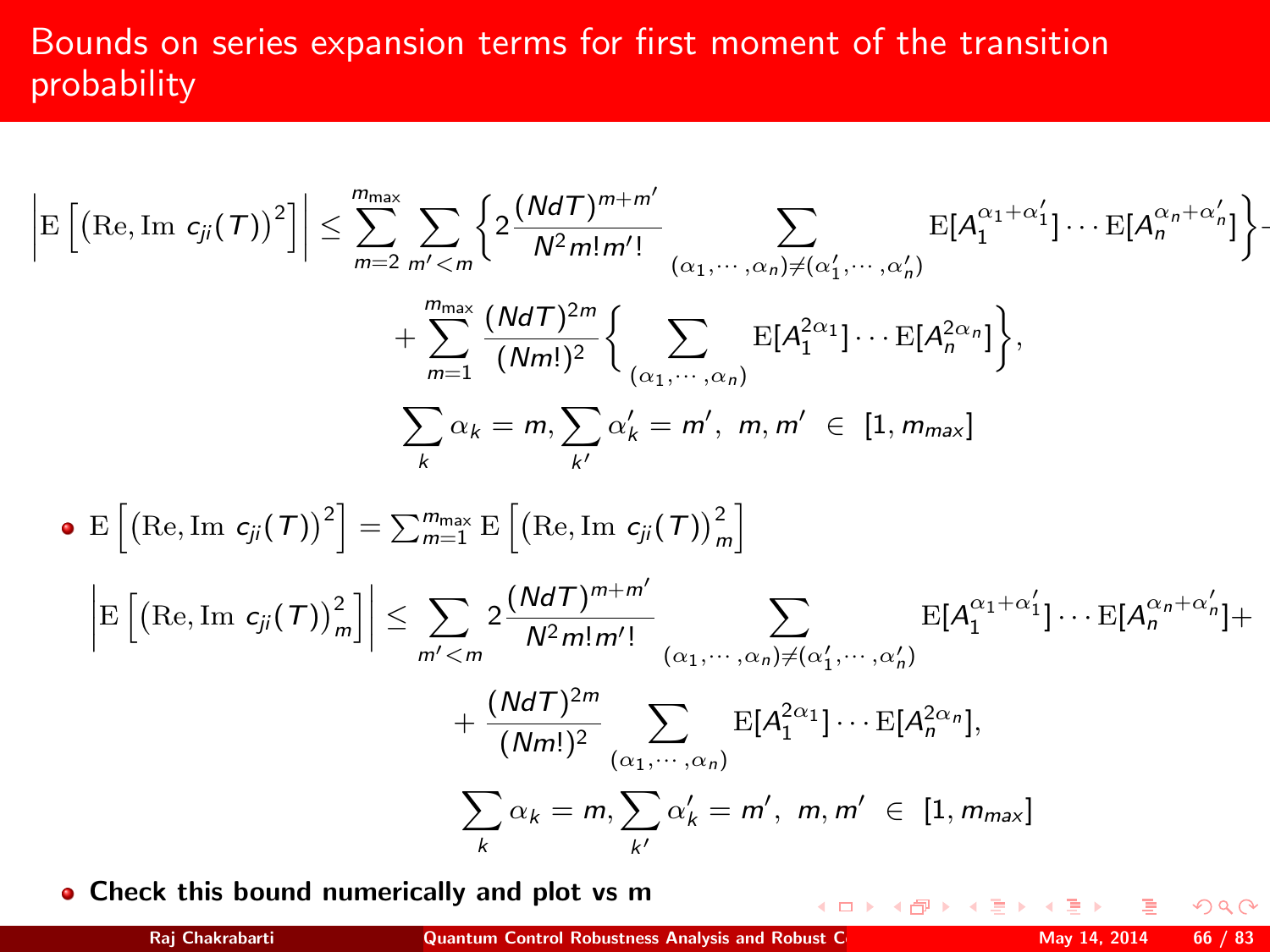# Bounds on series expansion terms for first moment of the transition probability

$$
\left|\mathrm{E}\left[\left(\mathrm{Re}, \mathrm{Im}\ c_{ji}(T)\right)^2\right]\right| \leq \sum_{m=2}^{m_{\max}} \sum_{m'<m} \left\{ 2\frac{(NdT)^{m+m'}}{N^2 m! m'!} \sum_{(\alpha_1,\cdots,\alpha_n)\neq(\alpha'_1,\cdots,\alpha'_n)} \mathrm{E}[A_1^{\alpha_1+\alpha'_1}]\cdots\mathrm{E}[A_n^{\alpha_n+\alpha'_n}] \right\} +
$$

$$
+ \sum_{m=1}^{m_{\max}} \frac{(NdT)^{2m}}{(Nm!)^2} \left\{ \sum_{(\alpha_1,\cdots,\alpha_n)} \mathrm{E}[A_1^{2\alpha_1}]\cdots\mathrm{E}[A_n^{2\alpha_n}] \right\},
$$

$$
\sum_k \alpha_k = m, \sum_{k'} \alpha'_k = m',\ \ m, m'\ \in\ [1, m_{max}]
$$

- $\mathrm{E}\left[\left(\mathrm{Re}, \mathrm{Im}\ c_{ji}(T)\right)^2\right] = \sum_{m=1}^{m_{\max}} \mathrm{E}\left[\left(\mathrm{Re}, \mathrm{Im}\ c_{ji}(T)\right)_m^2\right]$

$$
\left|\mathrm{E}\left[\left(\mathrm{Re}, \mathrm{Im}\ c_{ji}(T)\right)_m^2\right]\right| \leq \sum_{m'<m} 2\frac{(NdT)^{m+m'}}{N^2 m! m'!} \sum_{(\alpha_1,\cdots,\alpha_n)\neq(\alpha'_1,\cdots,\alpha'_n)} \mathrm{E}[A_1^{\alpha_1+\alpha'_1}]\cdots\mathrm{E}[A_n^{\alpha_n+\alpha'_n}] +
$$

$$
+ \frac{(NdT)^{2m}}{(Nm!)^2} \sum_{(\alpha_1,\cdots,\alpha_n)} \mathrm{E}[A_1^{2\alpha_1}]\cdots\mathrm{E}[A_n^{2\alpha_n}],
$$

$$
\sum_k \alpha_k = m, \sum_{k'} \alpha'_k = m',\ \ m, m'\ \in\ [1, m_{max}]
$$

- **Check this bound numerically and plot vs m**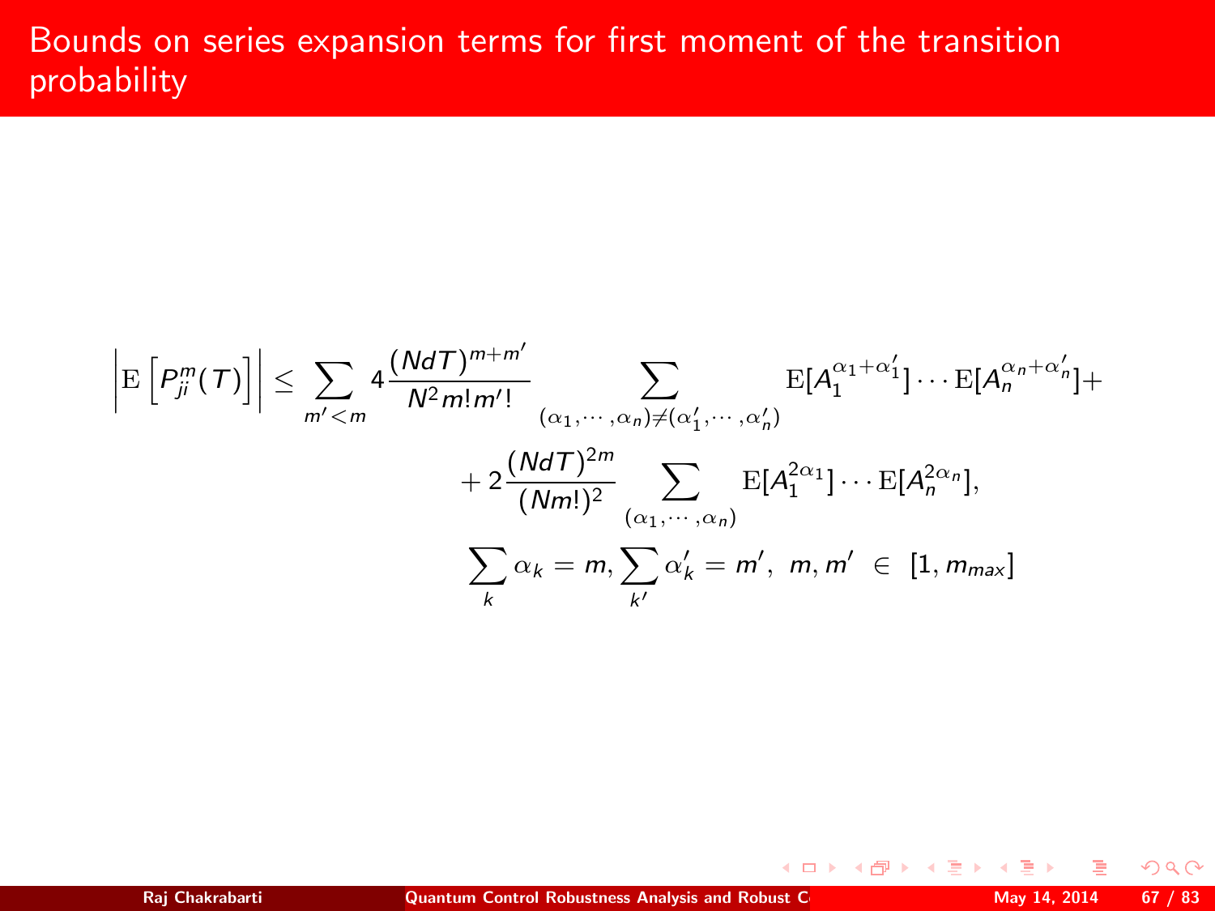# Bounds on series expansion terms for first moment of the transition probability

$$
\begin{aligned}
\left|\mathrm{E}\left[P_{ji}^m(T)\right]\right| \leq \sum_{m'<m} 4\frac{(NdT)^{m+m'}}{N^2 m! m'!} & \sum_{(\alpha_1,\cdots,\alpha_n)\neq(\alpha_1',\cdots,\alpha_n')} \mathrm{E}[A_1^{\alpha_1+\alpha_1'}]\cdots\mathrm{E}[A_n^{\alpha_n+\alpha_n'}]+ \\
& + 2\frac{(NdT)^{2m}}{(Nm!)^2} \sum_{(\alpha_1,\cdots,\alpha_n)} \mathrm{E}[A_1^{2\alpha_1}]\cdots\mathrm{E}[A_n^{2\alpha_n}], \\
& \sum_k \alpha_k = m, \sum_{k'} \alpha_k' = m',\ m, m' \ \in \ [1, m_{max}]
\end{aligned}
$$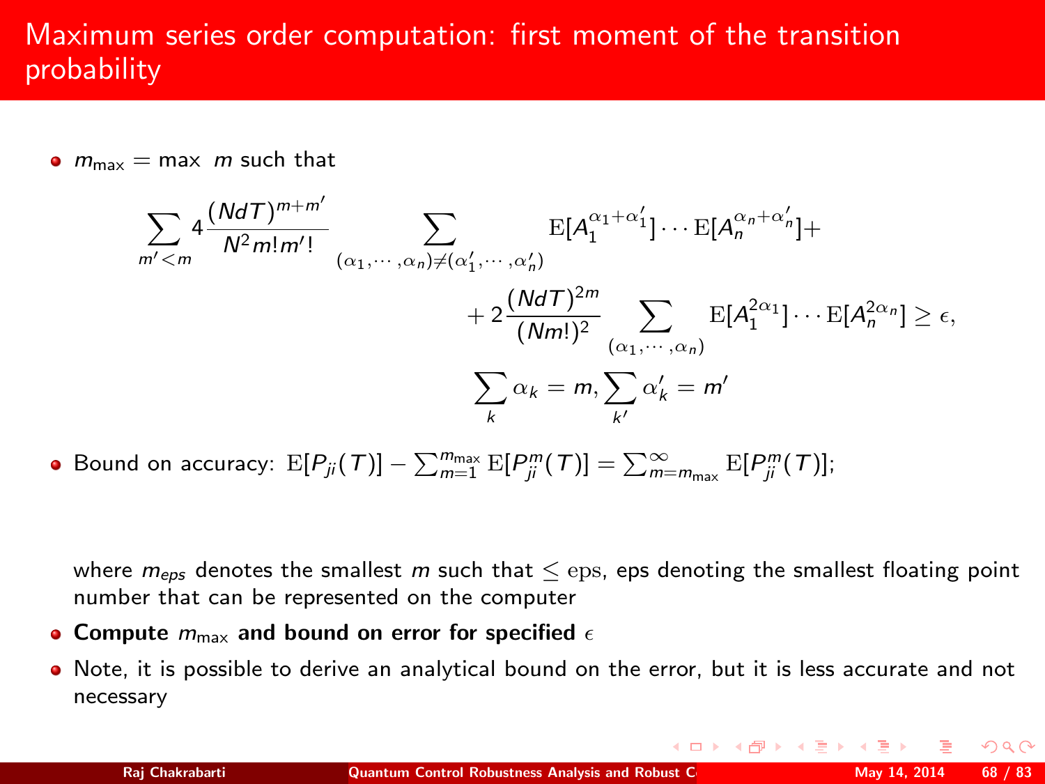# Maximum series order computation: first moment of the transition probability

- $m_{\max}$ = max $m$ such that

$$\sum_{m'<m} 4\frac{(NdT)^{m+m'}}{N^2 m! m'!} \sum_{(\alpha_1,\cdots,\alpha_n)\neq(\alpha'_1,\cdots,\alpha'_n)} \mathrm{E}[A_1^{\alpha_1+\alpha'_1}]\cdots\mathrm{E}[A_n^{\alpha_n+\alpha'_n}]+$$

$$+2\frac{(NdT)^{2m}}{(Nm!)^2}\sum_{(\alpha_1,\cdots,\alpha_n)}\mathrm{E}[A_1^{2\alpha_1}]\cdots\mathrm{E}[A_n^{2\alpha_n}] \geq \epsilon,$$

$$\sum_k \alpha_k = m, \sum_{k'}\alpha'_k = m'$$

- Bound on accuracy: $\mathrm{E}[P_{ji}(T)] - \sum_{m=1}^{m_{\max}} \mathrm{E}[P_{ji}^m(T)] = \sum_{m=m_{\max}}^{\infty} \mathrm{E}[P_{ji}^m(T)]$;

  where $m_{eps}$ denotes the smallest $m$ such that $\leq$ eps, eps denoting the smallest floating point number that can be represented on the computer

- **Compute $m_{\max}$ and bound on error for specified $\epsilon$**
- Note, it is possible to derive an analytical bound on the error, but it is less accurate and not necessary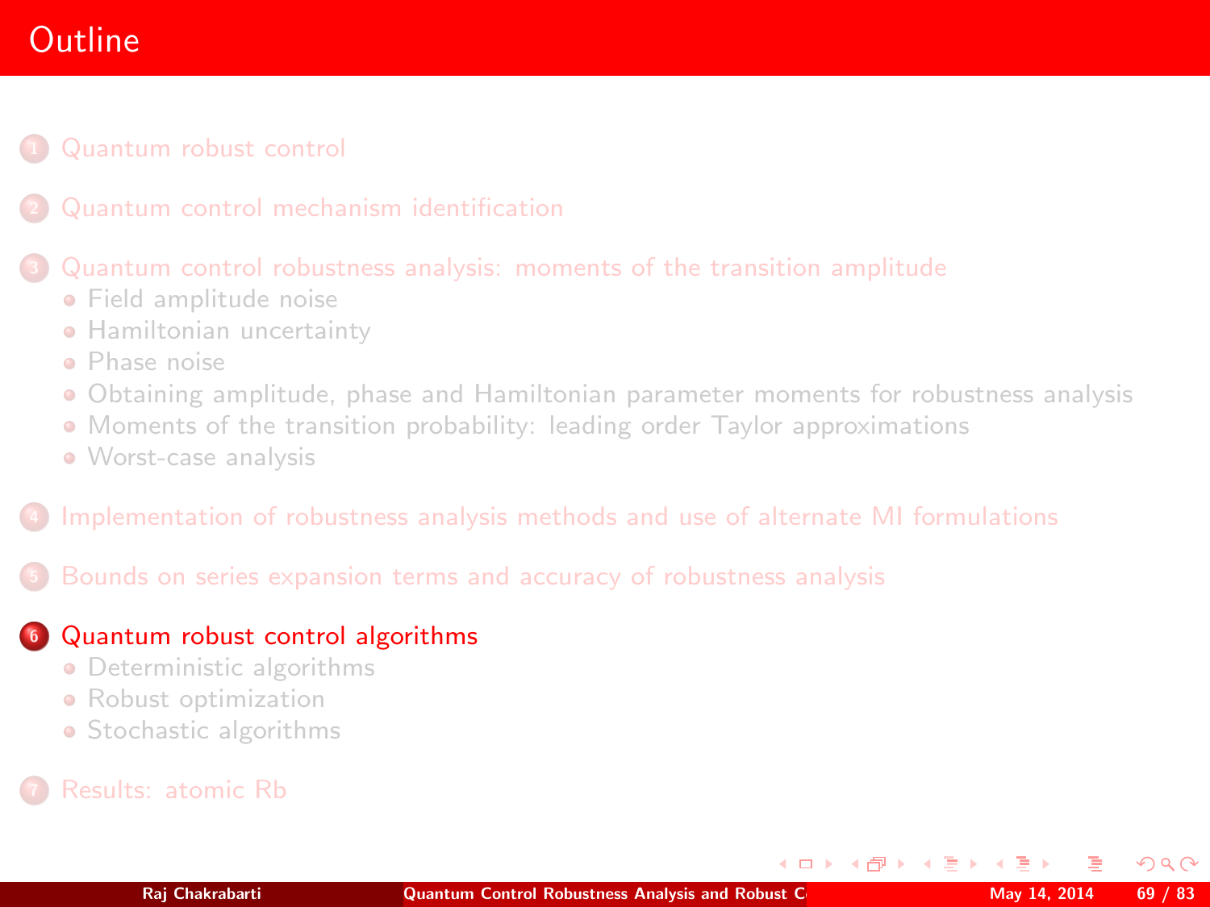# Outline

1. Quantum robust control
2. Quantum control mechanism identification
3. Quantum control robustness analysis: moments of the transition amplitude
   - Field amplitude noise
   - Hamiltonian uncertainty
   - Phase noise
   - Obtaining amplitude, phase and Hamiltonian parameter moments for robustness analysis
   - Moments of the transition probability: leading order Taylor approximations
   - Worst-case analysis
4. Implementation of robustness analysis methods and use of alternate MI formulations
5. Bounds on series expansion terms and accuracy of robustness analysis
6. **Quantum robust control algorithms**
   - Deterministic algorithms
   - Robust optimization
   - Stochastic algorithms
7. Results: atomic Rb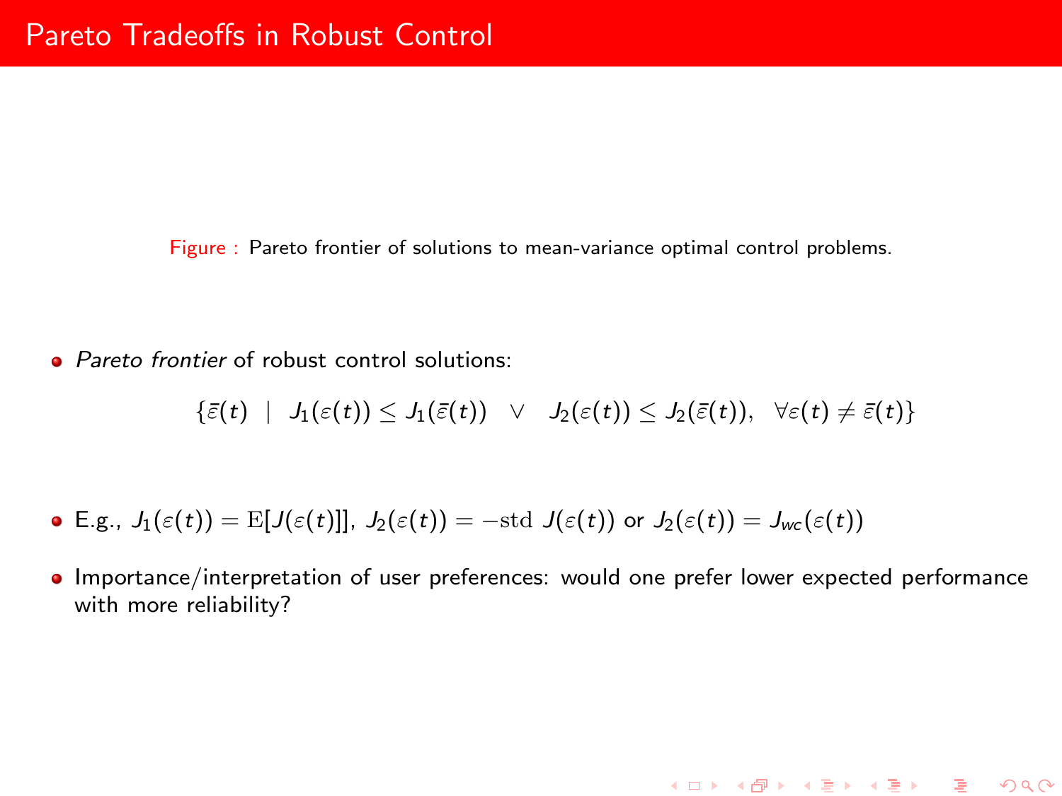# Pareto Tradeoffs in Robust Control

Figure : Pareto frontier of solutions to mean-variance optimal control problems.

- *Pareto frontier* of robust control solutions:

$$\{\bar{\varepsilon}(t) \;\mid\; J_1(\varepsilon(t)) \leq J_1(\bar{\varepsilon}(t)) \quad \vee \quad J_2(\varepsilon(t)) \leq J_2(\bar{\varepsilon}(t)), \;\; \forall \varepsilon(t) \neq \bar{\varepsilon}(t)\}$$

- E.g., $J_1(\varepsilon(t)) = \mathrm{E}[J(\varepsilon(t)]]$, $J_2(\varepsilon(t)) = -\mathrm{std}\; J(\varepsilon(t))$ or $J_2(\varepsilon(t)) = J_{wc}(\varepsilon(t))$
- Importance/interpretation of user preferences: would one prefer lower expected performance with more reliability?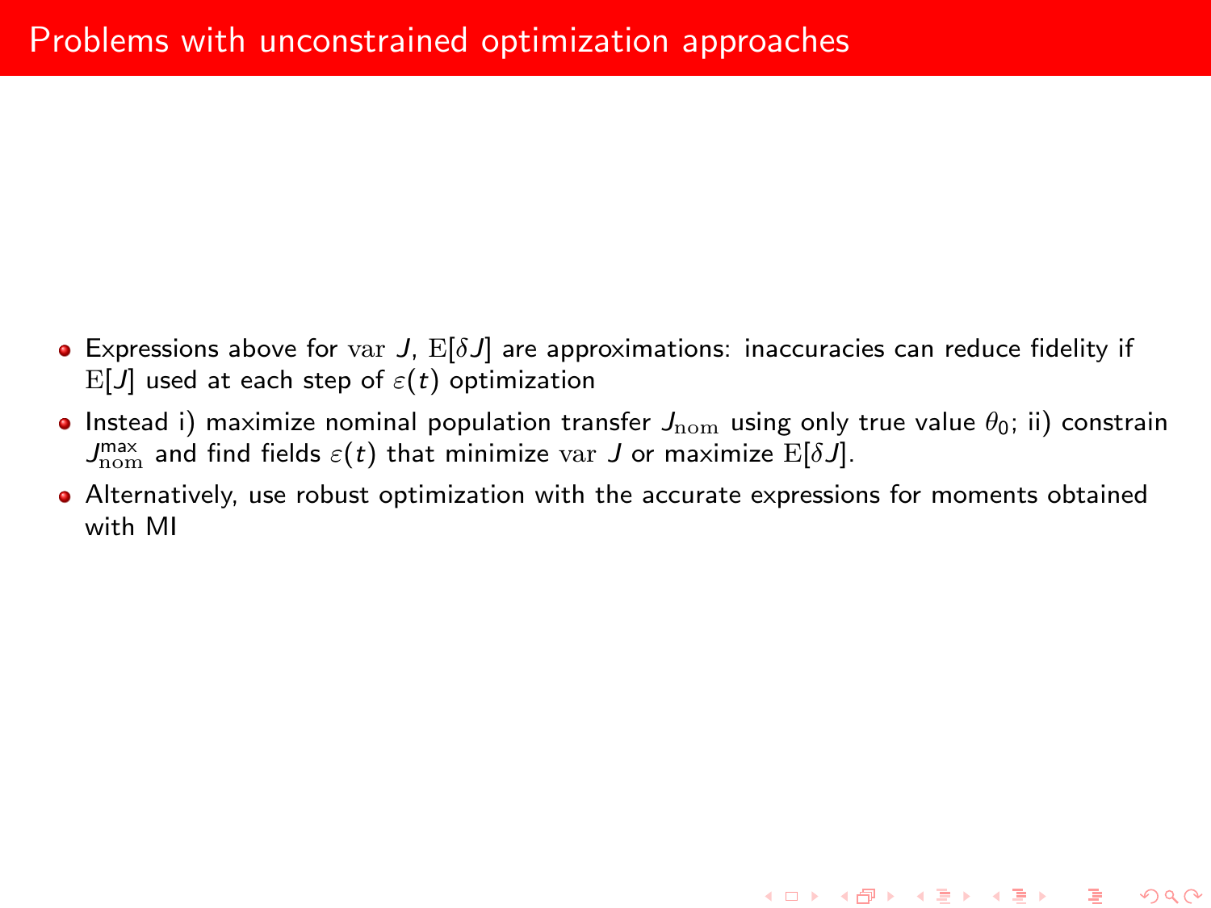# Problems with unconstrained optimization approaches

- Expressions above for $\mathrm{var}\ J$, $\mathrm{E}[\delta J]$ are approximations: inaccuracies can reduce fidelity if $\mathrm{E}[J]$ used at each step of $\varepsilon(t)$ optimization
- Instead i) maximize nominal population transfer $J_{\mathrm{nom}}$ using only true value $\theta_0$; ii) constrain $J_{\mathrm{nom}}^{\mathrm{max}}$ and find fields $\varepsilon(t)$ that minimize $\mathrm{var}\ J$ or maximize $\mathrm{E}[\delta J]$.
- Alternatively, use robust optimization with the accurate expressions for moments obtained with MI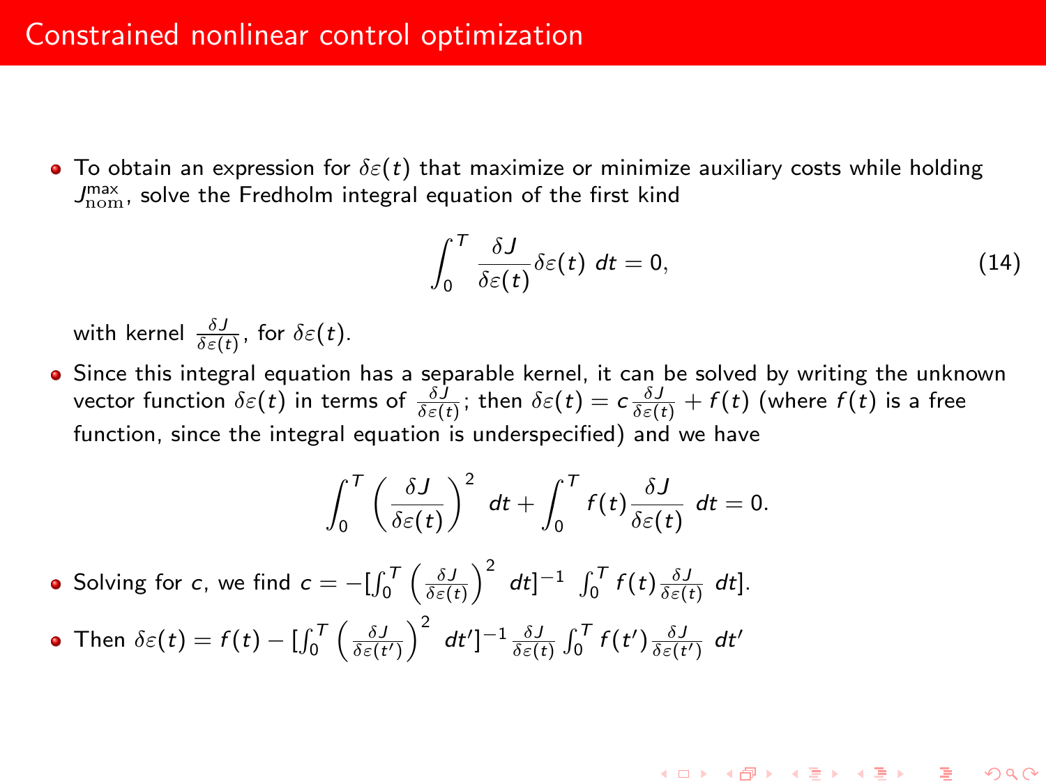# Constrained nonlinear control optimization

- To obtain an expression for $\delta\varepsilon(t)$ that maximize or minimize auxiliary costs while holding $J_{\rm nom}^{\rm max}$, solve the Fredholm integral equation of the first kind

$$\int_0^T \frac{\delta J}{\delta\varepsilon(t)}\delta\varepsilon(t)\ dt = 0, \tag{14}$$

  with kernel $\frac{\delta J}{\delta\varepsilon(t)}$, for $\delta\varepsilon(t)$.

- Since this integral equation has a separable kernel, it can be solved by writing the unknown vector function $\delta\varepsilon(t)$ in terms of $\frac{\delta J}{\delta\varepsilon(t)}$; then $\delta\varepsilon(t) = c\frac{\delta J}{\delta\varepsilon(t)} + f(t)$ (where $f(t)$ is a free function, since the integral equation is underspecified) and we have

$$\int_0^T \left(\frac{\delta J}{\delta\varepsilon(t)}\right)^2\ dt + \int_0^T f(t)\frac{\delta J}{\delta\varepsilon(t)}\ dt = 0.$$

- Solving for $c$, we find $c = -[\int_0^T \left(\frac{\delta J}{\delta\varepsilon(t)}\right)^2\ dt]^{-1}\ \int_0^T f(t)\frac{\delta J}{\delta\varepsilon(t)}\ dt]$.

- Then $\delta\varepsilon(t) = f(t) - [\int_0^T \left(\frac{\delta J}{\delta\varepsilon(t')}\right)^2\ dt']^{-1}\frac{\delta J}{\delta\varepsilon(t)}\int_0^T f(t')\frac{\delta J}{\delta\varepsilon(t')}\ dt'$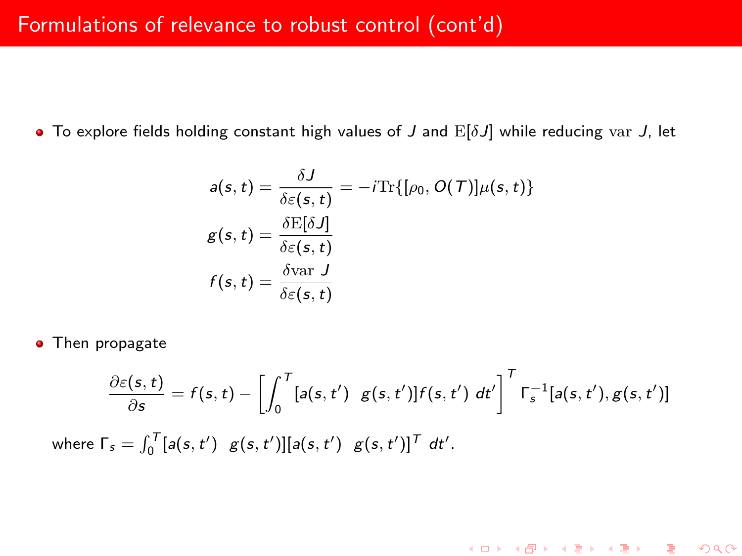# Formulations of relevance to robust control (cont'd)

- To explore fields holding constant high values of $J$ and $\mathrm{E}[\delta J]$ while reducing $\mathrm{var}\ J$, let

$$
\begin{aligned}
a(s,t) &= \frac{\delta J}{\delta \varepsilon(s,t)} = -i\mathrm{Tr}\{[\rho_0, O(T)]\mu(s,t)\} \\
g(s,t) &= \frac{\delta \mathrm{E}[\delta J]}{\delta \varepsilon(s,t)} \\
f(s,t) &= \frac{\delta \mathrm{var}\ J}{\delta \varepsilon(s,t)}
\end{aligned}
$$

- Then propagate

$$
\frac{\partial \varepsilon(s,t)}{\partial s} = f(s,t) - \left[\int_0^T [a(s,t') \;\; g(s,t')] f(s,t')\ dt'\right]^T \Gamma_s^{-1} [a(s,t'), g(s,t')]
$$

where $\Gamma_s = \int_0^T [a(s,t') \;\; g(s,t')][a(s,t') \;\; g(s,t')]^T\ dt'$.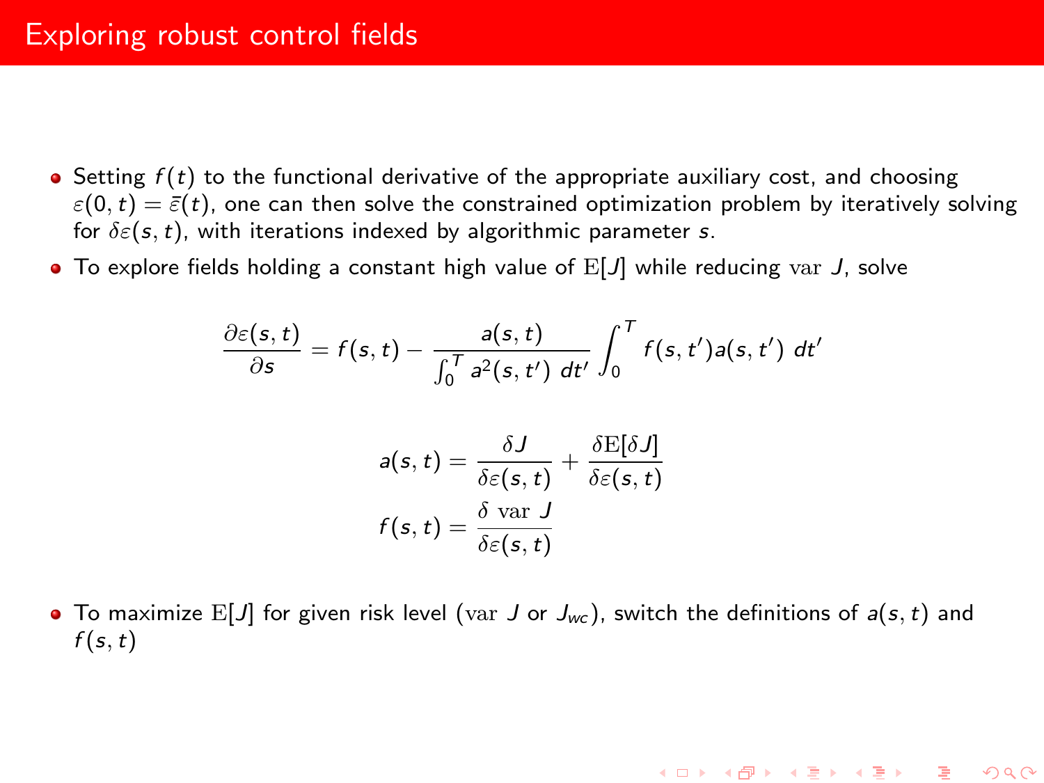# Exploring robust control fields

- Setting $f(t)$ to the functional derivative of the appropriate auxiliary cost, and choosing $\varepsilon(0,t) = \bar{\varepsilon}(t)$, one can then solve the constrained optimization problem by iteratively solving for $\delta\varepsilon(s,t)$, with iterations indexed by algorithmic parameter $s$.
- To explore fields holding a constant high value of $\mathrm{E}[J]$ while reducing $\mathrm{var}\ J$, solve

$$\frac{\partial \varepsilon(s,t)}{\partial s} = f(s,t) - \frac{a(s,t)}{\int_0^T a^2(s,t')\ dt'} \int_0^T f(s,t')a(s,t')\ dt'$$

$$a(s,t) = \frac{\delta J}{\delta \varepsilon(s,t)} + \frac{\delta \mathrm{E}[\delta J]}{\delta \varepsilon(s,t)}$$

$$f(s,t) = \frac{\delta\ \mathrm{var}\ J}{\delta \varepsilon(s,t)}$$

- To maximize $\mathrm{E}[J]$ for given risk level ($\mathrm{var}\ J$ or $J_{wc}$), switch the definitions of $a(s,t)$ and $f(s,t)$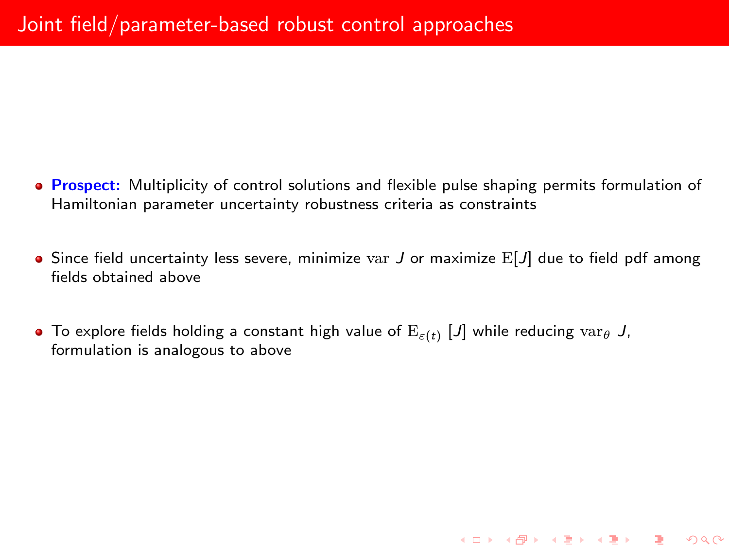# Joint field/parameter-based robust control approaches

- **Prospect:** Multiplicity of control solutions and flexible pulse shaping permits formulation of Hamiltonian parameter uncertainty robustness criteria as constraints
- Since field uncertainty less severe, minimize $\mathrm{var}\ J$ or maximize $\mathrm{E}[J]$ due to field pdf among fields obtained above
- To explore fields holding a constant high value of $\mathrm{E}_{\varepsilon(t)}\ [J]$ while reducing $\mathrm{var}_\theta\ J$, formulation is analogous to above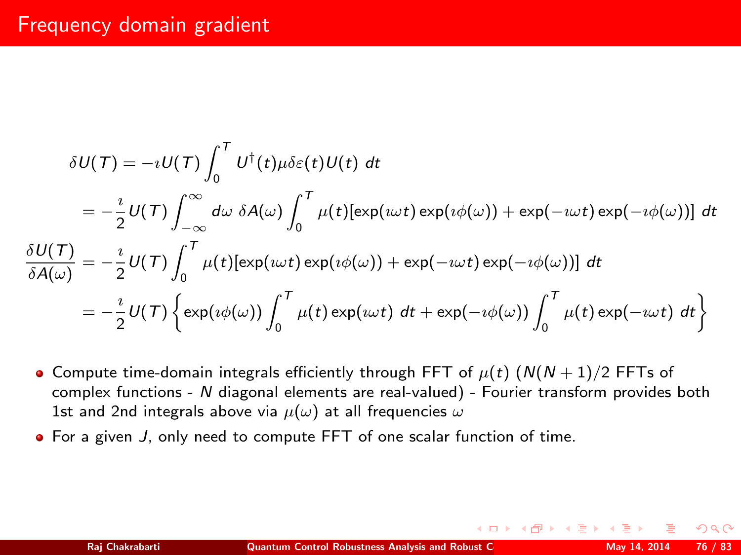# Frequency domain gradient

$$\delta U(T) = -\imath U(T) \int_0^T U^\dagger(t)\mu\delta\varepsilon(t)U(t)\ dt$$

$$= -\frac{\imath}{2} U(T) \int_{-\infty}^{\infty} d\omega\ \delta A(\omega) \int_0^T \mu(t)[\exp(\imath\omega t)\exp(\imath\phi(\omega)) + \exp(-\imath\omega t)\exp(-\imath\phi(\omega))]\ dt$$

$$\frac{\delta U(T)}{\delta A(\omega)} = -\frac{\imath}{2} U(T) \int_0^T \mu(t)[\exp(\imath\omega t)\exp(\imath\phi(\omega)) + \exp(-\imath\omega t)\exp(-\imath\phi(\omega))]\ dt$$

$$= -\frac{\imath}{2} U(T) \left\{ \exp(\imath\phi(\omega)) \int_0^T \mu(t)\exp(\imath\omega t)\ dt + \exp(-\imath\phi(\omega)) \int_0^T \mu(t)\exp(-\imath\omega t)\ dt \right\}$$

- Compute time-domain integrals efficiently through FFT of $\mu(t)$ ($N(N+1)/2$ FFTs of complex functions - $N$ diagonal elements are real-valued) - Fourier transform provides both 1st and 2nd integrals above via $\mu(\omega)$ at all frequencies $\omega$
- For a given $J$, only need to compute FFT of one scalar function of time.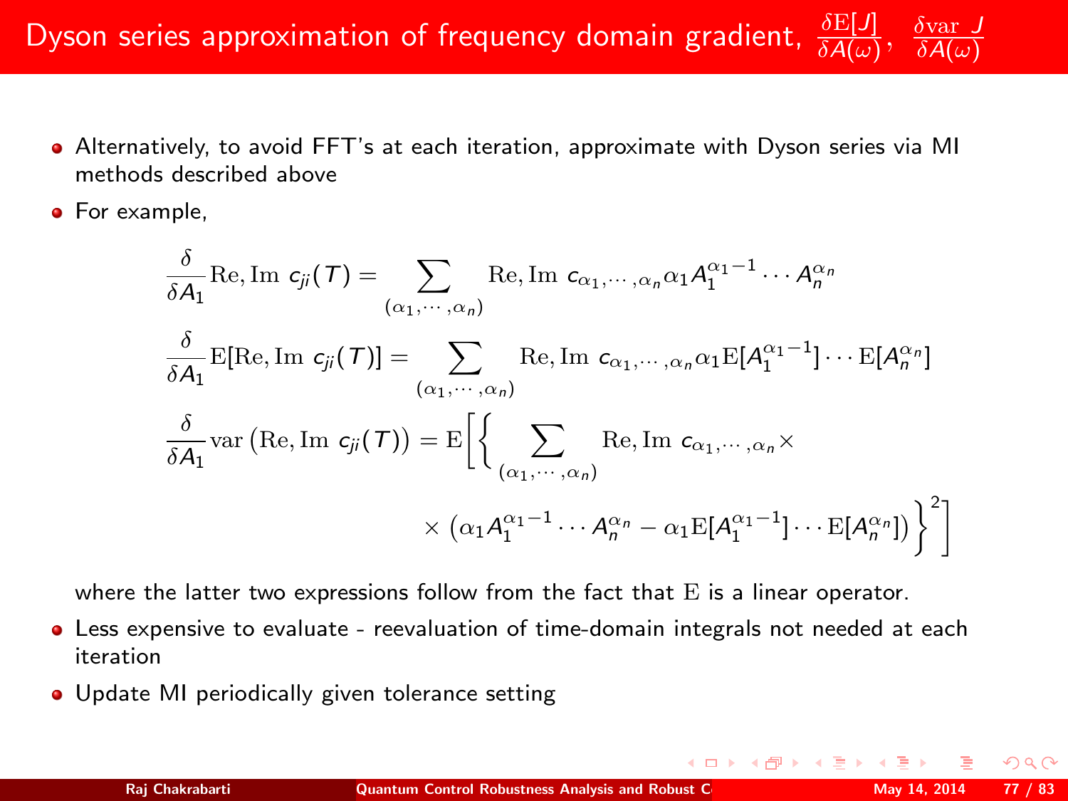# Dyson series approximation of frequency domain gradient, $\frac{\delta \mathrm{E}[J]}{\delta A(\omega)}$, $\frac{\delta \mathrm{var}\ J}{\delta A(\omega)}$

- Alternatively, to avoid FFT's at each iteration, approximate with Dyson series via MI methods described above
- For example,

$$\frac{\delta}{\delta A_1} \mathrm{Re}, \mathrm{Im}\ c_{ji}(T) = \sum_{(\alpha_1, \cdots, \alpha_n)} \mathrm{Re}, \mathrm{Im}\ c_{\alpha_1, \cdots, \alpha_n} \alpha_1 A_1^{\alpha_1 - 1} \cdots A_n^{\alpha_n}$$

$$\frac{\delta}{\delta A_1} \mathrm{E}[\mathrm{Re}, \mathrm{Im}\ c_{ji}(T)] = \sum_{(\alpha_1, \cdots, \alpha_n)} \mathrm{Re}, \mathrm{Im}\ c_{\alpha_1, \cdots, \alpha_n} \alpha_1 \mathrm{E}[A_1^{\alpha_1 - 1}] \cdots \mathrm{E}[A_n^{\alpha_n}]$$

$$\frac{\delta}{\delta A_1} \mathrm{var}\left(\mathrm{Re}, \mathrm{Im}\ c_{ji}(T)\right) = \mathrm{E}\Bigg[\Bigg\{ \sum_{(\alpha_1, \cdots, \alpha_n)} \mathrm{Re}, \mathrm{Im}\ c_{\alpha_1, \cdots, \alpha_n} \times \times \left(\alpha_1 A_1^{\alpha_1 - 1} \cdots A_n^{\alpha_n} - \alpha_1 \mathrm{E}[A_1^{\alpha_1 - 1}] \cdots \mathrm{E}[A_n^{\alpha_n}]\right) \Bigg\}^2 \Bigg]$$

where the latter two expressions follow from the fact that $\mathrm{E}$ is a linear operator.

- Less expensive to evaluate - reevaluation of time-domain integrals not needed at each iteration
- Update MI periodically given tolerance setting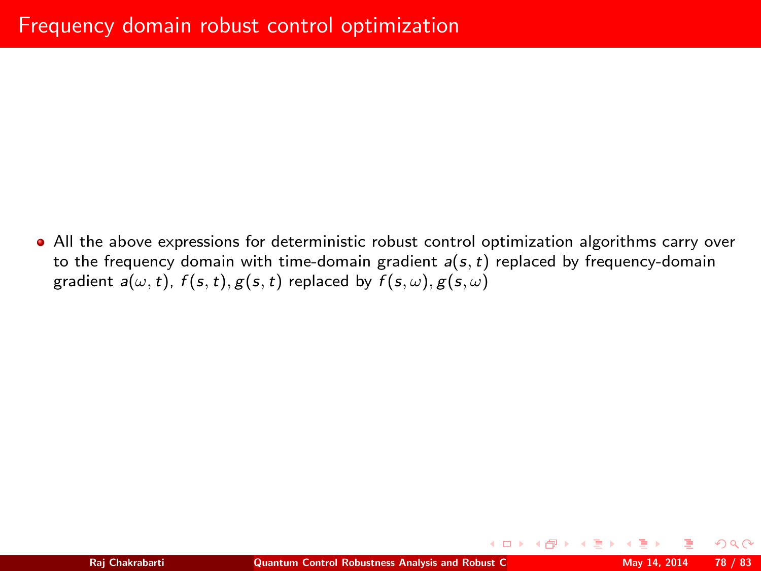# Frequency domain robust control optimization

- All the above expressions for deterministic robust control optimization algorithms carry over to the frequency domain with time-domain gradient $a(s,t)$ replaced by frequency-domain gradient $a(\omega,t)$, $f(s,t), g(s,t)$ replaced by $f(s,\omega), g(s,\omega)$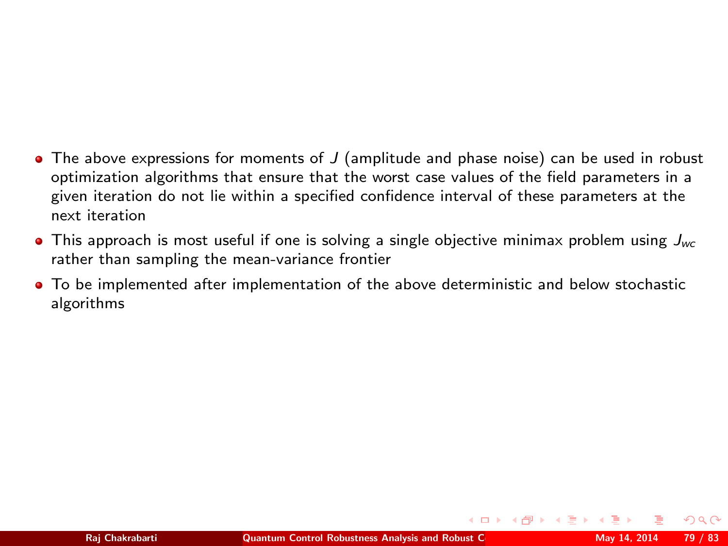- The above expressions for moments of $J$ (amplitude and phase noise) can be used in robust optimization algorithms that ensure that the worst case values of the field parameters in a given iteration do not lie within a specified confidence interval of these parameters at the next iteration
- This approach is most useful if one is solving a single objective minimax problem using $J_{wc}$ rather than sampling the mean-variance frontier
- To be implemented after implementation of the above deterministic and below stochastic algorithms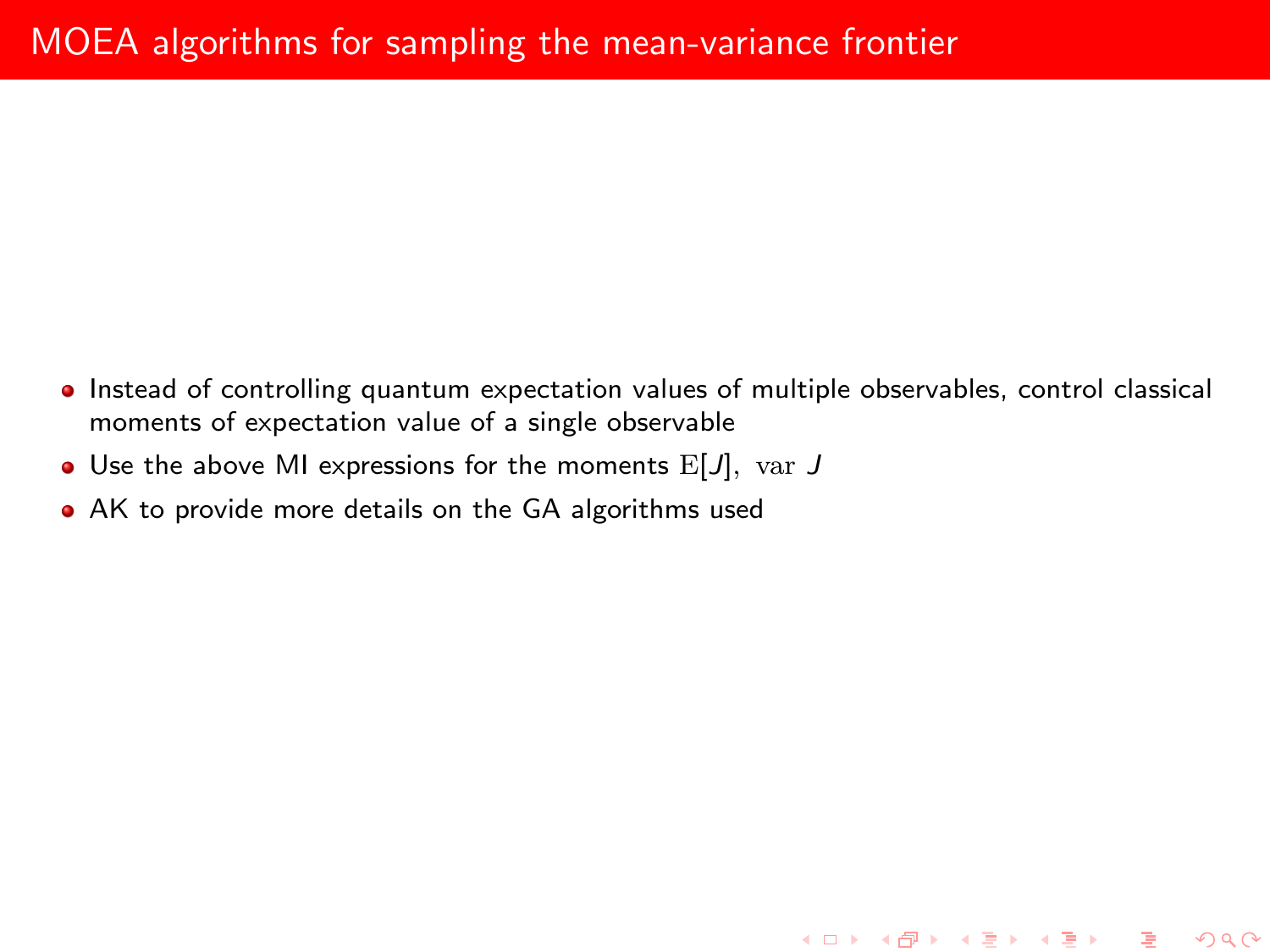# MOEA algorithms for sampling the mean-variance frontier

- Instead of controlling quantum expectation values of multiple observables, control classical moments of expectation value of a single observable
- Use the above MI expressions for the moments $\mathrm{E}[J],\ \mathrm{var}\ J$
- AK to provide more details on the GA algorithms used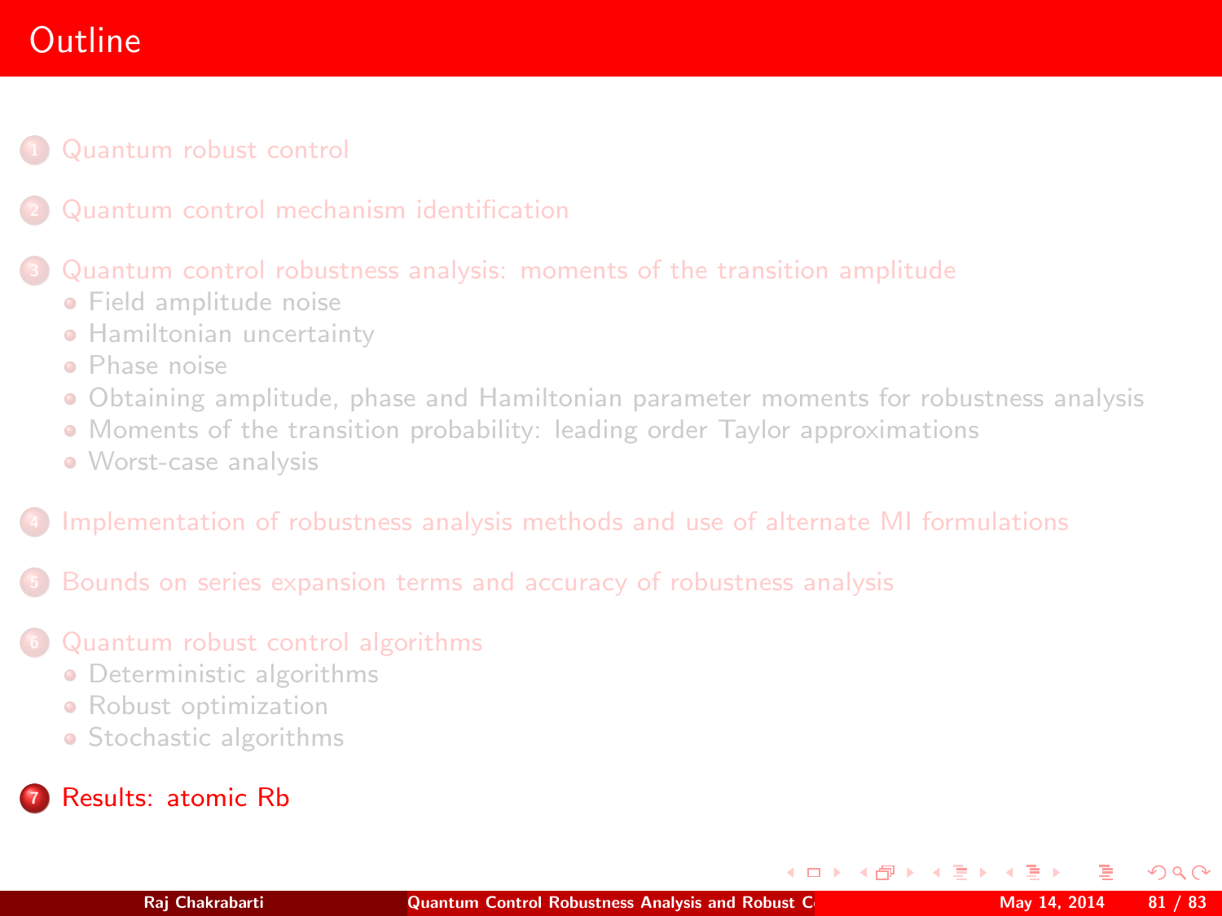# Outline

1. Quantum robust control
2. Quantum control mechanism identification
3. Quantum control robustness analysis: moments of the transition amplitude
   - Field amplitude noise
   - Hamiltonian uncertainty
   - Phase noise
   - Obtaining amplitude, phase and Hamiltonian parameter moments for robustness analysis
   - Moments of the transition probability: leading order Taylor approximations
   - Worst-case analysis
4. Implementation of robustness analysis methods and use of alternate MI formulations
5. Bounds on series expansion terms and accuracy of robustness analysis
6. Quantum robust control algorithms
   - Deterministic algorithms
   - Robust optimization
   - Stochastic algorithms
7. Results: atomic Rb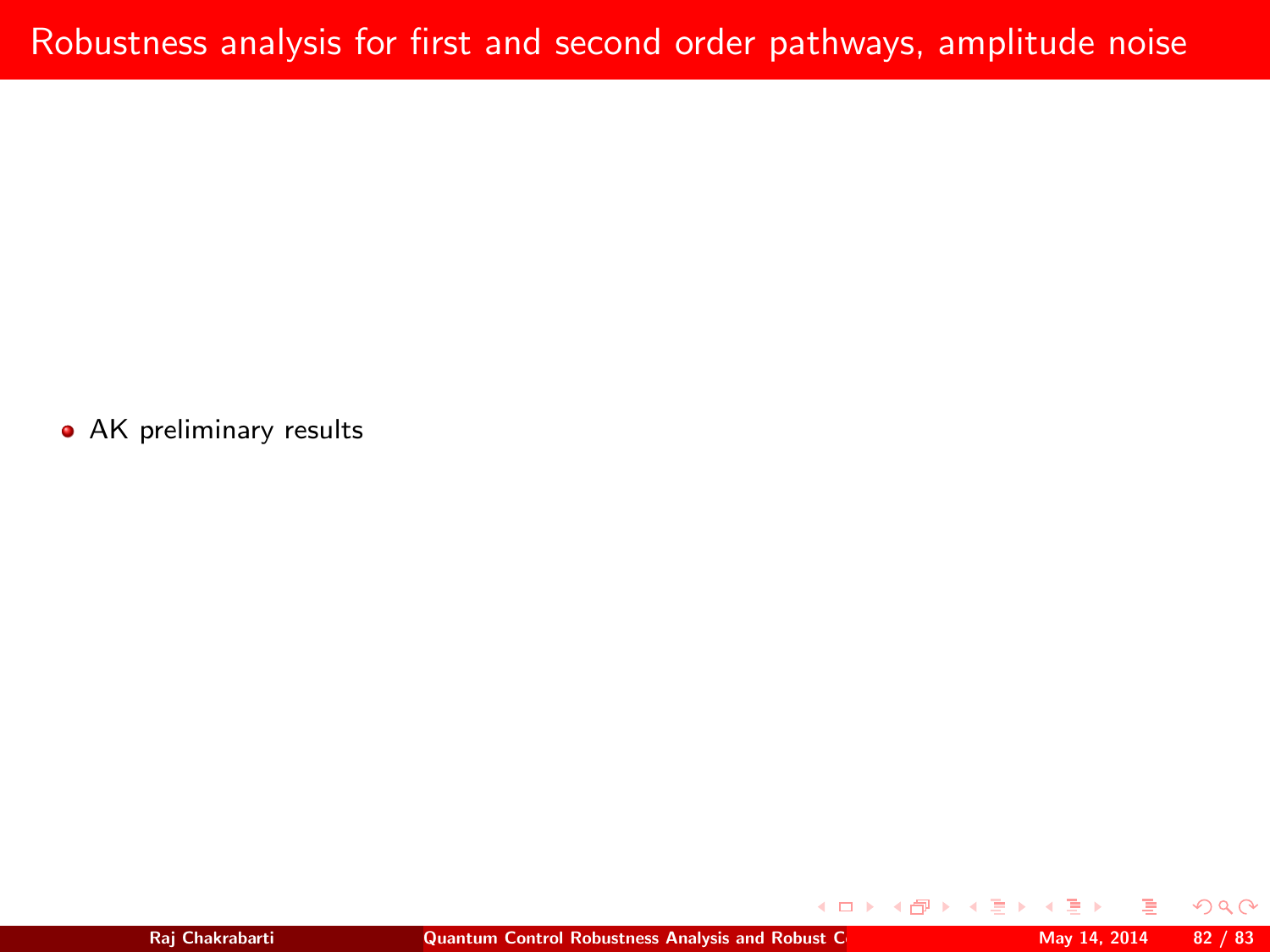# Robustness analysis for first and second order pathways, amplitude noise

- AK preliminary results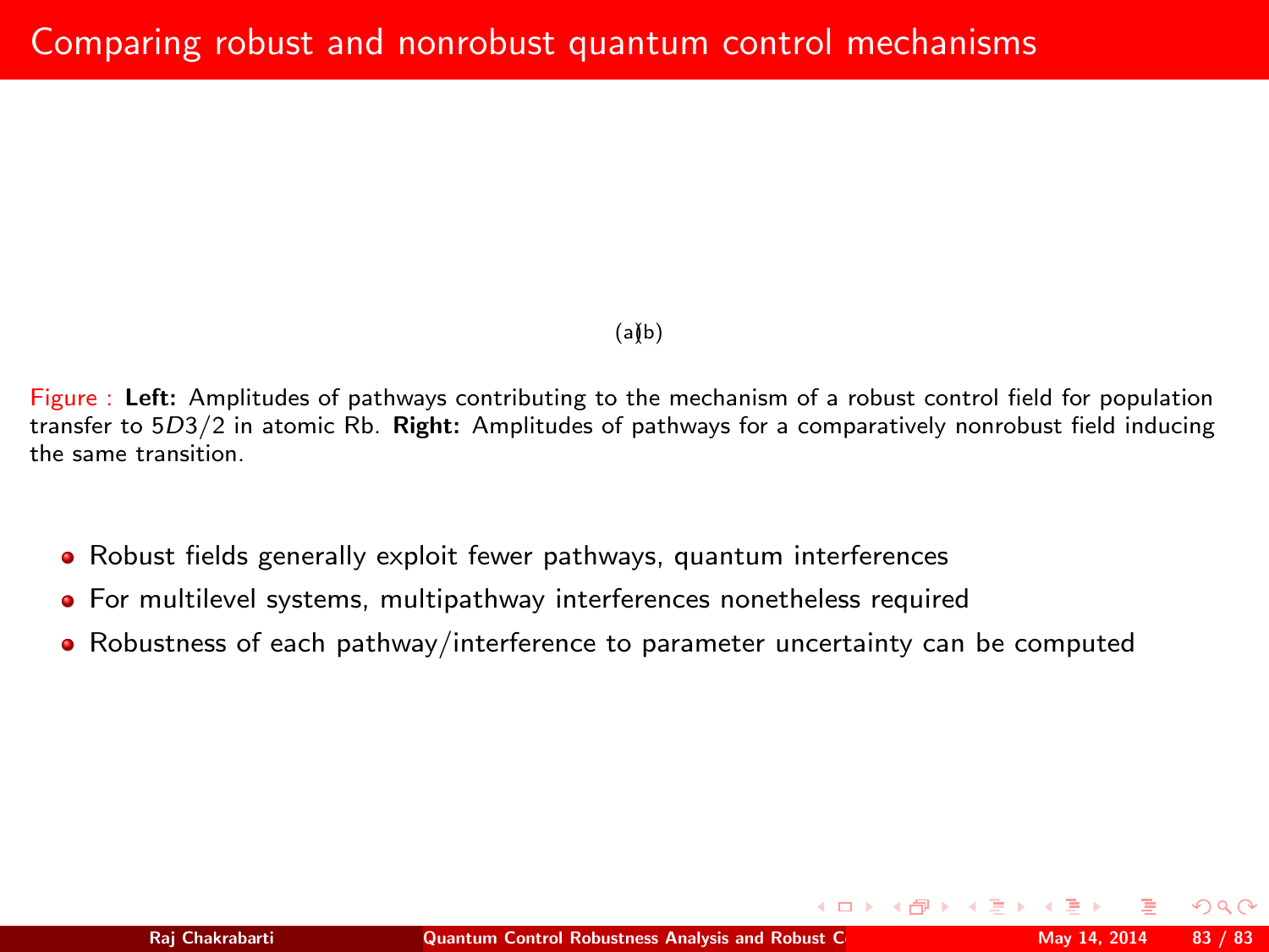# Comparing robust and nonrobust quantum control mechanisms

(a)(b)

Figure : **Left:** Amplitudes of pathways contributing to the mechanism of a robust control field for population transfer to $5D3/2$ in atomic Rb. **Right:** Amplitudes of pathways for a comparatively nonrobust field inducing the same transition.

- Robust fields generally exploit fewer pathways, quantum interferences
- For multilevel systems, multipathway interferences nonetheless required
- Robustness of each pathway/interference to parameter uncertainty can be computed